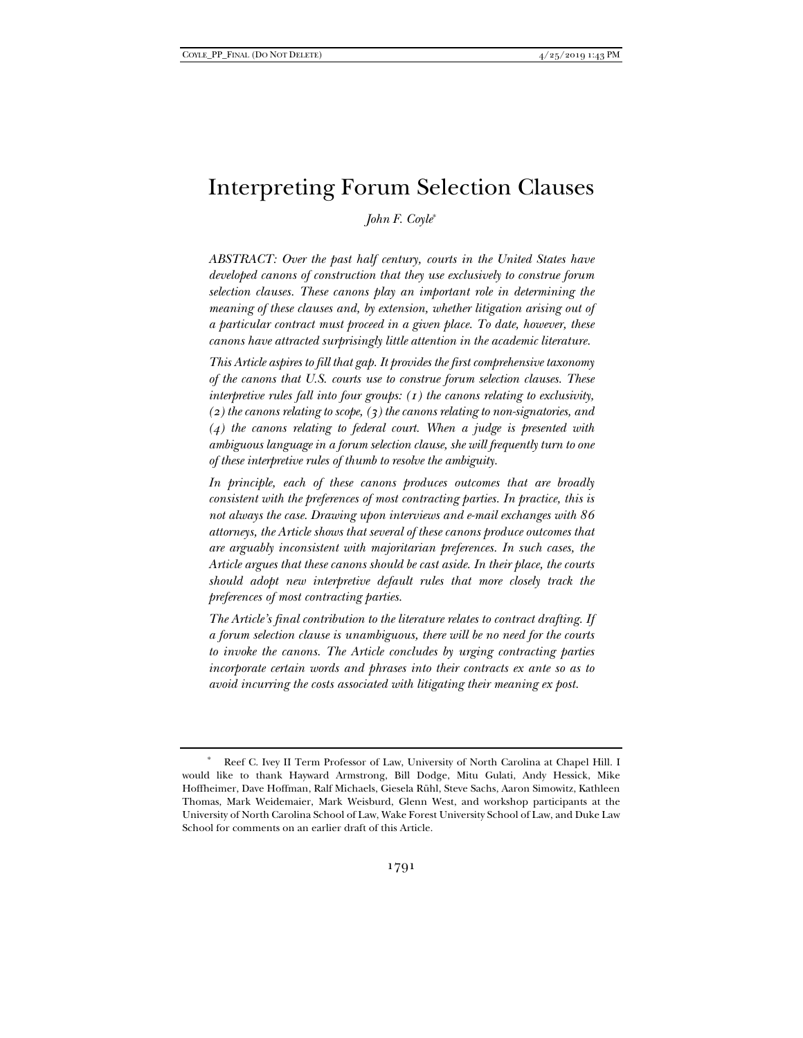# Interpreting Forum Selection Clauses

*John F. Coyle*[*]

*ABSTRACT: Over the past half century, courts in the United States have developed canons of construction that they use exclusively to construe forum selection clauses. These canons play an important role in determining the meaning of these clauses and, by extension, whether litigation arising out of a particular contract must proceed in a given place. To date, however, these canons have attracted surprisingly little attention in the academic literature.*

*This Article aspires to fill that gap. It provides the first comprehensive taxonomy of the canons that U.S. courts use to construe forum selection clauses. These interpretive rules fall into four groups: (1) the canons relating to exclusivity, (2) the canons relating to scope, (3) the canons relating to non-signatories, and (4) the canons relating to federal court. When a judge is presented with ambiguous language in a forum selection clause, she will frequently turn to one of these interpretive rules of thumb to resolve the ambiguity.*

*In principle, each of these canons produces outcomes that are broadly consistent with the preferences of most contracting parties. In practice, this is not always the case. Drawing upon interviews and e-mail exchanges with 86 attorneys, the Article shows that several of these canons produce outcomes that are arguably inconsistent with majoritarian preferences. In such cases, the Article argues that these canons should be cast aside. In their place, the courts should adopt new interpretive default rules that more closely track the preferences of most contracting parties.*

*The Article's final contribution to the literature relates to contract drafting. If a forum selection clause is unambiguous, there will be no need for the courts to invoke the canons. The Article concludes by urging contracting parties incorporate certain words and phrases into their contracts ex ante so as to avoid incurring the costs associated with litigating their meaning ex post.*

---

[*] Reef C. Ivey II Term Professor of Law, University of North Carolina at Chapel Hill. I would like to thank Hayward Armstrong, Bill Dodge, Mitu Gulati, Andy Hessick, Mike Hoffheimer, Dave Hoffman, Ralf Michaels, Giesela Rühl, Steve Sachs, Aaron Simowitz, Kathleen Thomas, Mark Weidemaier, Mark Weisburd, Glenn West, and workshop participants at the University of North Carolina School of Law, Wake Forest University School of Law, and Duke Law School for comments on an earlier draft of this Article.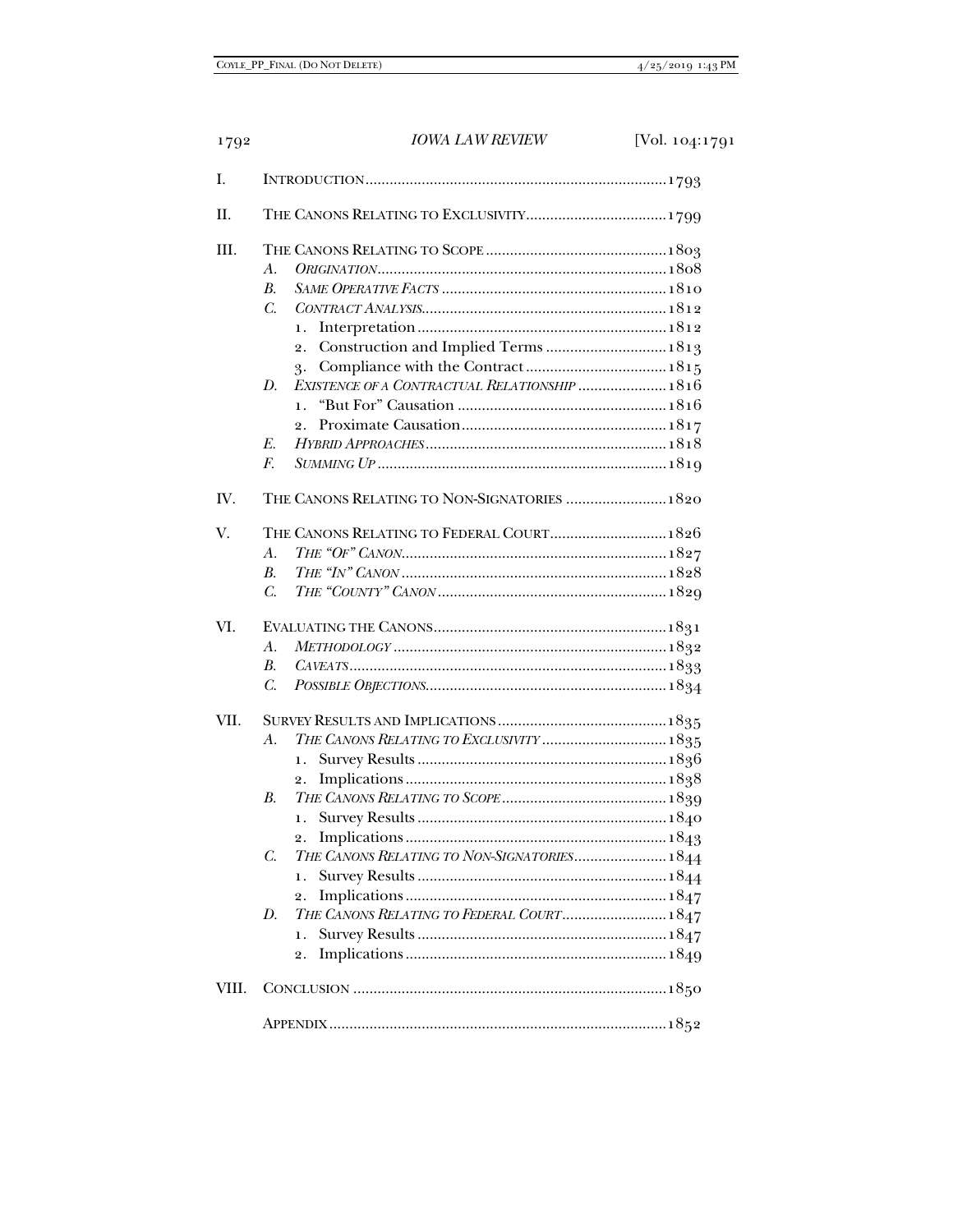I. INTRODUCTION ........................................................................... 1793

II. THE CANONS RELATING TO EXCLUSIVITY ................................... 1799

III. THE CANONS RELATING TO SCOPE ............................................ 1803
- A. *ORIGINATION* ........................................................................ 1808
- B. *SAME OPERATIVE FACTS* ....................................................... 1810
- C. *CONTRACT ANALYSIS* ............................................................ 1812
  1. Interpretation ............................................................. 1812
  2. Construction and Implied Terms ............................. 1813
  3. Compliance with the Contract .................................. 1815
- D. *EXISTENCE OF A CONTRACTUAL RELATIONSHIP* ..................... 1816
  1. "But For" Causation ................................................... 1816
  2. Proximate Causation .................................................. 1817
- E. *HYBRID APPROACHES* ............................................................ 1818
- F. *SUMMING UP* ........................................................................ 1819

IV. THE CANONS RELATING TO NON-SIGNATORIES ......................... 1820

V. THE CANONS RELATING TO FEDERAL COURT ............................. 1826
- A. *THE "OF" CANON* ................................................................. 1827
- B. *THE "IN" CANON* .................................................................. 1828
- C. *THE "COUNTY" CANON* ......................................................... 1829

VI. EVALUATING THE CANONS .......................................................... 1831
- A. *METHODOLOGY* ................................................................... 1832
- B. *CAVEATS* .............................................................................. 1833
- C. *POSSIBLE OBJECTIONS* ........................................................... 1834

VII. SURVEY RESULTS AND IMPLICATIONS .......................................... 1835
- A. *THE CANONS RELATING TO EXCLUSIVITY* .............................. 1835
  1. Survey Results ............................................................. 1836
  2. Implications ................................................................ 1838
- B. *THE CANONS RELATING TO SCOPE* ......................................... 1839
  1. Survey Results ............................................................. 1840
  2. Implications ................................................................ 1843
- C. *THE CANONS RELATING TO NON-SIGNATORIES* ....................... 1844
  1. Survey Results ............................................................. 1844
  2. Implications ................................................................ 1847
- D. *THE CANONS RELATING TO FEDERAL COURT* .......................... 1847
  1. Survey Results ............................................................. 1847
  2. Implications ................................................................ 1849

VIII. CONCLUSION ............................................................................. 1850

APPENDIX ................................................................................... 1852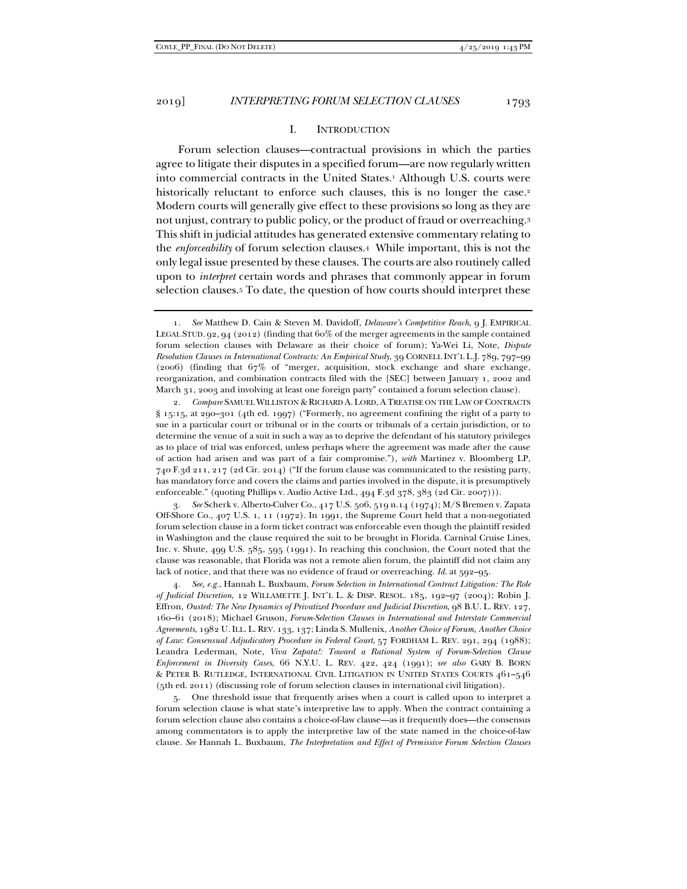## I. INTRODUCTION

Forum selection clauses—contractual provisions in which the parties agree to litigate their disputes in a specified forum—are now regularly written into commercial contracts in the United States.[1] Although U.S. courts were historically reluctant to enforce such clauses, this is no longer the case.[2] Modern courts will generally give effect to these provisions so long as they are not unjust, contrary to public policy, or the product of fraud or overreaching.[3] This shift in judicial attitudes has generated extensive commentary relating to the *enforceability* of forum selection clauses.[4] While important, this is not the only legal issue presented by these clauses. The courts are also routinely called upon to *interpret* certain words and phrases that commonly appear in forum selection clauses.[5] To date, the question of how courts should interpret these

---

1. *See* Matthew D. Cain & Steven M. Davidoff, *Delaware's Competitive Reach*, 9 J. EMPIRICAL LEGAL STUD. 92, 94 (2012) (finding that 60% of the merger agreements in the sample contained forum selection clauses with Delaware as their choice of forum); Ya-Wei Li, Note, *Dispute Resolution Clauses in International Contracts: An Empirical Study*, 39 CORNELL INT'L L.J. 789, 797–99 (2006) (finding that 67% of "merger, acquisition, stock exchange and share exchange, reorganization, and combination contracts filed with the [SEC] between January 1, 2002 and March 31, 2003 and involving at least one foreign party" contained a forum selection clause).

2. *Compare* SAMUEL WILLISTON & RICHARD A. LORD, A TREATISE ON THE LAW OF CONTRACTS § 15:15, at 290–301 (4th ed. 1997) ("Formerly, no agreement confining the right of a party to sue in a particular court or tribunal or in the courts or tribunals of a certain jurisdiction, or to determine the venue of a suit in such a way as to deprive the defendant of his statutory privileges as to place of trial was enforced, unless perhaps where the agreement was made after the cause of action had arisen and was part of a fair compromise."), *with* Martinez v. Bloomberg LP, 740 F.3d 211, 217 (2d Cir. 2014) ("If the forum clause was communicated to the resisting party, has mandatory force and covers the claims and parties involved in the dispute, it is presumptively enforceable." (quoting Phillips v. Audio Active Ltd., 494 F.3d 378, 383 (2d Cir. 2007))).

3. *See* Scherk v. Alberto-Culver Co., 417 U.S. 506, 519 n.14 (1974); M/S Bremen v. Zapata Off-Shore Co., 407 U.S. 1, 11 (1972). In 1991, the Supreme Court held that a non-negotiated forum selection clause in a form ticket contract was enforceable even though the plaintiff resided in Washington and the clause required the suit to be brought in Florida. Carnival Cruise Lines, Inc. v. Shute, 499 U.S. 585, 595 (1991). In reaching this conclusion, the Court noted that the clause was reasonable, that Florida was not a remote alien forum, the plaintiff did not claim any lack of notice, and that there was no evidence of fraud or overreaching. *Id.* at 592–95.

4. *See, e.g.*, Hannah L. Buxbaum, *Forum Selection in International Contract Litigation: The Role of Judicial Discretion*, 12 WILLAMETTE J. INT'L L. & DISP. RESOL. 185, 192–97 (2004); Robin J. Effron, *Ousted: The New Dynamics of Privatized Procedure and Judicial Discretion*, 98 B.U. L. REV. 127, 160–61 (2018); Michael Gruson, *Forum-Selection Clauses in International and Interstate Commercial Agreements*, 1982 U. ILL. L. REV. 133, 137; Linda S. Mullenix, *Another Choice of Forum, Another Choice of Law: Consensual Adjudicatory Procedure in Federal Court*, 57 FORDHAM L. REV. 291, 294 (1988); Leandra Lederman, Note, *Viva Zapata!: Toward a Rational System of Forum-Selection Clause Enforcement in Diversity Cases*, 66 N.Y.U. L. REV. 422, 424 (1991); *see also* GARY B. BORN & PETER B. RUTLEDGE, INTERNATIONAL CIVIL LITIGATION IN UNITED STATES COURTS 461–546 (5th ed. 2011) (discussing role of forum selection clauses in international civil litigation).

5. One threshold issue that frequently arises when a court is called upon to interpret a forum selection clause is what state's interpretive law to apply. When the contract containing a forum selection clause also contains a choice-of-law clause—as it frequently does—the consensus among commentators is to apply the interpretive law of the state named in the choice-of-law clause. *See* Hannah L. Buxbaum, *The Interpretation and Effect of Permissive Forum Selection Clauses*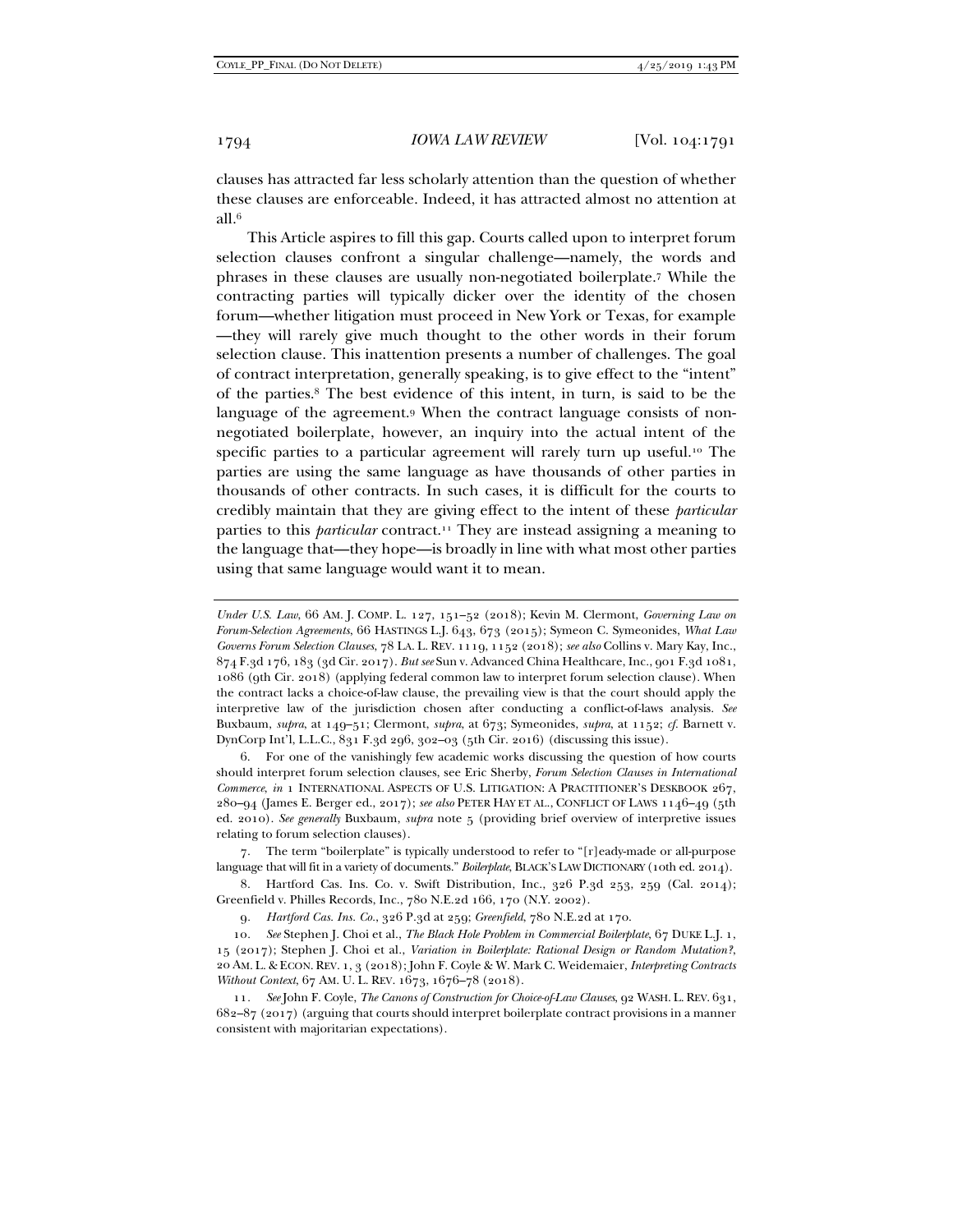clauses has attracted far less scholarly attention than the question of whether these clauses are enforceable. Indeed, it has attracted almost no attention at all.[6]

This Article aspires to fill this gap. Courts called upon to interpret forum selection clauses confront a singular challenge—namely, the words and phrases in these clauses are usually non-negotiated boilerplate.[7] While the contracting parties will typically dicker over the identity of the chosen forum—whether litigation must proceed in New York or Texas, for example—they will rarely give much thought to the other words in their forum selection clause. This inattention presents a number of challenges. The goal of contract interpretation, generally speaking, is to give effect to the "intent" of the parties.[8] The best evidence of this intent, in turn, is said to be the language of the agreement.[9] When the contract language consists of non-negotiated boilerplate, however, an inquiry into the actual intent of the specific parties to a particular agreement will rarely turn up useful.[10] The parties are using the same language as have thousands of other parties in thousands of other contracts. In such cases, it is difficult for the courts to credibly maintain that they are giving effect to the intent of these *particular* parties to this *particular* contract.[11] They are instead assigning a meaning to the language that—they hope—is broadly in line with what most other parties using that same language would want it to mean.

---

*Under U.S. Law*, 66 AM. J. COMP. L. 127, 151–52 (2018); Kevin M. Clermont, *Governing Law on Forum-Selection Agreements*, 66 HASTINGS L.J. 643, 673 (2015); Symeon C. Symeonides, *What Law Governs Forum Selection Clauses*, 78 LA. L. REV. 1119, 1152 (2018); *see also* Collins v. Mary Kay, Inc., 874 F.3d 176, 183 (3d Cir. 2017). *But see* Sun v. Advanced China Healthcare, Inc., 901 F.3d 1081, 1086 (9th Cir. 2018) (applying federal common law to interpret forum selection clause). When the contract lacks a choice-of-law clause, the prevailing view is that the court should apply the interpretive law of the jurisdiction chosen after conducting a conflict-of-laws analysis. *See* Buxbaum, *supra*, at 149–51; Clermont, *supra*, at 673; Symeonides, *supra*, at 1152; *cf.* Barnett v. DynCorp Int'l, L.L.C., 831 F.3d 296, 302–03 (5th Cir. 2016) (discussing this issue).

6. For one of the vanishingly few academic works discussing the question of how courts should interpret forum selection clauses, see Eric Sherby, *Forum Selection Clauses in International Commerce*, *in* 1 INTERNATIONAL ASPECTS OF U.S. LITIGATION: A PRACTITIONER'S DESKBOOK 267, 280–94 (James E. Berger ed., 2017); *see also* PETER HAY ET AL., CONFLICT OF LAWS 1146–49 (5th ed. 2010). *See generally* Buxbaum, *supra* note 5 (providing brief overview of interpretive issues relating to forum selection clauses).

7. The term "boilerplate" is typically understood to refer to "[r]eady-made or all-purpose language that will fit in a variety of documents." *Boilerplate*, BLACK'S LAW DICTIONARY (10th ed. 2014).

8. Hartford Cas. Ins. Co. v. Swift Distribution, Inc., 326 P.3d 253, 259 (Cal. 2014); Greenfield v. Philles Records, Inc., 780 N.E.2d 166, 170 (N.Y. 2002).

9. *Hartford Cas. Ins. Co.*, 326 P.3d at 259; *Greenfield*, 780 N.E.2d at 170.

10. *See* Stephen J. Choi et al., *The Black Hole Problem in Commercial Boilerplate*, 67 DUKE L.J. 1, 15 (2017); Stephen J. Choi et al., *Variation in Boilerplate: Rational Design or Random Mutation?*, 20 AM. L. & ECON. REV. 1, 3 (2018); John F. Coyle & W. Mark C. Weidemaier, *Interpreting Contracts Without Context*, 67 AM. U. L. REV. 1673, 1676–78 (2018).

11. *See* John F. Coyle, *The Canons of Construction for Choice-of-Law Clauses*, 92 WASH. L. REV. 631, 682–87 (2017) (arguing that courts should interpret boilerplate contract provisions in a manner consistent with majoritarian expectations).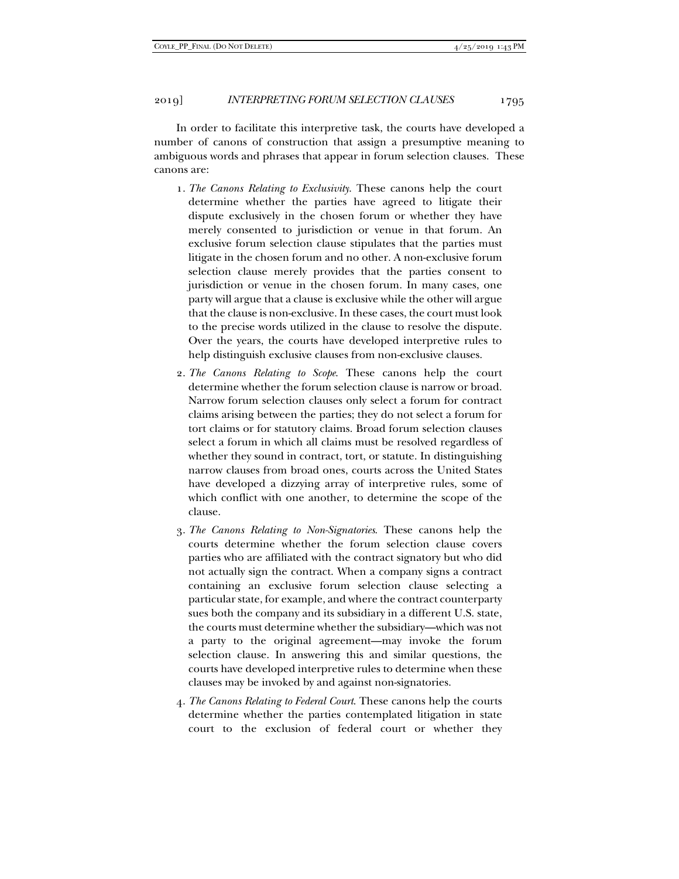In order to facilitate this interpretive task, the courts have developed a number of canons of construction that assign a presumptive meaning to ambiguous words and phrases that appear in forum selection clauses. These canons are:

1. *The Canons Relating to Exclusivity.* These canons help the court determine whether the parties have agreed to litigate their dispute exclusively in the chosen forum or whether they have merely consented to jurisdiction or venue in that forum. An exclusive forum selection clause stipulates that the parties must litigate in the chosen forum and no other. A non-exclusive forum selection clause merely provides that the parties consent to jurisdiction or venue in the chosen forum. In many cases, one party will argue that a clause is exclusive while the other will argue that the clause is non-exclusive. In these cases, the court must look to the precise words utilized in the clause to resolve the dispute. Over the years, the courts have developed interpretive rules to help distinguish exclusive clauses from non-exclusive clauses.

2. *The Canons Relating to Scope.* These canons help the court determine whether the forum selection clause is narrow or broad. Narrow forum selection clauses only select a forum for contract claims arising between the parties; they do not select a forum for tort claims or for statutory claims. Broad forum selection clauses select a forum in which all claims must be resolved regardless of whether they sound in contract, tort, or statute. In distinguishing narrow clauses from broad ones, courts across the United States have developed a dizzying array of interpretive rules, some of which conflict with one another, to determine the scope of the clause.

3. *The Canons Relating to Non-Signatories.* These canons help the courts determine whether the forum selection clause covers parties who are affiliated with the contract signatory but who did not actually sign the contract. When a company signs a contract containing an exclusive forum selection clause selecting a particular state, for example, and where the contract counterparty sues both the company and its subsidiary in a different U.S. state, the courts must determine whether the subsidiary—which was not a party to the original agreement—may invoke the forum selection clause. In answering this and similar questions, the courts have developed interpretive rules to determine when these clauses may be invoked by and against non-signatories.

4. *The Canons Relating to Federal Court.* These canons help the courts determine whether the parties contemplated litigation in state court to the exclusion of federal court or whether they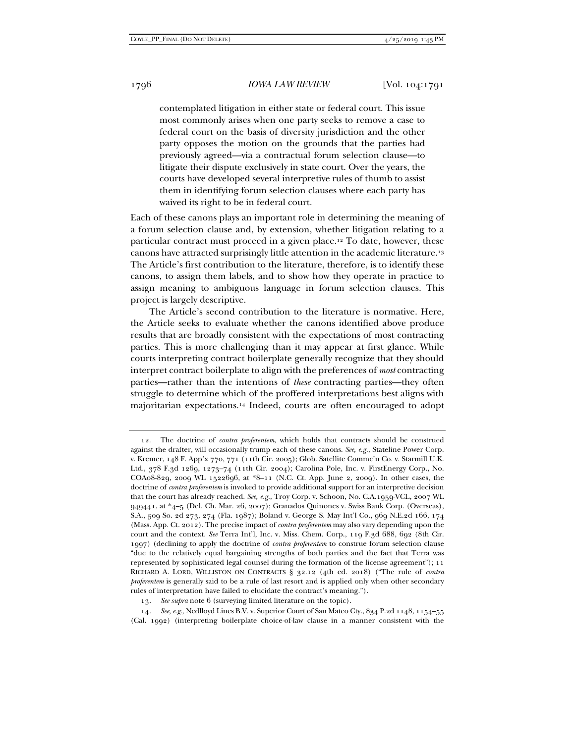contemplated litigation in either state or federal court. This issue most commonly arises when one party seeks to remove a case to federal court on the basis of diversity jurisdiction and the other party opposes the motion on the grounds that the parties had previously agreed—via a contractual forum selection clause—to litigate their dispute exclusively in state court. Over the years, the courts have developed several interpretive rules of thumb to assist them in identifying forum selection clauses where each party has waived its right to be in federal court.

Each of these canons plays an important role in determining the meaning of a forum selection clause and, by extension, whether litigation relating to a particular contract must proceed in a given place.[12] To date, however, these canons have attracted surprisingly little attention in the academic literature.[13] The Article's first contribution to the literature, therefore, is to identify these canons, to assign them labels, and to show how they operate in practice to assign meaning to ambiguous language in forum selection clauses. This project is largely descriptive.

The Article's second contribution to the literature is normative. Here, the Article seeks to evaluate whether the canons identified above produce results that are broadly consistent with the expectations of most contracting parties. This is more challenging than it may appear at first glance. While courts interpreting contract boilerplate generally recognize that they should interpret contract boilerplate to align with the preferences of *most* contracting parties—rather than the intentions of *these* contracting parties—they often struggle to determine which of the proffered interpretations best aligns with majoritarian expectations.[14] Indeed, courts are often encouraged to adopt

---

12. The doctrine of *contra proferentem*, which holds that contracts should be construed against the drafter, will occasionally trump each of these canons. *See, e.g.*, Stateline Power Corp. v. Kremer, 148 F. App'x 770, 771 (11th Cir. 2005); Glob. Satellite Commc'n Co. v. Starmill U.K. Ltd., 378 F.3d 1269, 1273–74 (11th Cir. 2004); Carolina Pole, Inc. v. FirstEnergy Corp., No. COA08-829, 2009 WL 1522696, at *8–11 (N.C. Ct. App. June 2, 2009). In other cases, the doctrine of *contra proferentem* is invoked to provide additional support for an interpretive decision that the court has already reached. *See, e.g.*, Troy Corp. v. Schoon, No. C.A.1959-VCL, 2007 WL 949441, at *4–5 (Del. Ch. Mar. 26, 2007); Granados Quinones v. Swiss Bank Corp. (Overseas), S.A., 509 So. 2d 273, 274 (Fla. 1987); Boland v. George S. May Int'l Co., 969 N.E.2d 166, 174 (Mass. App. Ct. 2012). The precise impact of *contra proferentem* may also vary depending upon the court and the context. *See* Terra Int'l, Inc. v. Miss. Chem. Corp., 119 F.3d 688, 692 (8th Cir. 1997) (declining to apply the doctrine of *contra proferentem* to construe forum selection clause "due to the relatively equal bargaining strengths of both parties and the fact that Terra was represented by sophisticated legal counsel during the formation of the license agreement"); 11 RICHARD A. LORD, WILLISTON ON CONTRACTS § 32.12 (4th ed. 2018) ("The rule of *contra proferentem* is generally said to be a rule of last resort and is applied only when other secondary rules of interpretation have failed to elucidate the contract's meaning.").

13. *See supra* note 6 (surveying limited literature on the topic).

14. *See, e.g.*, Nedlloyd Lines B.V. v. Superior Court of San Mateo Cty., 834 P.2d 1148, 1154–55 (Cal. 1992) (interpreting boilerplate choice-of-law clause in a manner consistent with the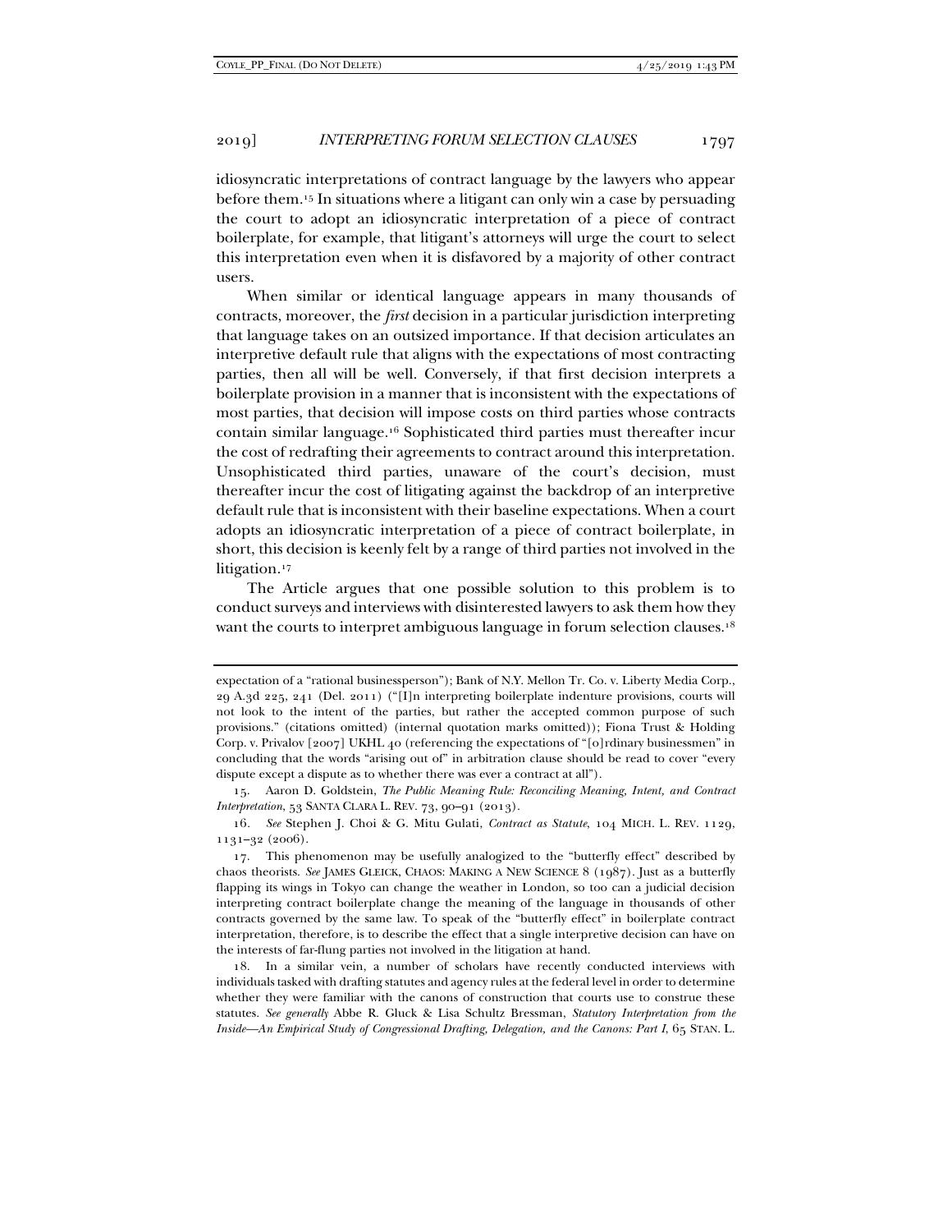idiosyncratic interpretations of contract language by the lawyers who appear before them.[15] In situations where a litigant can only win a case by persuading the court to adopt an idiosyncratic interpretation of a piece of contract boilerplate, for example, that litigant's attorneys will urge the court to select this interpretation even when it is disfavored by a majority of other contract users.

When similar or identical language appears in many thousands of contracts, moreover, the *first* decision in a particular jurisdiction interpreting that language takes on an outsized importance. If that decision articulates an interpretive default rule that aligns with the expectations of most contracting parties, then all will be well. Conversely, if that first decision interprets a boilerplate provision in a manner that is inconsistent with the expectations of most parties, that decision will impose costs on third parties whose contracts contain similar language.[16] Sophisticated third parties must thereafter incur the cost of redrafting their agreements to contract around this interpretation. Unsophisticated third parties, unaware of the court's decision, must thereafter incur the cost of litigating against the backdrop of an interpretive default rule that is inconsistent with their baseline expectations. When a court adopts an idiosyncratic interpretation of a piece of contract boilerplate, in short, this decision is keenly felt by a range of third parties not involved in the litigation.[17]

The Article argues that one possible solution to this problem is to conduct surveys and interviews with disinterested lawyers to ask them how they want the courts to interpret ambiguous language in forum selection clauses.[18]

---

expectation of a "rational businessperson"); Bank of N.Y. Mellon Tr. Co. v. Liberty Media Corp., 29 A.3d 225, 241 (Del. 2011) ("[I]n interpreting boilerplate indenture provisions, courts will not look to the intent of the parties, but rather the accepted common purpose of such provisions." (citations omitted) (internal quotation marks omitted)); Fiona Trust & Holding Corp. v. Privalov [2007] UKHL 40 (referencing the expectations of "[o]rdinary businessmen" in concluding that the words "arising out of" in arbitration clause should be read to cover "every dispute except a dispute as to whether there was ever a contract at all").

15. Aaron D. Goldstein, *The Public Meaning Rule: Reconciling Meaning, Intent, and Contract Interpretation*, 53 SANTA CLARA L. REV. 73, 90–91 (2013).

16. *See* Stephen J. Choi & G. Mitu Gulati, *Contract as Statute*, 104 MICH. L. REV. 1129, 1131–32 (2006).

17. This phenomenon may be usefully analogized to the "butterfly effect" described by chaos theorists. *See* JAMES GLEICK, CHAOS: MAKING A NEW SCIENCE 8 (1987). Just as a butterfly flapping its wings in Tokyo can change the weather in London, so too can a judicial decision interpreting contract boilerplate change the meaning of the language in thousands of other contracts governed by the same law. To speak of the "butterfly effect" in boilerplate contract interpretation, therefore, is to describe the effect that a single interpretive decision can have on the interests of far-flung parties not involved in the litigation at hand.

18. In a similar vein, a number of scholars have recently conducted interviews with individuals tasked with drafting statutes and agency rules at the federal level in order to determine whether they were familiar with the canons of construction that courts use to construe these statutes. *See generally* Abbe R. Gluck & Lisa Schultz Bressman, *Statutory Interpretation from the Inside—An Empirical Study of Congressional Drafting, Delegation, and the Canons: Part I*, 65 STAN. L.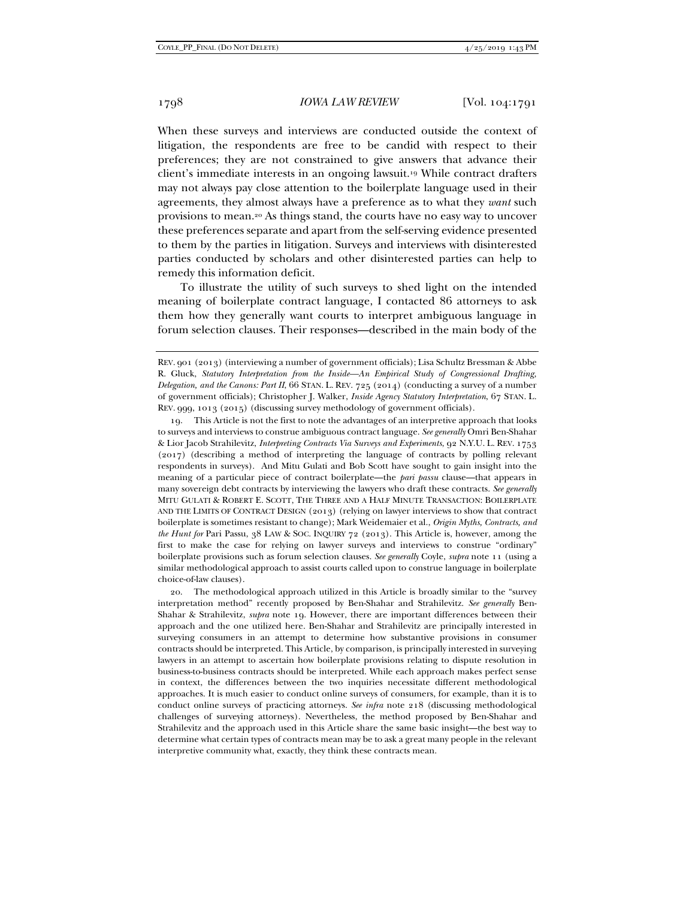When these surveys and interviews are conducted outside the context of litigation, the respondents are free to be candid with respect to their preferences; they are not constrained to give answers that advance their client's immediate interests in an ongoing lawsuit.[19] While contract drafters may not always pay close attention to the boilerplate language used in their agreements, they almost always have a preference as to what they *want* such provisions to mean.[20] As things stand, the courts have no easy way to uncover these preferences separate and apart from the self-serving evidence presented to them by the parties in litigation. Surveys and interviews with disinterested parties conducted by scholars and other disinterested parties can help to remedy this information deficit.

To illustrate the utility of such surveys to shed light on the intended meaning of boilerplate contract language, I contacted 86 attorneys to ask them how they generally want courts to interpret ambiguous language in forum selection clauses. Their responses—described in the main body of the

---

REV. 901 (2013) (interviewing a number of government officials); Lisa Schultz Bressman & Abbe R. Gluck, *Statutory Interpretation from the Inside—An Empirical Study of Congressional Drafting, Delegation, and the Canons: Part II*, 66 STAN. L. REV. 725 (2014) (conducting a survey of a number of government officials); Christopher J. Walker, *Inside Agency Statutory Interpretation*, 67 STAN. L. REV. 999, 1013 (2015) (discussing survey methodology of government officials).

19. This Article is not the first to note the advantages of an interpretive approach that looks to surveys and interviews to construe ambiguous contract language. *See generally* Omri Ben-Shahar & Lior Jacob Strahilevitz, *Interpreting Contracts Via Surveys and Experiments*, 92 N.Y.U. L. REV. 1753 (2017) (describing a method of interpreting the language of contracts by polling relevant respondents in surveys). And Mitu Gulati and Bob Scott have sought to gain insight into the meaning of a particular piece of contract boilerplate—the *pari passu* clause—that appears in many sovereign debt contracts by interviewing the lawyers who draft these contracts. *See generally* MITU GULATI & ROBERT E. SCOTT, THE THREE AND A HALF MINUTE TRANSACTION: BOILERPLATE AND THE LIMITS OF CONTRACT DESIGN (2013) (relying on lawyer interviews to show that contract boilerplate is sometimes resistant to change); Mark Weidemaier et al., *Origin Myths, Contracts, and the Hunt for* Pari Passu, 38 LAW & SOC. INQUIRY 72 (2013). This Article is, however, among the first to make the case for relying on lawyer surveys and interviews to construe "ordinary" boilerplate provisions such as forum selection clauses. *See generally* Coyle, *supra* note 11 (using a similar methodological approach to assist courts called upon to construe language in boilerplate choice-of-law clauses).

20. The methodological approach utilized in this Article is broadly similar to the "survey interpretation method" recently proposed by Ben-Shahar and Strahilevitz. *See generally* Ben-Shahar & Strahilevitz, *supra* note 19. However, there are important differences between their approach and the one utilized here. Ben-Shahar and Strahilevitz are principally interested in surveying consumers in an attempt to determine how substantive provisions in consumer contracts should be interpreted. This Article, by comparison, is principally interested in surveying lawyers in an attempt to ascertain how boilerplate provisions relating to dispute resolution in business-to-business contracts should be interpreted. While each approach makes perfect sense in context, the differences between the two inquiries necessitate different methodological approaches. It is much easier to conduct online surveys of consumers, for example, than it is to conduct online surveys of practicing attorneys. *See infra* note 218 (discussing methodological challenges of surveying attorneys). Nevertheless, the method proposed by Ben-Shahar and Strahilevitz and the approach used in this Article share the same basic insight—the best way to determine what certain types of contracts mean may be to ask a great many people in the relevant interpretive community what, exactly, they think these contracts mean.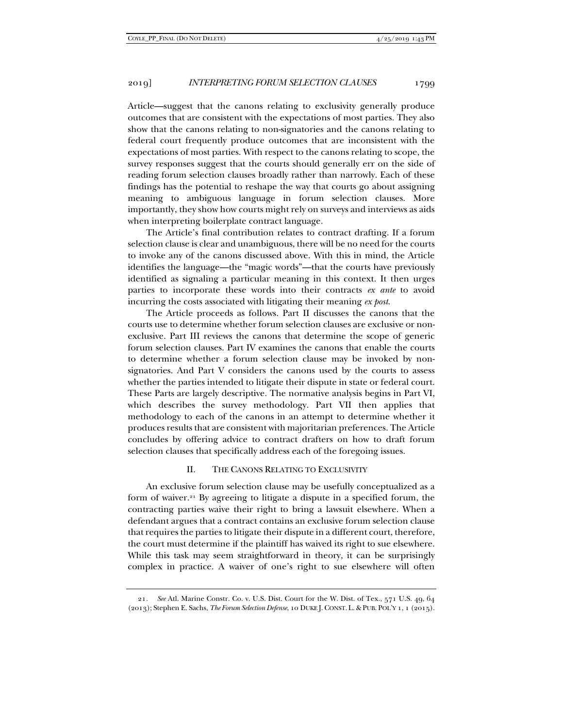Article—suggest that the canons relating to exclusivity generally produce outcomes that are consistent with the expectations of most parties. They also show that the canons relating to non-signatories and the canons relating to federal court frequently produce outcomes that are inconsistent with the expectations of most parties. With respect to the canons relating to scope, the survey responses suggest that the courts should generally err on the side of reading forum selection clauses broadly rather than narrowly. Each of these findings has the potential to reshape the way that courts go about assigning meaning to ambiguous language in forum selection clauses. More importantly, they show how courts might rely on surveys and interviews as aids when interpreting boilerplate contract language.

The Article's final contribution relates to contract drafting. If a forum selection clause is clear and unambiguous, there will be no need for the courts to invoke any of the canons discussed above. With this in mind, the Article identifies the language—the "magic words"—that the courts have previously identified as signaling a particular meaning in this context. It then urges parties to incorporate these words into their contracts *ex ante* to avoid incurring the costs associated with litigating their meaning *ex post*.

The Article proceeds as follows. Part II discusses the canons that the courts use to determine whether forum selection clauses are exclusive or non-exclusive. Part III reviews the canons that determine the scope of generic forum selection clauses. Part IV examines the canons that enable the courts to determine whether a forum selection clause may be invoked by non-signatories. And Part V considers the canons used by the courts to assess whether the parties intended to litigate their dispute in state or federal court. These Parts are largely descriptive. The normative analysis begins in Part VI, which describes the survey methodology. Part VII then applies that methodology to each of the canons in an attempt to determine whether it produces results that are consistent with majoritarian preferences. The Article concludes by offering advice to contract drafters on how to draft forum selection clauses that specifically address each of the foregoing issues.

## II. THE CANONS RELATING TO EXCLUSIVITY

An exclusive forum selection clause may be usefully conceptualized as a form of waiver.[21] By agreeing to litigate a dispute in a specified forum, the contracting parties waive their right to bring a lawsuit elsewhere. When a defendant argues that a contract contains an exclusive forum selection clause that requires the parties to litigate their dispute in a different court, therefore, the court must determine if the plaintiff has waived its right to sue elsewhere. While this task may seem straightforward in theory, it can be surprisingly complex in practice. A waiver of one's right to sue elsewhere will often

---

21. *See* Atl. Marine Constr. Co. v. U.S. Dist. Court for the W. Dist. of Tex., 571 U.S. 49, 64 (2013); Stephen E. Sachs, *The Forum Selection Defense*, 10 DUKE J. CONST. L. & PUB. POL'Y 1, 1 (2015).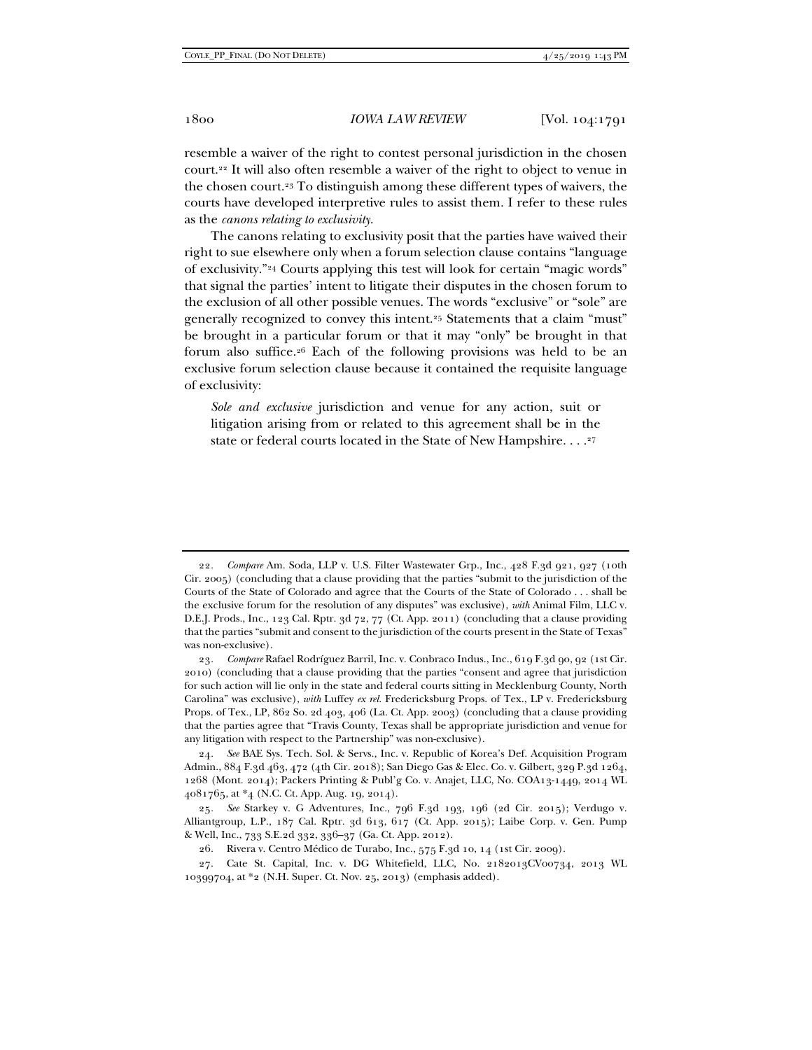resemble a waiver of the right to contest personal jurisdiction in the chosen court.[22] It will also often resemble a waiver of the right to object to venue in the chosen court.[23] To distinguish among these different types of waivers, the courts have developed interpretive rules to assist them. I refer to these rules as the *canons relating to exclusivity*.

The canons relating to exclusivity posit that the parties have waived their right to sue elsewhere only when a forum selection clause contains "language of exclusivity."[24] Courts applying this test will look for certain "magic words" that signal the parties' intent to litigate their disputes in the chosen forum to the exclusion of all other possible venues. The words "exclusive" or "sole" are generally recognized to convey this intent.[25] Statements that a claim "must" be brought in a particular forum or that it may "only" be brought in that forum also suffice.[26] Each of the following provisions was held to be an exclusive forum selection clause because it contained the requisite language of exclusivity:

> *Sole and exclusive* jurisdiction and venue for any action, suit or litigation arising from or related to this agreement shall be in the state or federal courts located in the State of New Hampshire. . . .[27]

---

22. *Compare* Am. Soda, LLP v. U.S. Filter Wastewater Grp., Inc., 428 F.3d 921, 927 (10th Cir. 2005) (concluding that a clause providing that the parties "submit to the jurisdiction of the Courts of the State of Colorado and agree that the Courts of the State of Colorado . . . shall be the exclusive forum for the resolution of any disputes" was exclusive), *with* Animal Film, LLC v. D.E.J. Prods., Inc., 123 Cal. Rptr. 3d 72, 77 (Ct. App. 2011) (concluding that a clause providing that the parties "submit and consent to the jurisdiction of the courts present in the State of Texas" was non-exclusive).

23. *Compare* Rafael Rodríguez Barril, Inc. v. Conbraco Indus., Inc., 619 F.3d 90, 92 (1st Cir. 2010) (concluding that a clause providing that the parties "consent and agree that jurisdiction for such action will lie only in the state and federal courts sitting in Mecklenburg County, North Carolina" was exclusive), *with* Luffey *ex rel.* Fredericksburg Props. of Tex., LP v. Fredericksburg Props. of Tex., LP, 862 So. 2d 403, 406 (La. Ct. App. 2003) (concluding that a clause providing that the parties agree that "Travis County, Texas shall be appropriate jurisdiction and venue for any litigation with respect to the Partnership" was non-exclusive).

24. *See* BAE Sys. Tech. Sol. & Servs., Inc. v. Republic of Korea's Def. Acquisition Program Admin., 884 F.3d 463, 472 (4th Cir. 2018); San Diego Gas & Elec. Co. v. Gilbert, 329 P.3d 1264, 1268 (Mont. 2014); Packers Printing & Publ'g Co. v. Anajet, LLC, No. COA13-1449, 2014 WL 4081765, at *4 (N.C. Ct. App. Aug. 19, 2014).

25. *See* Starkey v. G Adventures, Inc., 796 F.3d 193, 196 (2d Cir. 2015); Verdugo v. Alliantgroup, L.P., 187 Cal. Rptr. 3d 613, 617 (Ct. App. 2015); Laibe Corp. v. Gen. Pump & Well, Inc., 733 S.E.2d 332, 336–37 (Ga. Ct. App. 2012).

26. Rivera v. Centro Médico de Turabo, Inc., 575 F.3d 10, 14 (1st Cir. 2009).

27. Cate St. Capital, Inc. v. DG Whitefield, LLC, No. 2182013CV00734, 2013 WL 10399704, at *2 (N.H. Super. Ct. Nov. 25, 2013) (emphasis added).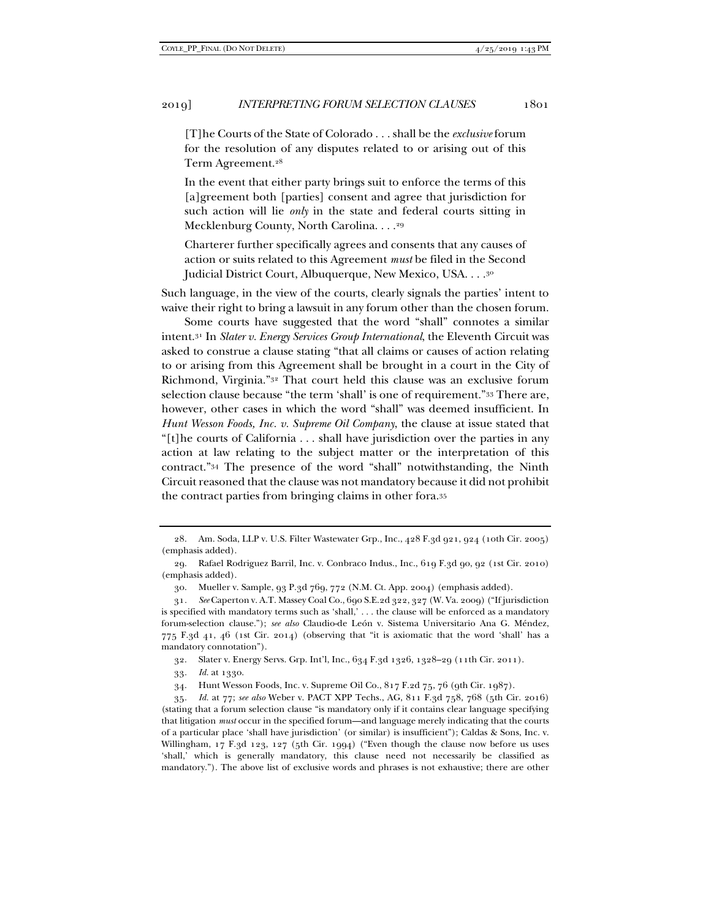> [T]he Courts of the State of Colorado . . . shall be the *exclusive* forum for the resolution of any disputes related to or arising out of this Term Agreement.[28]
>
> In the event that either party brings suit to enforce the terms of this [a]greement both [parties] consent and agree that jurisdiction for such action will lie *only* in the state and federal courts sitting in Mecklenburg County, North Carolina. . . .[29]
>
> Charterer further specifically agrees and consents that any causes of action or suits related to this Agreement *must* be filed in the Second Judicial District Court, Albuquerque, New Mexico, USA. . . .[30]

Such language, in the view of the courts, clearly signals the parties' intent to waive their right to bring a lawsuit in any forum other than the chosen forum.

Some courts have suggested that the word "shall" connotes a similar intent.[31] In *Slater v. Energy Services Group International*, the Eleventh Circuit was asked to construe a clause stating "that all claims or causes of action relating to or arising from this Agreement shall be brought in a court in the City of Richmond, Virginia."[32] That court held this clause was an exclusive forum selection clause because "the term 'shall' is one of requirement."[33] There are, however, other cases in which the word "shall" was deemed insufficient. In *Hunt Wesson Foods, Inc. v. Supreme Oil Company*, the clause at issue stated that "[t]he courts of California . . . shall have jurisdiction over the parties in any action at law relating to the subject matter or the interpretation of this contract."[34] The presence of the word "shall" notwithstanding, the Ninth Circuit reasoned that the clause was not mandatory because it did not prohibit the contract parties from bringing claims in other fora.[35]

---

28. Am. Soda, LLP v. U.S. Filter Wastewater Grp., Inc., 428 F.3d 921, 924 (10th Cir. 2005) (emphasis added).

29. Rafael Rodriguez Barril, Inc. v. Conbraco Indus., Inc., 619 F.3d 90, 92 (1st Cir. 2010) (emphasis added).

30. Mueller v. Sample, 93 P.3d 769, 772 (N.M. Ct. App. 2004) (emphasis added).

31. *See* Caperton v. A.T. Massey Coal Co., 690 S.E.2d 322, 327 (W. Va. 2009) ("If jurisdiction is specified with mandatory terms such as 'shall,' . . . the clause will be enforced as a mandatory forum-selection clause."); *see also* Claudio-de León v. Sistema Universitario Ana G. Méndez, 775 F.3d 41, 46 (1st Cir. 2014) (observing that "it is axiomatic that the word 'shall' has a mandatory connotation").

32. Slater v. Energy Servs. Grp. Int'l, Inc., 634 F.3d 1326, 1328–29 (11th Cir. 2011).

33. *Id.* at 1330.

34. Hunt Wesson Foods, Inc. v. Supreme Oil Co., 817 F.2d 75, 76 (9th Cir. 1987).

35. *Id.* at 77; *see also* Weber v. PACT XPP Techs., AG, 811 F.3d 758, 768 (5th Cir. 2016) (stating that a forum selection clause "is mandatory only if it contains clear language specifying that litigation *must* occur in the specified forum—and language merely indicating that the courts of a particular place 'shall have jurisdiction' (or similar) is insufficient"); Caldas & Sons, Inc. v. Willingham, 17 F.3d 123, 127 (5th Cir. 1994) ("Even though the clause now before us uses 'shall,' which is generally mandatory, this clause need not necessarily be classified as mandatory."). The above list of exclusive words and phrases is not exhaustive; there are other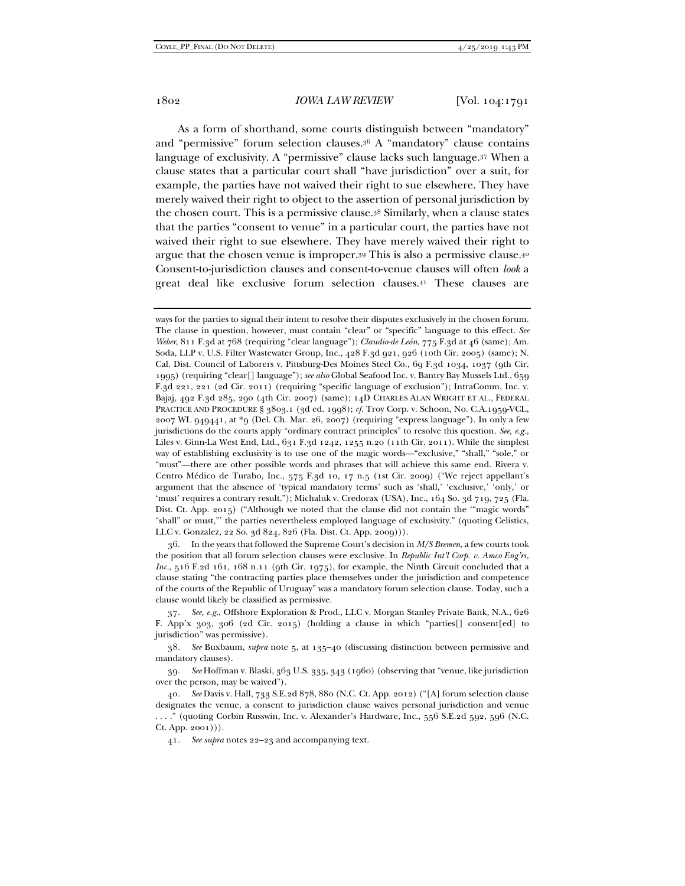As a form of shorthand, some courts distinguish between "mandatory" and "permissive" forum selection clauses.[36] A "mandatory" clause contains language of exclusivity. A "permissive" clause lacks such language.[37] When a clause states that a particular court shall "have jurisdiction" over a suit, for example, the parties have not waived their right to sue elsewhere. They have merely waived their right to object to the assertion of personal jurisdiction by the chosen court. This is a permissive clause.[38] Similarly, when a clause states that the parties "consent to venue" in a particular court, the parties have not waived their right to sue elsewhere. They have merely waived their right to argue that the chosen venue is improper.[39] This is also a permissive clause.[40] Consent-to-jurisdiction clauses and consent-to-venue clauses will often *look* a great deal like exclusive forum selection clauses.[41] These clauses are

---

ways for the parties to signal their intent to resolve their disputes exclusively in the chosen forum. The clause in question, however, must contain "clear" or "specific" language to this effect. *See Weber*, 811 F.3d at 768 (requiring "clear language"); *Claudio-de León*, 775 F.3d at 46 (same); Am. Soda, LLP v. U.S. Filter Wastewater Group, Inc., 428 F.3d 921, 926 (10th Cir. 2005) (same); N. Cal. Dist. Council of Laborers v. Pittsburg-Des Moines Steel Co., 69 F.3d 1034, 1037 (9th Cir. 1995) (requiring "clear[] language"); *see also* Global Seafood Inc. v. Bantry Bay Mussels Ltd., 659 F.3d 221, 221 (2d Cir. 2011) (requiring "specific language of exclusion"); IntraComm, Inc. v. Bajaj, 492 F.3d 285, 290 (4th Cir. 2007) (same); 14D CHARLES ALAN WRIGHT ET AL., FEDERAL PRACTICE AND PROCEDURE § 3803.1 (3d ed. 1998); *cf.* Troy Corp. v. Schoon, No. C.A.1959-VCL, 2007 WL 949441, at *9 (Del. Ch. Mar. 26, 2007) (requiring "express language"). In only a few jurisdictions do the courts apply "ordinary contract principles" to resolve this question. *See, e.g.*, Liles v. Ginn-La West End, Ltd., 631 F.3d 1242, 1255 n.20 (11th Cir. 2011). While the simplest way of establishing exclusivity is to use one of the magic words—"exclusive," "shall," "sole," or "must"—there are other possible words and phrases that will achieve this same end. Rivera v. Centro Médico de Turabo, Inc., 575 F.3d 10, 17 n.5 (1st Cir. 2009) ("We reject appellant's argument that the absence of 'typical mandatory terms' such as 'shall,' 'exclusive,' 'only,' or 'must' requires a contrary result."); Michaluk v. Credorax (USA), Inc., 164 So. 3d 719, 725 (Fla. Dist. Ct. App. 2015) ("Although we noted that the clause did not contain the '"magic words" "shall" or must,"' the parties nevertheless employed language of exclusivity." (quoting Celistics, LLC v. Gonzalez, 22 So. 3d 824, 826 (Fla. Dist. Ct. App. 2009))).

36. In the years that followed the Supreme Court's decision in *M/S Bremen*, a few courts took the position that all forum selection clauses were exclusive. In *Republic Int'l Corp. v. Amco Eng'rs, Inc.*, 516 F.2d 161, 168 n.11 (9th Cir. 1975), for example, the Ninth Circuit concluded that a clause stating "the contracting parties place themselves under the jurisdiction and competence of the courts of the Republic of Uruguay" was a mandatory forum selection clause. Today, such a clause would likely be classified as permissive.

37. *See, e.g.*, Offshore Exploration & Prod., LLC v. Morgan Stanley Private Bank, N.A., 626 F. App'x 303, 306 (2d Cir. 2015) (holding a clause in which "parties[] consent[ed] to jurisdiction" was permissive).

38. *See* Buxbaum, *supra* note 5, at 135–40 (discussing distinction between permissive and mandatory clauses).

39. *See* Hoffman v. Blaski, 363 U.S. 335, 343 (1960) (observing that "venue, like jurisdiction over the person, may be waived").

40. *See* Davis v. Hall, 733 S.E.2d 878, 880 (N.C. Ct. App. 2012) ("[A] forum selection clause designates the venue, a consent to jurisdiction clause waives personal jurisdiction and venue . . . ." (quoting Corbin Russwin, Inc. v. Alexander's Hardware, Inc., 556 S.E.2d 592, 596 (N.C. Ct. App. 2001))).

41. *See supra* notes 22–23 and accompanying text.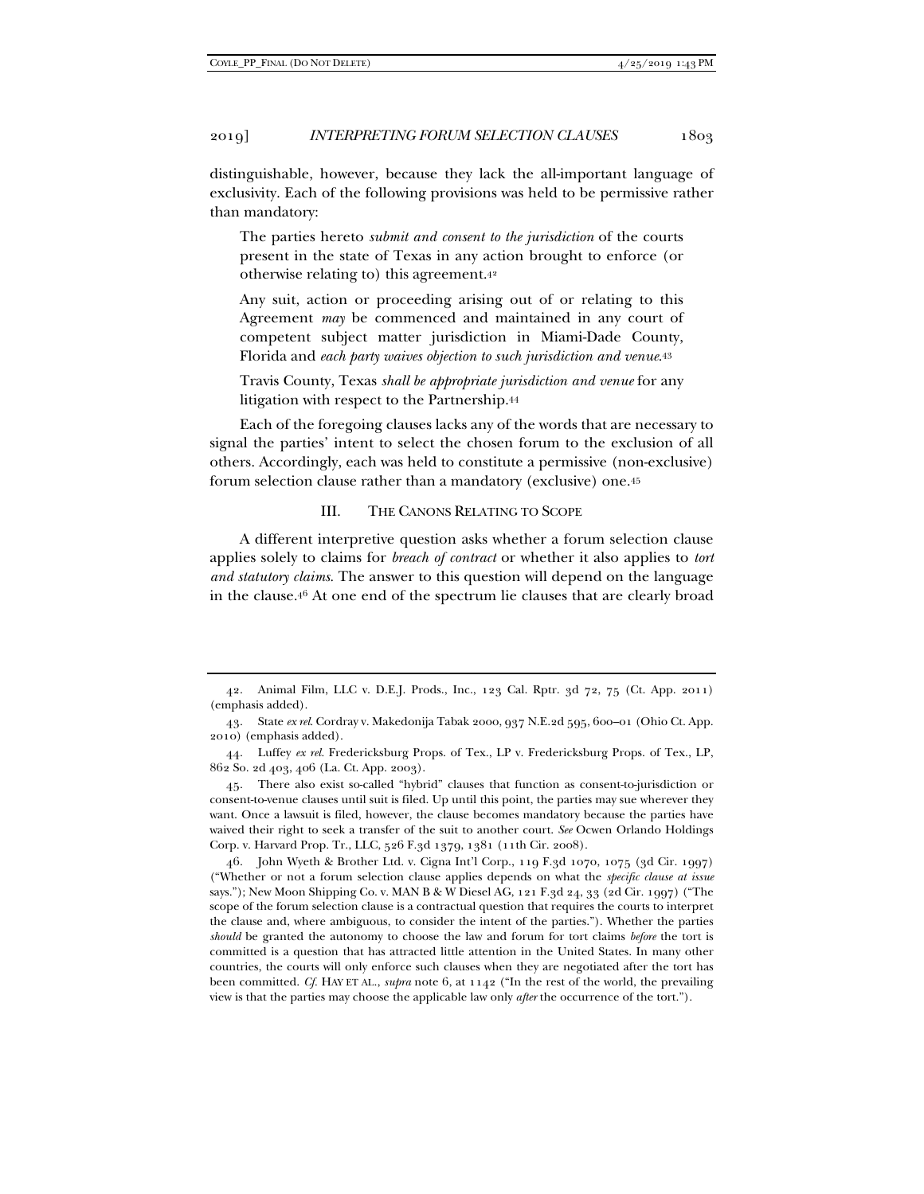distinguishable, however, because they lack the all-important language of exclusivity. Each of the following provisions was held to be permissive rather than mandatory:

> The parties hereto *submit and consent to the jurisdiction* of the courts present in the state of Texas in any action brought to enforce (or otherwise relating to) this agreement.[42]

> Any suit, action or proceeding arising out of or relating to this Agreement *may* be commenced and maintained in any court of competent subject matter jurisdiction in Miami-Dade County, Florida and *each party waives objection to such jurisdiction and venue*.[43]

> Travis County, Texas *shall be appropriate jurisdiction and venue* for any litigation with respect to the Partnership.[44]

Each of the foregoing clauses lacks any of the words that are necessary to signal the parties' intent to select the chosen forum to the exclusion of all others. Accordingly, each was held to constitute a permissive (non-exclusive) forum selection clause rather than a mandatory (exclusive) one.[45]

## III. THE CANONS RELATING TO SCOPE

A different interpretive question asks whether a forum selection clause applies solely to claims for *breach of contract* or whether it also applies to *tort and statutory claims*. The answer to this question will depend on the language in the clause.[46] At one end of the spectrum lie clauses that are clearly broad

---

42. Animal Film, LLC v. D.E.J. Prods., Inc., 123 Cal. Rptr. 3d 72, 75 (Ct. App. 2011) (emphasis added).

43. State *ex rel.* Cordray v. Makedonija Tabak 2000, 937 N.E.2d 595, 600–01 (Ohio Ct. App. 2010) (emphasis added).

44. Luffey *ex rel.* Fredericksburg Props. of Tex., LP v. Fredericksburg Props. of Tex., LP, 862 So. 2d 403, 406 (La. Ct. App. 2003).

45. There also exist so-called "hybrid" clauses that function as consent-to-jurisdiction or consent-to-venue clauses until suit is filed. Up until this point, the parties may sue wherever they want. Once a lawsuit is filed, however, the clause becomes mandatory because the parties have waived their right to seek a transfer of the suit to another court. *See* Ocwen Orlando Holdings Corp. v. Harvard Prop. Tr., LLC, 526 F.3d 1379, 1381 (11th Cir. 2008).

46. John Wyeth & Brother Ltd. v. Cigna Int'l Corp., 119 F.3d 1070, 1075 (3d Cir. 1997) ("Whether or not a forum selection clause applies depends on what the *specific clause at issue* says."); New Moon Shipping Co. v. MAN B & W Diesel AG, 121 F.3d 24, 33 (2d Cir. 1997) ("The scope of the forum selection clause is a contractual question that requires the courts to interpret the clause and, where ambiguous, to consider the intent of the parties."). Whether the parties *should* be granted the autonomy to choose the law and forum for tort claims *before* the tort is committed is a question that has attracted little attention in the United States. In many other countries, the courts will only enforce such clauses when they are negotiated after the tort has been committed. *Cf.* HAY ET AL., *supra* note 6, at 1142 ("In the rest of the world, the prevailing view is that the parties may choose the applicable law only *after* the occurrence of the tort.").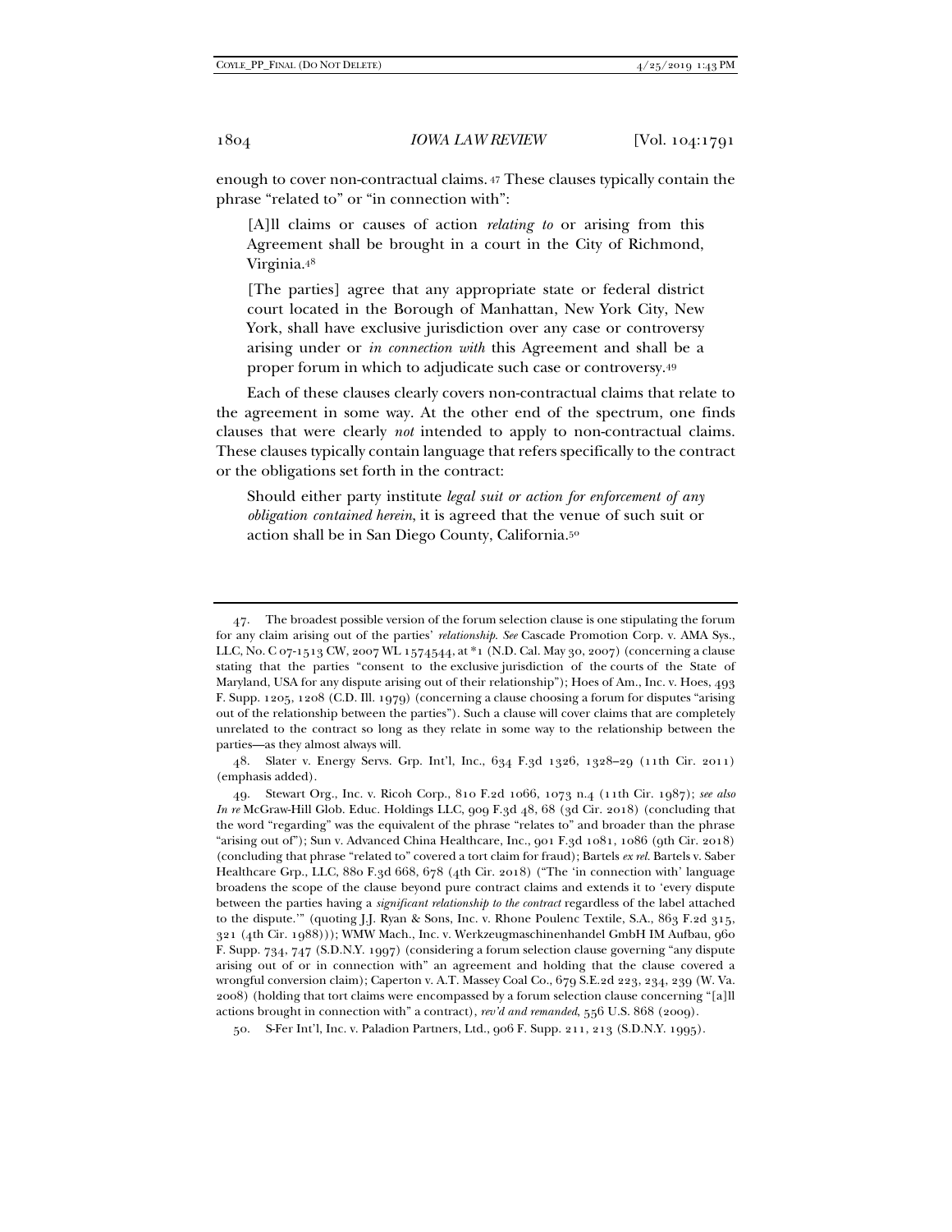enough to cover non-contractual claims.[47] These clauses typically contain the phrase "related to" or "in connection with":

> [A]ll claims or causes of action *relating to* or arising from this Agreement shall be brought in a court in the City of Richmond, Virginia.[48]

> [The parties] agree that any appropriate state or federal district court located in the Borough of Manhattan, New York City, New York, shall have exclusive jurisdiction over any case or controversy arising under or *in connection with* this Agreement and shall be a proper forum in which to adjudicate such case or controversy.[49]

Each of these clauses clearly covers non-contractual claims that relate to the agreement in some way. At the other end of the spectrum, one finds clauses that were clearly *not* intended to apply to non-contractual claims. These clauses typically contain language that refers specifically to the contract or the obligations set forth in the contract:

> Should either party institute *legal suit or action for enforcement of any obligation contained herein*, it is agreed that the venue of such suit or action shall be in San Diego County, California.[50]

---

47. The broadest possible version of the forum selection clause is one stipulating the forum for any claim arising out of the parties' *relationship*. *See* Cascade Promotion Corp. v. AMA Sys., LLC, No. C 07-1513 CW, 2007 WL 1574544, at *1 (N.D. Cal. May 30, 2007) (concerning a clause stating that the parties "consent to the exclusive jurisdiction of the courts of the State of Maryland, USA for any dispute arising out of their relationship"); Hoes of Am., Inc. v. Hoes, 493 F. Supp. 1205, 1208 (C.D. Ill. 1979) (concerning a clause choosing a forum for disputes "arising out of the relationship between the parties"). Such a clause will cover claims that are completely unrelated to the contract so long as they relate in some way to the relationship between the parties—as they almost always will.

48. Slater v. Energy Servs. Grp. Int'l, Inc., 634 F.3d 1326, 1328–29 (11th Cir. 2011) (emphasis added).

49. Stewart Org., Inc. v. Ricoh Corp., 810 F.2d 1066, 1073 n.4 (11th Cir. 1987); *see also In re* McGraw-Hill Glob. Educ. Holdings LLC, 909 F.3d 48, 68 (3d Cir. 2018) (concluding that the word "regarding" was the equivalent of the phrase "relates to" and broader than the phrase "arising out of"); Sun v. Advanced China Healthcare, Inc., 901 F.3d 1081, 1086 (9th Cir. 2018) (concluding that phrase "related to" covered a tort claim for fraud); Bartels *ex rel.* Bartels v. Saber Healthcare Grp., LLC, 880 F.3d 668, 678 (4th Cir. 2018) ("The 'in connection with' language broadens the scope of the clause beyond pure contract claims and extends it to 'every dispute between the parties having a *significant relationship to the contract* regardless of the label attached to the dispute.'" (quoting J.J. Ryan & Sons, Inc. v. Rhone Poulenc Textile, S.A., 863 F.2d 315, 321 (4th Cir. 1988))); WMW Mach., Inc. v. Werkzeugmaschinenhandel GmbH IM Aufbau, 960 F. Supp. 734, 747 (S.D.N.Y. 1997) (considering a forum selection clause governing "any dispute arising out of or in connection with" an agreement and holding that the clause covered a wrongful conversion claim); Caperton v. A.T. Massey Coal Co., 679 S.E.2d 223, 234, 239 (W. Va. 2008) (holding that tort claims were encompassed by a forum selection clause concerning "[a]ll actions brought in connection with" a contract), *rev'd and remanded*, 556 U.S. 868 (2009).

50. S-Fer Int'l, Inc. v. Paladion Partners, Ltd., 906 F. Supp. 211, 213 (S.D.N.Y. 1995).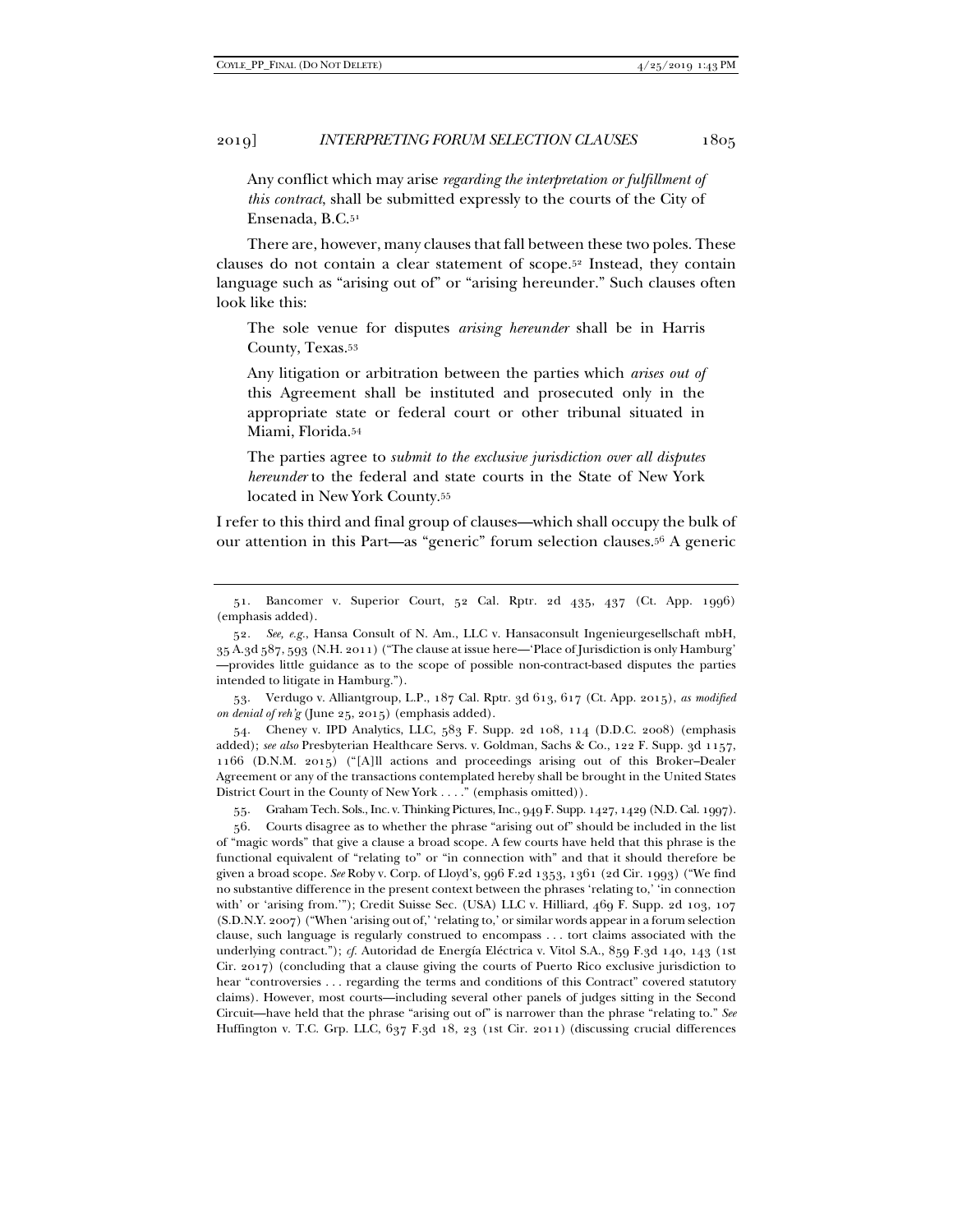> Any conflict which may arise *regarding the interpretation or fulfillment of this contract*, shall be submitted expressly to the courts of the City of Ensenada, B.C.[51]

There are, however, many clauses that fall between these two poles. These clauses do not contain a clear statement of scope.[52] Instead, they contain language such as "arising out of" or "arising hereunder." Such clauses often look like this:

> The sole venue for disputes *arising hereunder* shall be in Harris County, Texas.[53]

> Any litigation or arbitration between the parties which *arises out of* this Agreement shall be instituted and prosecuted only in the appropriate state or federal court or other tribunal situated in Miami, Florida.[54]

> The parties agree to *submit to the exclusive jurisdiction over all disputes hereunder* to the federal and state courts in the State of New York located in New York County.[55]

I refer to this third and final group of clauses—which shall occupy the bulk of our attention in this Part—as "generic" forum selection clauses.[56] A generic

---

51. Bancomer v. Superior Court, 52 Cal. Rptr. 2d 435, 437 (Ct. App. 1996) (emphasis added).

52. *See, e.g.*, Hansa Consult of N. Am., LLC v. Hansaconsult Ingenieurgesellschaft mbH, 35 A.3d 587, 593 (N.H. 2011) ("The clause at issue here—'Place of Jurisdiction is only Hamburg'—provides little guidance as to the scope of possible non-contract-based disputes the parties intended to litigate in Hamburg.").

53. Verdugo v. Alliantgroup, L.P., 187 Cal. Rptr. 3d 613, 617 (Ct. App. 2015), *as modified on denial of reh'g* (June 25, 2015) (emphasis added).

54. Cheney v. IPD Analytics, LLC, 583 F. Supp. 2d 108, 114 (D.D.C. 2008) (emphasis added); *see also* Presbyterian Healthcare Servs. v. Goldman, Sachs & Co., 122 F. Supp. 3d 1157, 1166 (D.N.M. 2015) ("[A]ll actions and proceedings arising out of this Broker–Dealer Agreement or any of the transactions contemplated hereby shall be brought in the United States District Court in the County of New York . . . ." (emphasis omitted)).

55. Graham Tech. Sols., Inc. v. Thinking Pictures, Inc., 949 F. Supp. 1427, 1429 (N.D. Cal. 1997).

56. Courts disagree as to whether the phrase "arising out of" should be included in the list of "magic words" that give a clause a broad scope. A few courts have held that this phrase is the functional equivalent of "relating to" or "in connection with" and that it should therefore be given a broad scope. *See* Roby v. Corp. of Lloyd's, 996 F.2d 1353, 1361 (2d Cir. 1993) ("We find no substantive difference in the present context between the phrases 'relating to,' 'in connection with' or 'arising from.'"); Credit Suisse Sec. (USA) LLC v. Hilliard, 469 F. Supp. 2d 103, 107 (S.D.N.Y. 2007) ("When 'arising out of,' 'relating to,' or similar words appear in a forum selection clause, such language is regularly construed to encompass . . . tort claims associated with the underlying contract."); *cf.* Autoridad de Energía Eléctrica v. Vitol S.A., 859 F.3d 140, 143 (1st Cir. 2017) (concluding that a clause giving the courts of Puerto Rico exclusive jurisdiction to hear "controversies . . . regarding the terms and conditions of this Contract" covered statutory claims). However, most courts—including several other panels of judges sitting in the Second Circuit—have held that the phrase "arising out of" is narrower than the phrase "relating to." *See* Huffington v. T.C. Grp. LLC, 637 F.3d 18, 23 (1st Cir. 2011) (discussing crucial differences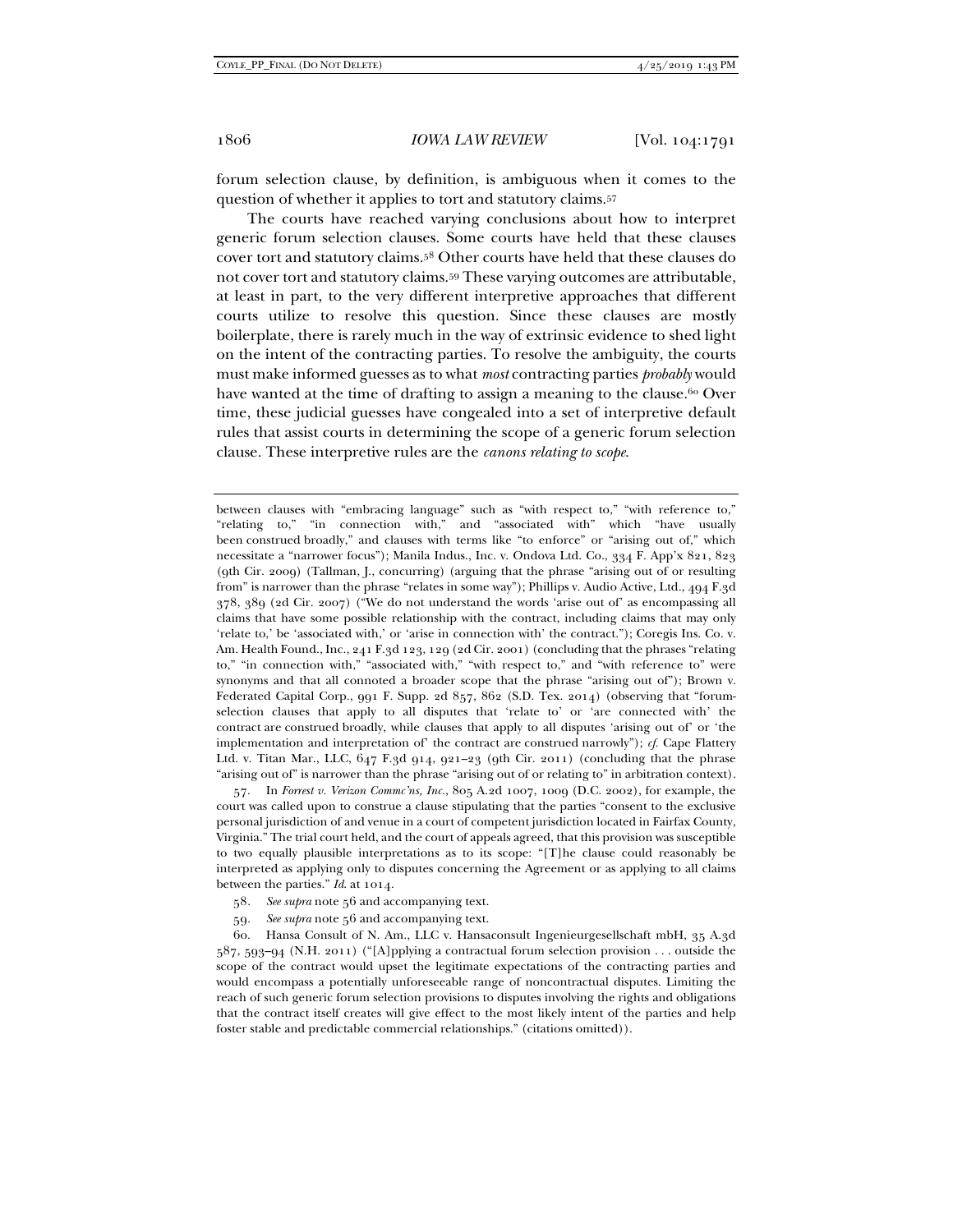forum selection clause, by definition, is ambiguous when it comes to the question of whether it applies to tort and statutory claims.[57]

The courts have reached varying conclusions about how to interpret generic forum selection clauses. Some courts have held that these clauses cover tort and statutory claims.[58] Other courts have held that these clauses do not cover tort and statutory claims.[59] These varying outcomes are attributable, at least in part, to the very different interpretive approaches that different courts utilize to resolve this question. Since these clauses are mostly boilerplate, there is rarely much in the way of extrinsic evidence to shed light on the intent of the contracting parties. To resolve the ambiguity, the courts must make informed guesses as to what *most* contracting parties *probably* would have wanted at the time of drafting to assign a meaning to the clause.[60] Over time, these judicial guesses have congealed into a set of interpretive default rules that assist courts in determining the scope of a generic forum selection clause. These interpretive rules are the *canons relating to scope*.

---

between clauses with "embracing language" such as "with respect to," "with reference to," "relating to," "in connection with," and "associated with" which "have usually been construed broadly," and clauses with terms like "to enforce" or "arising out of," which necessitate a "narrower focus"); Manila Indus., Inc. v. Ondova Ltd. Co., 334 F. App'x 821, 823 (9th Cir. 2009) (Tallman, J., concurring) (arguing that the phrase "arising out of or resulting from" is narrower than the phrase "relates in some way"); Phillips v. Audio Active, Ltd., 494 F.3d 378, 389 (2d Cir. 2007) ("We do not understand the words 'arise out of' as encompassing all claims that have some possible relationship with the contract, including claims that may only 'relate to,' be 'associated with,' or 'arise in connection with' the contract."); Coregis Ins. Co. v. Am. Health Found., Inc., 241 F.3d 123, 129 (2d Cir. 2001) (concluding that the phrases "relating to," "in connection with," "associated with," "with respect to," and "with reference to" were synonyms and that all connoted a broader scope that the phrase "arising out of"); Brown v. Federated Capital Corp., 991 F. Supp. 2d 857, 862 (S.D. Tex. 2014) (observing that "forum-selection clauses that apply to all disputes that 'relate to' or 'are connected with' the contract are construed broadly, while clauses that apply to all disputes 'arising out of' or 'the implementation and interpretation of' the contract are construed narrowly"); *cf.* Cape Flattery Ltd. v. Titan Mar., LLC, 647 F.3d 914, 921–23 (9th Cir. 2011) (concluding that the phrase "arising out of" is narrower than the phrase "arising out of or relating to" in arbitration context).

57. In *Forrest v. Verizon Commc'ns, Inc.*, 805 A.2d 1007, 1009 (D.C. 2002), for example, the court was called upon to construe a clause stipulating that the parties "consent to the exclusive personal jurisdiction of and venue in a court of competent jurisdiction located in Fairfax County, Virginia." The trial court held, and the court of appeals agreed, that this provision was susceptible to two equally plausible interpretations as to its scope: "[T]he clause could reasonably be interpreted as applying only to disputes concerning the Agreement or as applying to all claims between the parties." *Id.* at 1014.

58. *See supra* note 56 and accompanying text.

59. *See supra* note 56 and accompanying text.

60. Hansa Consult of N. Am., LLC v. Hansaconsult Ingenieurgesellschaft mbH, 35 A.3d 587, 593–94 (N.H. 2011) ("[A]pplying a contractual forum selection provision . . . outside the scope of the contract would upset the legitimate expectations of the contracting parties and would encompass a potentially unforeseeable range of noncontractual disputes. Limiting the reach of such generic forum selection provisions to disputes involving the rights and obligations that the contract itself creates will give effect to the most likely intent of the parties and help foster stable and predictable commercial relationships." (citations omitted)).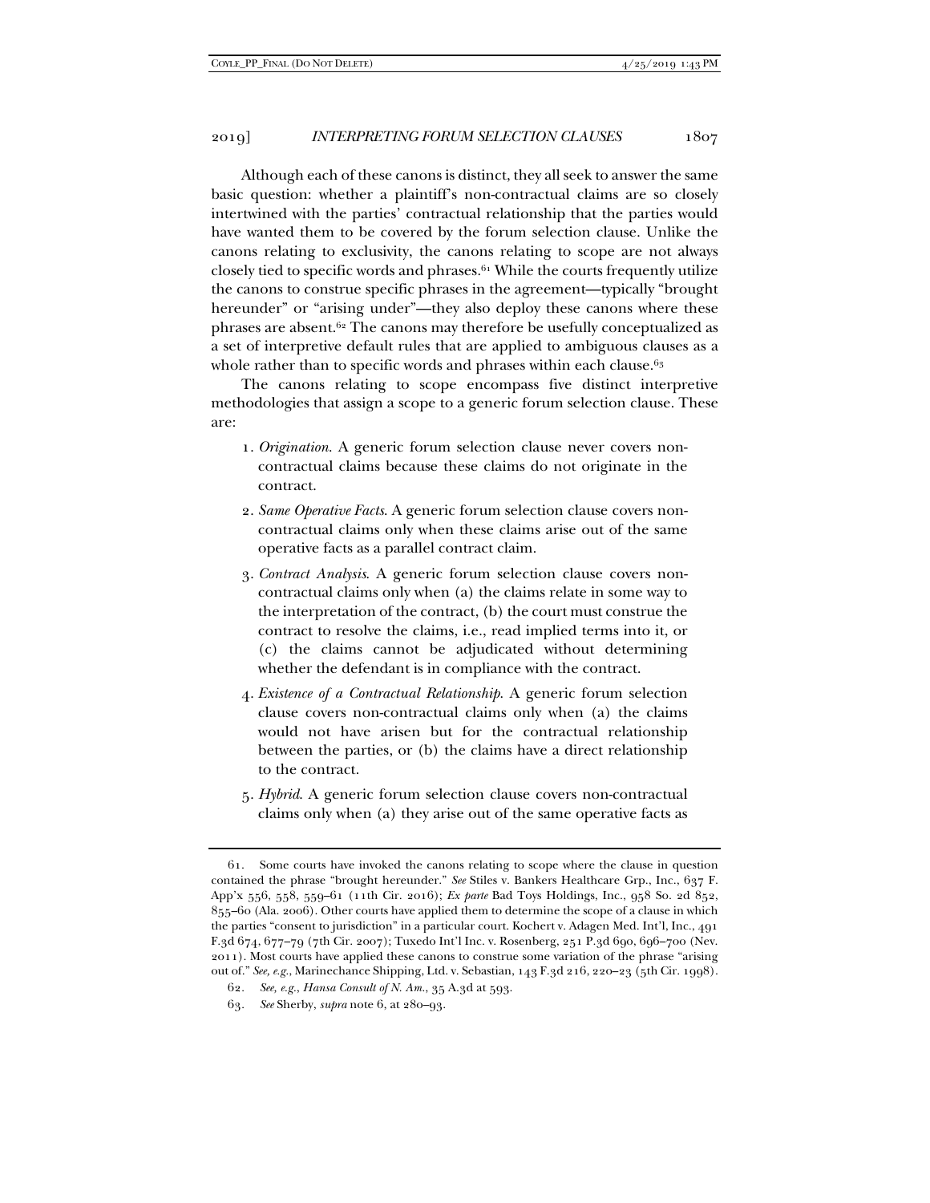Although each of these canons is distinct, they all seek to answer the same basic question: whether a plaintiff's non-contractual claims are so closely intertwined with the parties' contractual relationship that the parties would have wanted them to be covered by the forum selection clause. Unlike the canons relating to exclusivity, the canons relating to scope are not always closely tied to specific words and phrases.[61] While the courts frequently utilize the canons to construe specific phrases in the agreement—typically "brought hereunder" or "arising under"—they also deploy these canons where these phrases are absent.[62] The canons may therefore be usefully conceptualized as a set of interpretive default rules that are applied to ambiguous clauses as a whole rather than to specific words and phrases within each clause.[63]

The canons relating to scope encompass five distinct interpretive methodologies that assign a scope to a generic forum selection clause. These are:

1. *Origination*. A generic forum selection clause never covers non-contractual claims because these claims do not originate in the contract.
2. *Same Operative Facts*. A generic forum selection clause covers non-contractual claims only when these claims arise out of the same operative facts as a parallel contract claim.
3. *Contract Analysis*. A generic forum selection clause covers non-contractual claims only when (a) the claims relate in some way to the interpretation of the contract, (b) the court must construe the contract to resolve the claims, i.e., read implied terms into it, or (c) the claims cannot be adjudicated without determining whether the defendant is in compliance with the contract.
4. *Existence of a Contractual Relationship*. A generic forum selection clause covers non-contractual claims only when (a) the claims would not have arisen but for the contractual relationship between the parties, or (b) the claims have a direct relationship to the contract.
5. *Hybrid*. A generic forum selection clause covers non-contractual claims only when (a) they arise out of the same operative facts as

---

61. Some courts have invoked the canons relating to scope where the clause in question contained the phrase "brought hereunder." *See* Stiles v. Bankers Healthcare Grp., Inc., 637 F. App'x 556, 558, 559–61 (11th Cir. 2016); *Ex parte* Bad Toys Holdings, Inc., 958 So. 2d 852, 855–60 (Ala. 2006). Other courts have applied them to determine the scope of a clause in which the parties "consent to jurisdiction" in a particular court. Kochert v. Adagen Med. Int'l, Inc., 491 F.3d 674, 677–79 (7th Cir. 2007); Tuxedo Int'l Inc. v. Rosenberg, 251 P.3d 690, 696–700 (Nev. 2011). Most courts have applied these canons to construe some variation of the phrase "arising out of." *See, e.g.*, Marinechance Shipping, Ltd. v. Sebastian, 143 F.3d 216, 220–23 (5th Cir. 1998).

62. *See, e.g.*, *Hansa Consult of N. Am.*, 35 A.3d at 593.

63. *See* Sherby, *supra* note 6, at 280–93.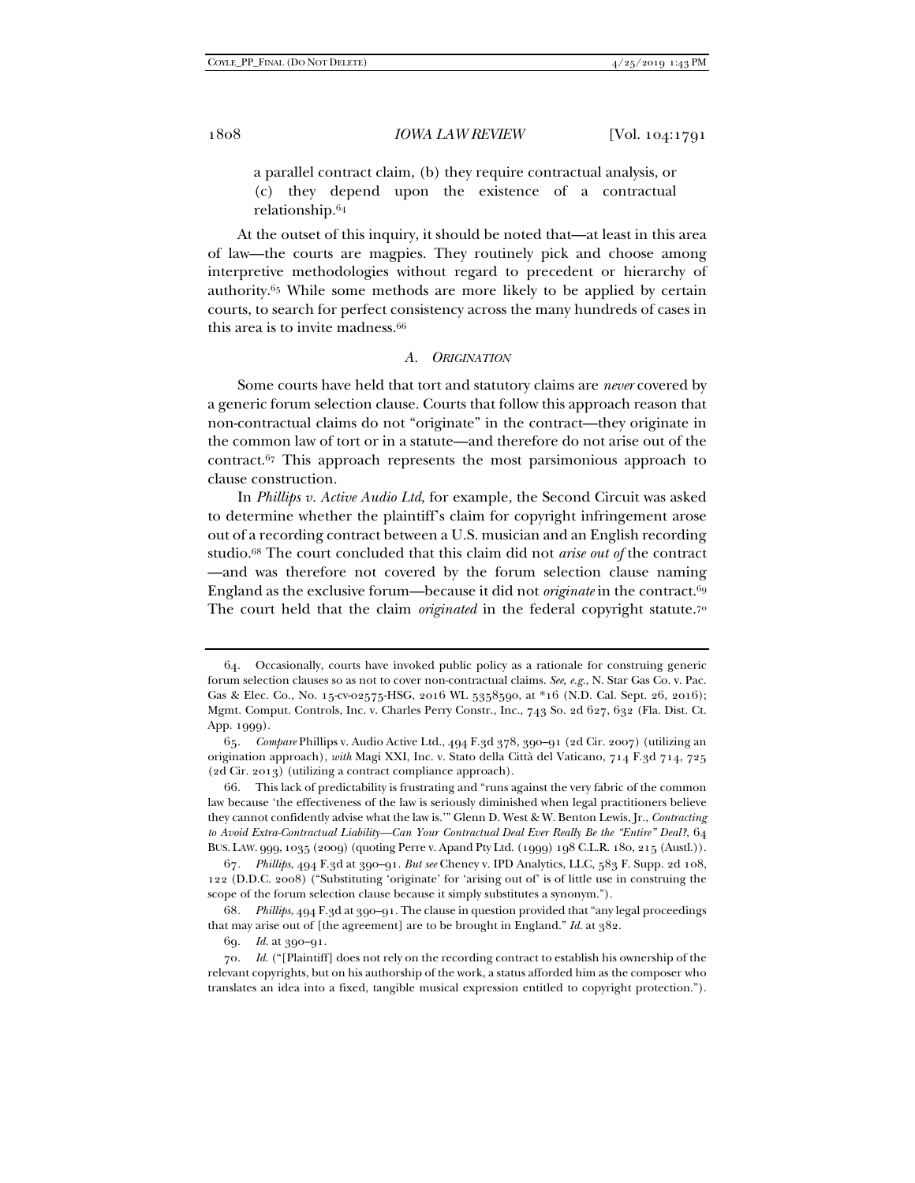a parallel contract claim, (b) they require contractual analysis, or (c) they depend upon the existence of a contractual relationship.[64]

At the outset of this inquiry, it should be noted that—at least in this area of law—the courts are magpies. They routinely pick and choose among interpretive methodologies without regard to precedent or hierarchy of authority.[65] While some methods are more likely to be applied by certain courts, to search for perfect consistency across the many hundreds of cases in this area is to invite madness.[66]

### A. ORIGINATION

Some courts have held that tort and statutory claims are *never* covered by a generic forum selection clause. Courts that follow this approach reason that non-contractual claims do not "originate" in the contract—they originate in the common law of tort or in a statute—and therefore do not arise out of the contract.[67] This approach represents the most parsimonious approach to clause construction.

In *Phillips v. Active Audio Ltd*, for example, the Second Circuit was asked to determine whether the plaintiff's claim for copyright infringement arose out of a recording contract between a U.S. musician and an English recording studio.[68] The court concluded that this claim did not *arise out of* the contract—and was therefore not covered by the forum selection clause naming England as the exclusive forum—because it did not *originate* in the contract.[69] The court held that the claim *originated* in the federal copyright statute.[70]

---

64. Occasionally, courts have invoked public policy as a rationale for construing generic forum selection clauses so as not to cover non-contractual claims. *See, e.g.*, N. Star Gas Co. v. Pac. Gas & Elec. Co., No. 15-cv-02575-HSG, 2016 WL 5358590, at *16 (N.D. Cal. Sept. 26, 2016); Mgmt. Comput. Controls, Inc. v. Charles Perry Constr., Inc., 743 So. 2d 627, 632 (Fla. Dist. Ct. App. 1999).

65. *Compare* Phillips v. Audio Active Ltd., 494 F.3d 378, 390–91 (2d Cir. 2007) (utilizing an origination approach), *with* Magi XXI, Inc. v. Stato della Città del Vaticano, 714 F.3d 714, 725 (2d Cir. 2013) (utilizing a contract compliance approach).

66. This lack of predictability is frustrating and "runs against the very fabric of the common law because 'the effectiveness of the law is seriously diminished when legal practitioners believe they cannot confidently advise what the law is.'" Glenn D. West & W. Benton Lewis, Jr., *Contracting to Avoid Extra-Contractual Liability—Can Your Contractual Deal Ever Really Be the "Entire" Deal?*, 64 BUS. LAW. 999, 1035 (2009) (quoting Perre v. Apand Pty Ltd. (1999) 198 C.L.R. 180, 215 (Austl.)).

67. *Phillips*, 494 F.3d at 390–91. *But see* Cheney v. IPD Analytics, LLC, 583 F. Supp. 2d 108, 122 (D.D.C. 2008) ("Substituting 'originate' for 'arising out of' is of little use in construing the scope of the forum selection clause because it simply substitutes a synonym.").

68. *Phillips*, 494 F.3d at 390–91. The clause in question provided that "any legal proceedings that may arise out of [the agreement] are to be brought in England." *Id.* at 382.

69. *Id.* at 390–91.

70. *Id.* ("[Plaintiff] does not rely on the recording contract to establish his ownership of the relevant copyrights, but on his authorship of the work, a status afforded him as the composer who translates an idea into a fixed, tangible musical expression entitled to copyright protection.").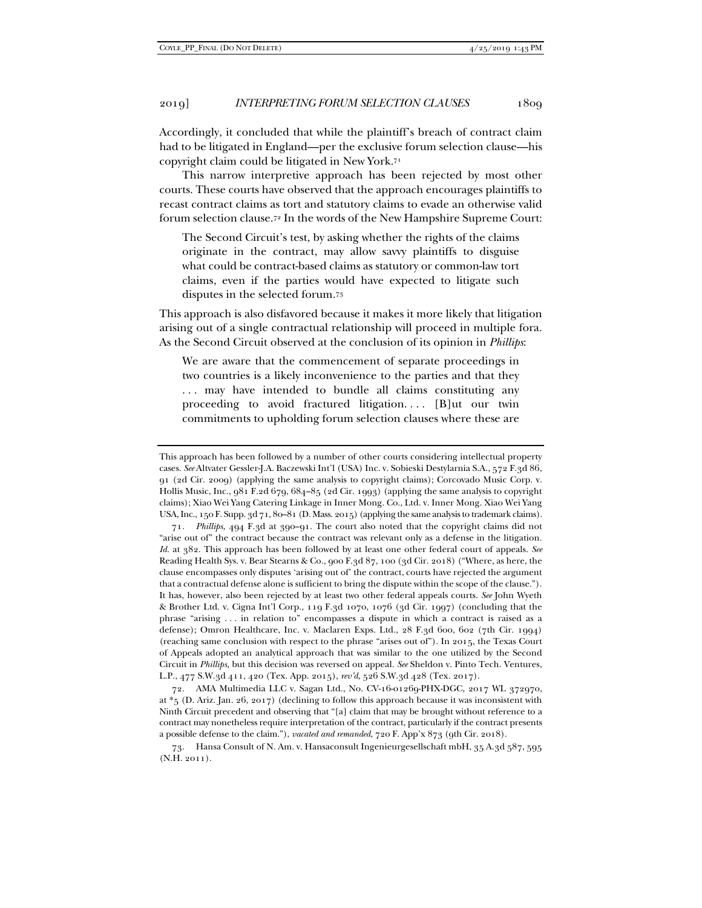Accordingly, it concluded that while the plaintiff's breach of contract claim had to be litigated in England—per the exclusive forum selection clause—his copyright claim could be litigated in New York.[71]

This narrow interpretive approach has been rejected by most other courts. These courts have observed that the approach encourages plaintiffs to recast contract claims as tort and statutory claims to evade an otherwise valid forum selection clause.[72] In the words of the New Hampshire Supreme Court:

> The Second Circuit's test, by asking whether the rights of the claims originate in the contract, may allow savvy plaintiffs to disguise what could be contract-based claims as statutory or common-law tort claims, even if the parties would have expected to litigate such disputes in the selected forum.[73]

This approach is also disfavored because it makes it more likely that litigation arising out of a single contractual relationship will proceed in multiple fora. As the Second Circuit observed at the conclusion of its opinion in *Phillips*:

> We are aware that the commencement of separate proceedings in two countries is a likely inconvenience to the parties and that they . . . may have intended to bundle all claims constituting any proceeding to avoid fractured litigation. . . . [B]ut our twin commitments to upholding forum selection clauses where these are

---

This approach has been followed by a number of other courts considering intellectual property cases. *See* Altvater Gessler-J.A. Baczewski Int'l (USA) Inc. v. Sobieski Destylarnia S.A., 572 F.3d 86, 91 (2d Cir. 2009) (applying the same analysis to copyright claims); Corcovado Music Corp. v. Hollis Music, Inc., 981 F.2d 679, 684–85 (2d Cir. 1993) (applying the same analysis to copyright claims); Xiao Wei Yang Catering Linkage in Inner Mong. Co., Ltd. v. Inner Mong. Xiao Wei Yang USA, Inc., 150 F. Supp. 3d 71, 80–81 (D. Mass. 2015) (applying the same analysis to trademark claims).

71. *Phillips*, 494 F.3d at 390–91. The court also noted that the copyright claims did not "arise out of" the contract because the contract was relevant only as a defense in the litigation. *Id.* at 382. This approach has been followed by at least one other federal court of appeals. *See* Reading Health Sys. v. Bear Stearns & Co., 900 F.3d 87, 100 (3d Cir. 2018) ("Where, as here, the clause encompasses only disputes 'arising out of' the contract, courts have rejected the argument that a contractual defense alone is sufficient to bring the dispute within the scope of the clause."). It has, however, also been rejected by at least two other federal appeals courts. *See* John Wyeth & Brother Ltd. v. Cigna Int'l Corp., 119 F.3d 1070, 1076 (3d Cir. 1997) (concluding that the phrase "arising . . . in relation to" encompasses a dispute in which a contract is raised as a defense); Omron Healthcare, Inc. v. Maclaren Exps. Ltd., 28 F.3d 600, 602 (7th Cir. 1994) (reaching same conclusion with respect to the phrase "arises out of"). In 2015, the Texas Court of Appeals adopted an analytical approach that was similar to the one utilized by the Second Circuit in *Phillips*, but this decision was reversed on appeal. *See* Sheldon v. Pinto Tech. Ventures, L.P., 477 S.W.3d 411, 420 (Tex. App. 2015), *rev'd*, 526 S.W.3d 428 (Tex. 2017).

72. AMA Multimedia LLC v. Sagan Ltd., No. CV-16-01269-PHX-DGC, 2017 WL 372970, at *5 (D. Ariz. Jan. 26, 2017) (declining to follow this approach because it was inconsistent with Ninth Circuit precedent and observing that "[a] claim that may be brought without reference to a contract may nonetheless require interpretation of the contract, particularly if the contract presents a possible defense to the claim."), *vacated and remanded*, 720 F. App'x 873 (9th Cir. 2018).

73. Hansa Consult of N. Am. v. Hansaconsult Ingenieurgesellschaft mbH, 35 A.3d 587, 595 (N.H. 2011).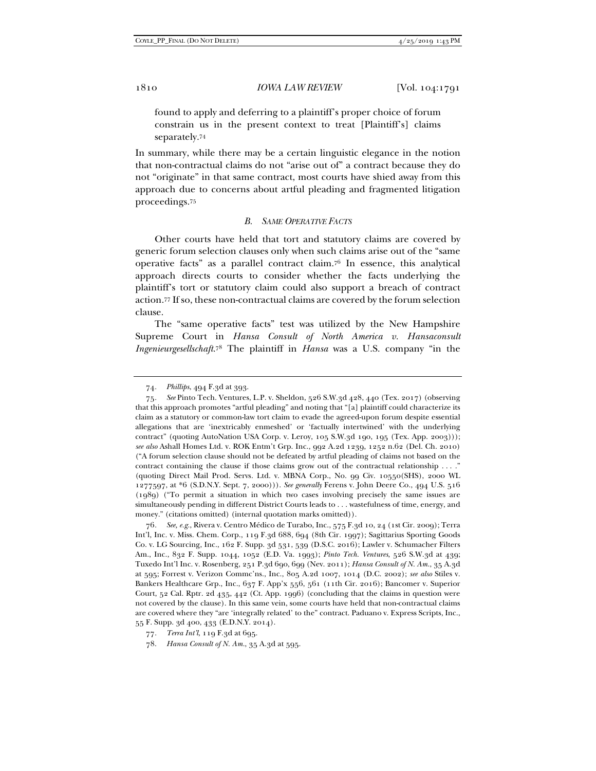found to apply and deferring to a plaintiff's proper choice of forum constrain us in the present context to treat [Plaintiff's] claims separately.[74]

In summary, while there may be a certain linguistic elegance in the notion that non-contractual claims do not "arise out of" a contract because they do not "originate" in that same contract, most courts have shied away from this approach due to concerns about artful pleading and fragmented litigation proceedings.[75]

### *B. SAME OPERATIVE FACTS*

Other courts have held that tort and statutory claims are covered by generic forum selection clauses only when such claims arise out of the "same operative facts" as a parallel contract claim.[76] In essence, this analytical approach directs courts to consider whether the facts underlying the plaintiff's tort or statutory claim could also support a breach of contract action.[77] If so, these non-contractual claims are covered by the forum selection clause.

The "same operative facts" test was utilized by the New Hampshire Supreme Court in *Hansa Consult of North America v. Hansaconsult Ingenieurgesellschaft*.[78] The plaintiff in *Hansa* was a U.S. company "in the

---

74. *Phillips*, 494 F.3d at 393.

75. *See* Pinto Tech. Ventures, L.P. v. Sheldon, 526 S.W.3d 428, 440 (Tex. 2017) (observing that this approach promotes "artful pleading" and noting that "[a] plaintiff could characterize its claim as a statutory or common-law tort claim to evade the agreed-upon forum despite essential allegations that are 'inextricably enmeshed' or 'factually intertwined' with the underlying contract" (quoting AutoNation USA Corp. v. Leroy, 105 S.W.3d 190, 195 (Tex. App. 2003))); *see also* Ashall Homes Ltd. v. ROK Entm't Grp. Inc., 992 A.2d 1239, 1252 n.62 (Del. Ch. 2010) ("A forum selection clause should not be defeated by artful pleading of claims not based on the contract containing the clause if those claims grow out of the contractual relationship . . . ." (quoting Direct Mail Prod. Servs. Ltd. v. MBNA Corp., No. 99 Civ. 10550(SHS), 2000 WL 1277597, at *6 (S.D.N.Y. Sept. 7, 2000))). *See generally* Ferens v. John Deere Co., 494 U.S. 516 (1989) ("To permit a situation in which two cases involving precisely the same issues are simultaneously pending in different District Courts leads to . . . wastefulness of time, energy, and money." (citations omitted) (internal quotation marks omitted)).

76. *See, e.g.*, Rivera v. Centro Médico de Turabo, Inc., 575 F.3d 10, 24 (1st Cir. 2009); Terra Int'l, Inc. v. Miss. Chem. Corp., 119 F.3d 688, 694 (8th Cir. 1997); Sagittarius Sporting Goods Co. v. LG Sourcing, Inc., 162 F. Supp. 3d 531, 539 (D.S.C. 2016); Lawler v. Schumacher Filters Am., Inc., 832 F. Supp. 1044, 1052 (E.D. Va. 1993); *Pinto Tech. Ventures*, 526 S.W.3d at 439; Tuxedo Int'l Inc. v. Rosenberg, 251 P.3d 690, 699 (Nev. 2011); *Hansa Consult of N. Am.*, 35 A.3d at 595; Forrest v. Verizon Commc'ns., Inc., 805 A.2d 1007, 1014 (D.C. 2002); *see also* Stiles v. Bankers Healthcare Grp., Inc., 637 F. App'x 556, 561 (11th Cir. 2016); Bancomer v. Superior Court, 52 Cal. Rptr. 2d 435, 442 (Ct. App. 1996) (concluding that the claims in question were not covered by the clause). In this same vein, some courts have held that non-contractual claims are covered where they "are 'integrally related' to the" contract. Paduano v. Express Scripts, Inc., 55 F. Supp. 3d 400, 433 (E.D.N.Y. 2014).

77. *Terra Int'l*, 119 F.3d at 695.

78. *Hansa Consult of N. Am.*, 35 A.3d at 595.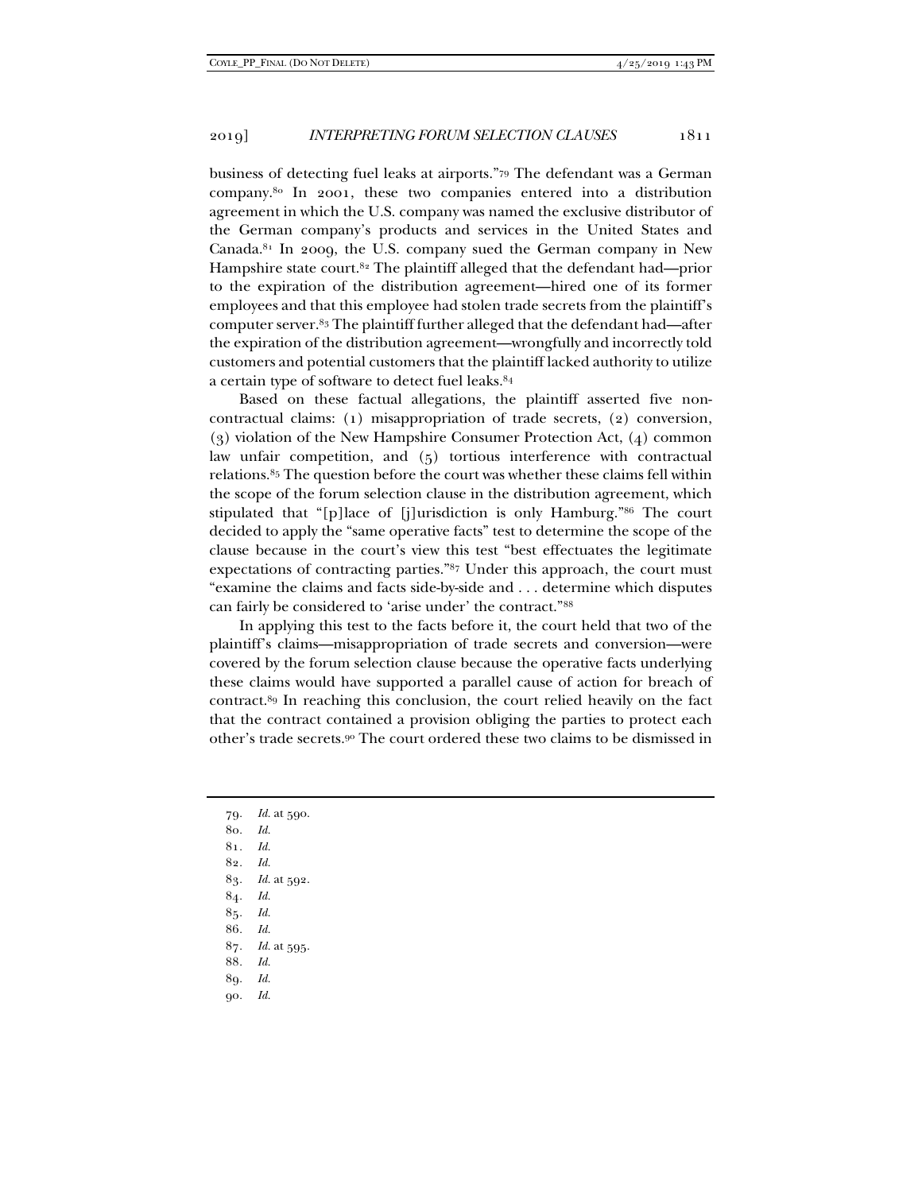business of detecting fuel leaks at airports."[79] The defendant was a German company.[80] In 2001, these two companies entered into a distribution agreement in which the U.S. company was named the exclusive distributor of the German company's products and services in the United States and Canada.[81] In 2009, the U.S. company sued the German company in New Hampshire state court.[82] The plaintiff alleged that the defendant had—prior to the expiration of the distribution agreement—hired one of its former employees and that this employee had stolen trade secrets from the plaintiff's computer server.[83] The plaintiff further alleged that the defendant had—after the expiration of the distribution agreement—wrongfully and incorrectly told customers and potential customers that the plaintiff lacked authority to utilize a certain type of software to detect fuel leaks.[84]

Based on these factual allegations, the plaintiff asserted five non-contractual claims: (1) misappropriation of trade secrets, (2) conversion, (3) violation of the New Hampshire Consumer Protection Act, (4) common law unfair competition, and (5) tortious interference with contractual relations.[85] The question before the court was whether these claims fell within the scope of the forum selection clause in the distribution agreement, which stipulated that "[p]lace of [j]urisdiction is only Hamburg."[86] The court decided to apply the "same operative facts" test to determine the scope of the clause because in the court's view this test "best effectuates the legitimate expectations of contracting parties."[87] Under this approach, the court must "examine the claims and facts side-by-side and . . . determine which disputes can fairly be considered to 'arise under' the contract."[88]

In applying this test to the facts before it, the court held that two of the plaintiff's claims—misappropriation of trade secrets and conversion—were covered by the forum selection clause because the operative facts underlying these claims would have supported a parallel cause of action for breach of contract.[89] In reaching this conclusion, the court relied heavily on the fact that the contract contained a provision obliging the parties to protect each other's trade secrets.[90] The court ordered these two claims to be dismissed in

---

79. *Id.* at 590.
80. *Id.*
81. *Id.*
82. *Id.*
83. *Id.* at 592.
84. *Id.*
85. *Id.*
86. *Id.*
87. *Id.* at 595.
88. *Id.*
89. *Id.*
90. *Id.*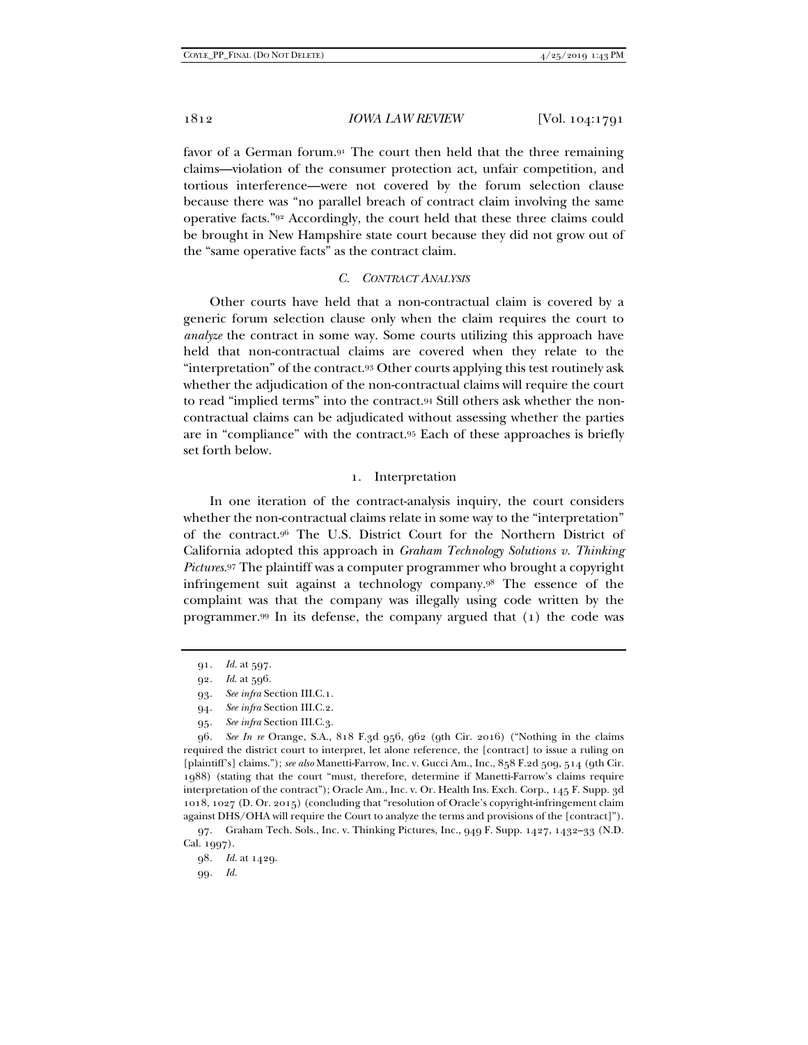favor of a German forum.[91] The court then held that the three remaining claims—violation of the consumer protection act, unfair competition, and tortious interference—were not covered by the forum selection clause because there was "no parallel breach of contract claim involving the same operative facts."[92] Accordingly, the court held that these three claims could be brought in New Hampshire state court because they did not grow out of the "same operative facts" as the contract claim.

### *C. Contract Analysis*

Other courts have held that a non-contractual claim is covered by a generic forum selection clause only when the claim requires the court to *analyze* the contract in some way. Some courts utilizing this approach have held that non-contractual claims are covered when they relate to the "interpretation" of the contract.[93] Other courts applying this test routinely ask whether the adjudication of the non-contractual claims will require the court to read "implied terms" into the contract.[94] Still others ask whether the non-contractual claims can be adjudicated without assessing whether the parties are in "compliance" with the contract.[95] Each of these approaches is briefly set forth below.

#### 1. Interpretation

In one iteration of the contract-analysis inquiry, the court considers whether the non-contractual claims relate in some way to the "interpretation" of the contract.[96] The U.S. District Court for the Northern District of California adopted this approach in *Graham Technology Solutions v. Thinking Pictures*.[97] The plaintiff was a computer programmer who brought a copyright infringement suit against a technology company.[98] The essence of the complaint was that the company was illegally using code written by the programmer.[99] In its defense, the company argued that (1) the code was

---

91. *Id.* at 597.

92. *Id.* at 596.

93. *See infra* Section III.C.1.

94. *See infra* Section III.C.2.

95. *See infra* Section III.C.3.

96. *See In re* Orange, S.A., 818 F.3d 956, 962 (9th Cir. 2016) ("Nothing in the claims required the district court to interpret, let alone reference, the [contract] to issue a ruling on [plaintiff's] claims."); *see also* Manetti-Farrow, Inc. v. Gucci Am., Inc., 858 F.2d 509, 514 (9th Cir. 1988) (stating that the court "must, therefore, determine if Manetti-Farrow's claims require interpretation of the contract"); Oracle Am., Inc. v. Or. Health Ins. Exch. Corp., 145 F. Supp. 3d 1018, 1027 (D. Or. 2015) (concluding that "resolution of Oracle's copyright-infringement claim against DHS/OHA will require the Court to analyze the terms and provisions of the [contract]").

97. Graham Tech. Sols., Inc. v. Thinking Pictures, Inc., 949 F. Supp. 1427, 1432–33 (N.D. Cal. 1997).

98. *Id.* at 1429.

99. *Id.*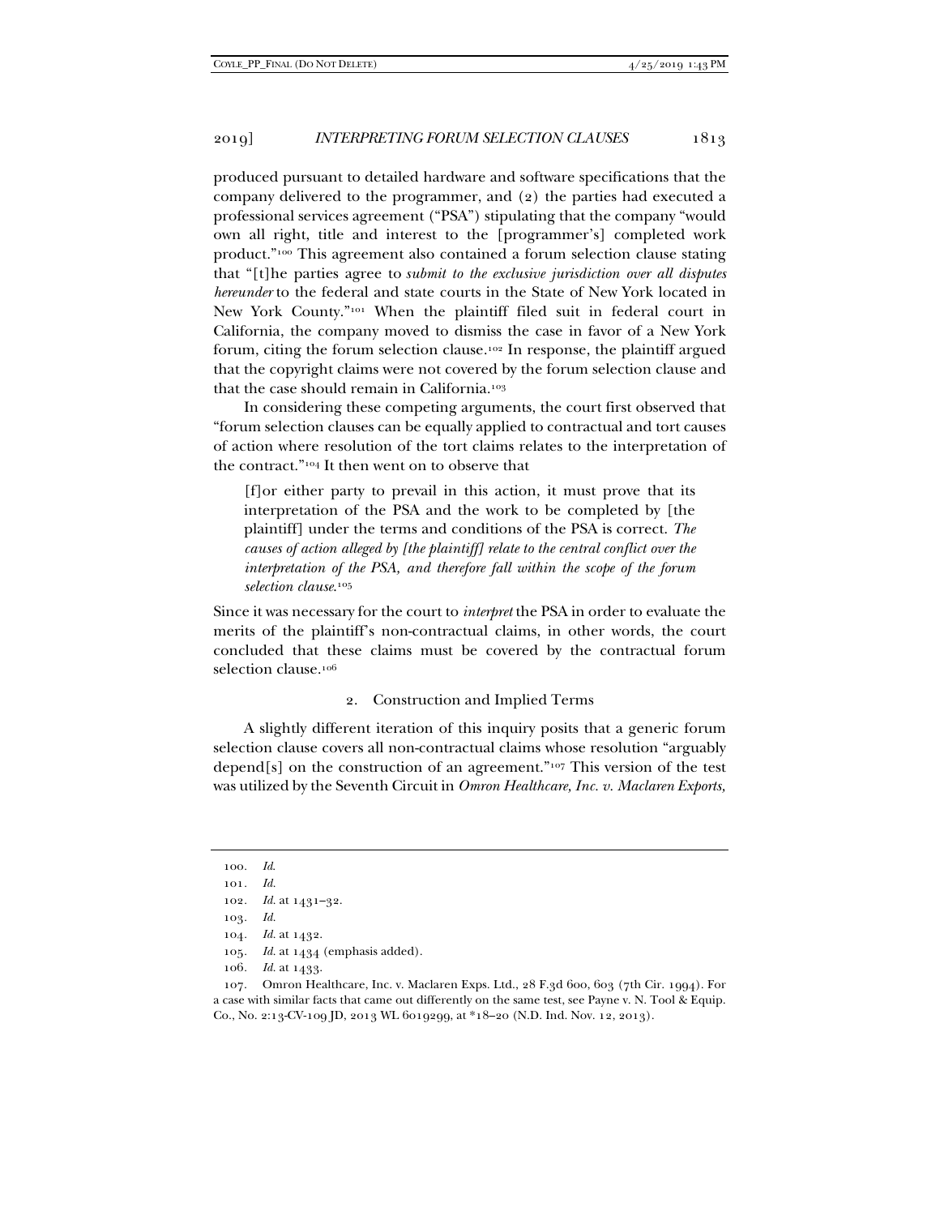produced pursuant to detailed hardware and software specifications that the company delivered to the programmer, and (2) the parties had executed a professional services agreement ("PSA") stipulating that the company "would own all right, title and interest to the [programmer's] completed work product."[100] This agreement also contained a forum selection clause stating that "[t]he parties agree to *submit to the exclusive jurisdiction over all disputes hereunder* to the federal and state courts in the State of New York located in New York County."[101] When the plaintiff filed suit in federal court in California, the company moved to dismiss the case in favor of a New York forum, citing the forum selection clause.[102] In response, the plaintiff argued that the copyright claims were not covered by the forum selection clause and that the case should remain in California.[103]

In considering these competing arguments, the court first observed that "forum selection clauses can be equally applied to contractual and tort causes of action where resolution of the tort claims relates to the interpretation of the contract."[104] It then went on to observe that

> [f]or either party to prevail in this action, it must prove that its interpretation of the PSA and the work to be completed by [the plaintiff] under the terms and conditions of the PSA is correct. *The causes of action alleged by [the plaintiff] relate to the central conflict over the interpretation of the PSA, and therefore fall within the scope of the forum selection clause.*[105]

Since it was necessary for the court to *interpret* the PSA in order to evaluate the merits of the plaintiff's non-contractual claims, in other words, the court concluded that these claims must be covered by the contractual forum selection clause.[106]

### 2. Construction and Implied Terms

A slightly different iteration of this inquiry posits that a generic forum selection clause covers all non-contractual claims whose resolution "arguably depend[s] on the construction of an agreement."[107] This version of the test was utilized by the Seventh Circuit in *Omron Healthcare, Inc. v. Maclaren Exports,*

---

100. *Id.*

101. *Id.*

102. *Id.* at 1431–32.

103. *Id.*

104. *Id.* at 1432.

105. *Id.* at 1434 (emphasis added).

106. *Id.* at 1433.

107. Omron Healthcare, Inc. v. Maclaren Exps. Ltd., 28 F.3d 600, 603 (7th Cir. 1994). For a case with similar facts that came out differently on the same test, see Payne v. N. Tool & Equip. Co., No. 2:13-CV-109 JD, 2013 WL 6019299, at *18–20 (N.D. Ind. Nov. 12, 2013).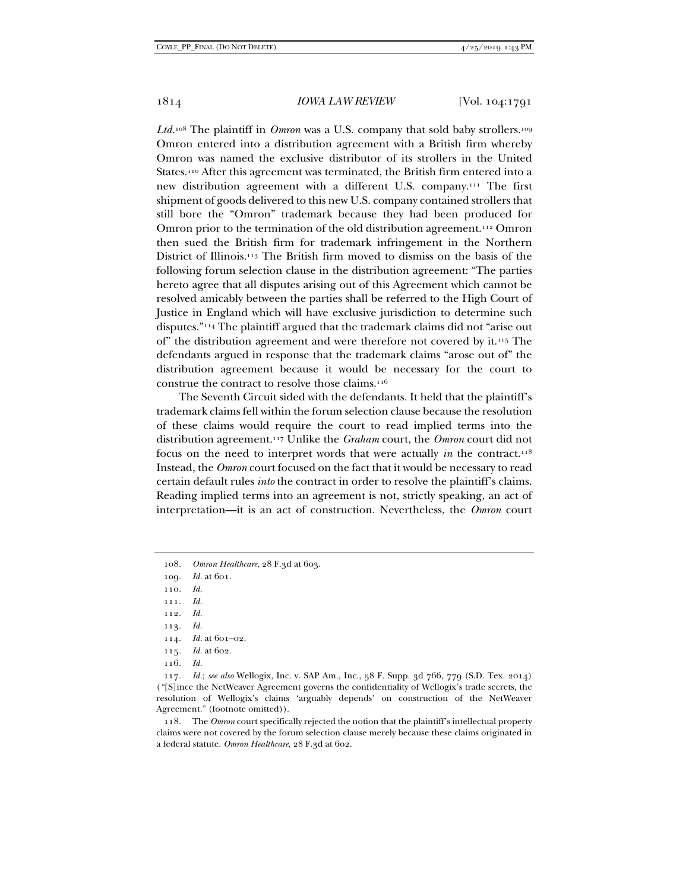*Ltd.*[108] The plaintiff in *Omron* was a U.S. company that sold baby strollers.[109] Omron entered into a distribution agreement with a British firm whereby Omron was named the exclusive distributor of its strollers in the United States.[110] After this agreement was terminated, the British firm entered into a new distribution agreement with a different U.S. company.[111] The first shipment of goods delivered to this new U.S. company contained strollers that still bore the "Omron" trademark because they had been produced for Omron prior to the termination of the old distribution agreement.[112] Omron then sued the British firm for trademark infringement in the Northern District of Illinois.[113] The British firm moved to dismiss on the basis of the following forum selection clause in the distribution agreement: "The parties hereto agree that all disputes arising out of this Agreement which cannot be resolved amicably between the parties shall be referred to the High Court of Justice in England which will have exclusive jurisdiction to determine such disputes."[114] The plaintiff argued that the trademark claims did not "arise out of" the distribution agreement and were therefore not covered by it.[115] The defendants argued in response that the trademark claims "arose out of" the distribution agreement because it would be necessary for the court to construe the contract to resolve those claims.[116]

The Seventh Circuit sided with the defendants. It held that the plaintiff's trademark claims fell within the forum selection clause because the resolution of these claims would require the court to read implied terms into the distribution agreement.[117] Unlike the *Graham* court, the *Omron* court did not focus on the need to interpret words that were actually *in* the contract.[118] Instead, the *Omron* court focused on the fact that it would be necessary to read certain default rules *into* the contract in order to resolve the plaintiff's claims. Reading implied terms into an agreement is not, strictly speaking, an act of interpretation—it is an act of construction. Nevertheless, the *Omron* court

108. *Omron Healthcare*, 28 F.3d at 603.

109. *Id.* at 601.

110. *Id.*

111. *Id.*

112. *Id.*

113. *Id.*

114. *Id.* at 601–02.

115. *Id.* at 602.

116. *Id.*

117. *Id.*; *see also* Wellogix, Inc. v. SAP Am., Inc., 58 F. Supp. 3d 766, 779 (S.D. Tex. 2014) ("[S]ince the NetWeaver Agreement governs the confidentiality of Wellogix's trade secrets, the resolution of Wellogix's claims 'arguably depends' on construction of the NetWeaver Agreement." (footnote omitted)).

118. The *Omron* court specifically rejected the notion that the plaintiff's intellectual property claims were not covered by the forum selection clause merely because these claims originated in a federal statute. *Omron Healthcare*, 28 F.3d at 602.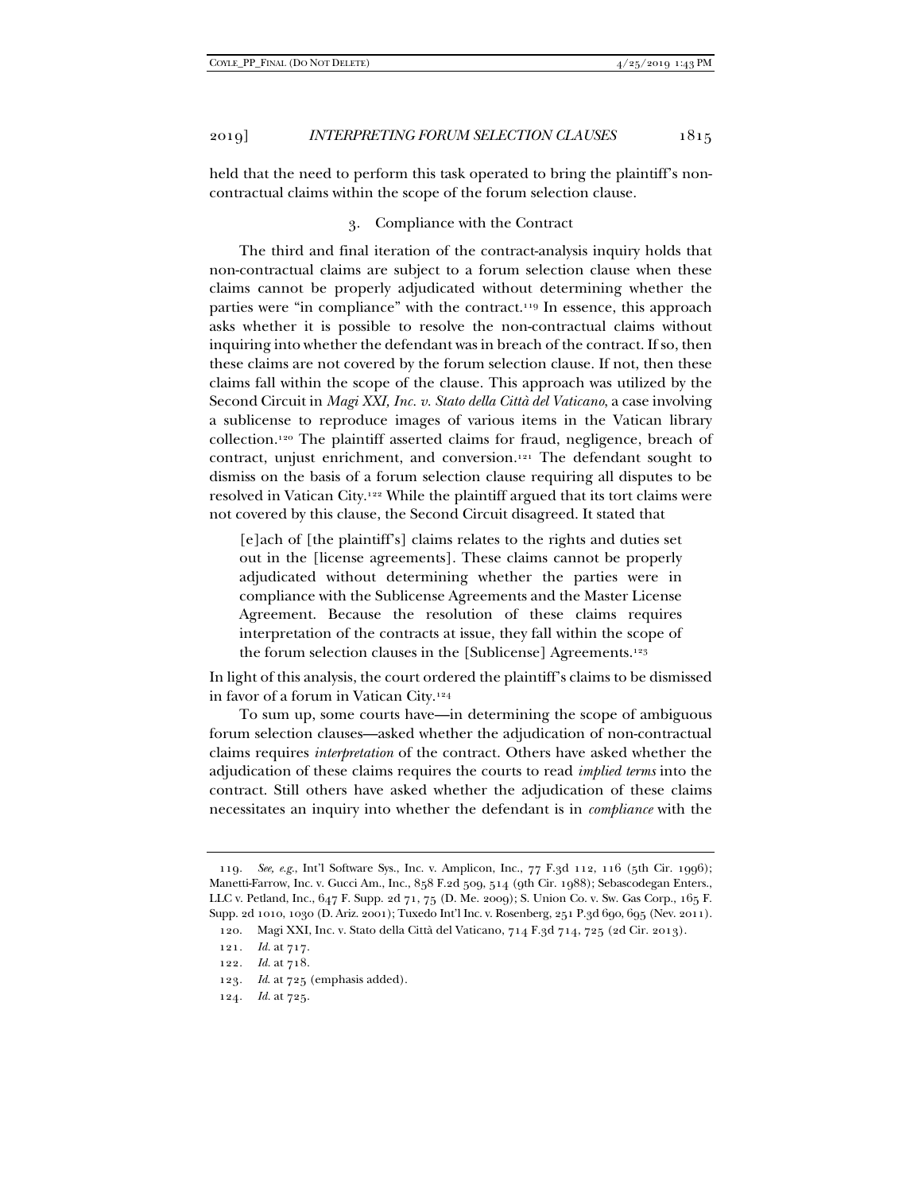held that the need to perform this task operated to bring the plaintiff's non-contractual claims within the scope of the forum selection clause.

### 3. Compliance with the Contract

The third and final iteration of the contract-analysis inquiry holds that non-contractual claims are subject to a forum selection clause when these claims cannot be properly adjudicated without determining whether the parties were "in compliance" with the contract.[119] In essence, this approach asks whether it is possible to resolve the non-contractual claims without inquiring into whether the defendant was in breach of the contract. If so, then these claims are not covered by the forum selection clause. If not, then these claims fall within the scope of the clause. This approach was utilized by the Second Circuit in *Magi XXI, Inc. v. Stato della Città del Vaticano*, a case involving a sublicense to reproduce images of various items in the Vatican library collection.[120] The plaintiff asserted claims for fraud, negligence, breach of contract, unjust enrichment, and conversion.[121] The defendant sought to dismiss on the basis of a forum selection clause requiring all disputes to be resolved in Vatican City.[122] While the plaintiff argued that its tort claims were not covered by this clause, the Second Circuit disagreed. It stated that

> [e]ach of [the plaintiff's] claims relates to the rights and duties set out in the [license agreements]. These claims cannot be properly adjudicated without determining whether the parties were in compliance with the Sublicense Agreements and the Master License Agreement. Because the resolution of these claims requires interpretation of the contracts at issue, they fall within the scope of the forum selection clauses in the [Sublicense] Agreements.[123]

In light of this analysis, the court ordered the plaintiff's claims to be dismissed in favor of a forum in Vatican City.[124]

To sum up, some courts have—in determining the scope of ambiguous forum selection clauses—asked whether the adjudication of non-contractual claims requires *interpretation* of the contract. Others have asked whether the adjudication of these claims requires the courts to read *implied terms* into the contract. Still others have asked whether the adjudication of these claims necessitates an inquiry into whether the defendant is in *compliance* with the

---

119. *See, e.g.*, Int'l Software Sys., Inc. v. Amplicon, Inc., 77 F.3d 112, 116 (5th Cir. 1996); Manetti-Farrow, Inc. v. Gucci Am., Inc., 858 F.2d 509, 514 (9th Cir. 1988); Sebascodegan Enters., LLC v. Petland, Inc., 647 F. Supp. 2d 71, 75 (D. Me. 2009); S. Union Co. v. Sw. Gas Corp., 165 F. Supp. 2d 1010, 1030 (D. Ariz. 2001); Tuxedo Int'l Inc. v. Rosenberg, 251 P.3d 690, 695 (Nev. 2011).

120. Magi XXI, Inc. v. Stato della Città del Vaticano, 714 F.3d 714, 725 (2d Cir. 2013).

121. *Id.* at 717.

122. *Id.* at 718.

123. *Id.* at 725 (emphasis added).

124. *Id.* at 725.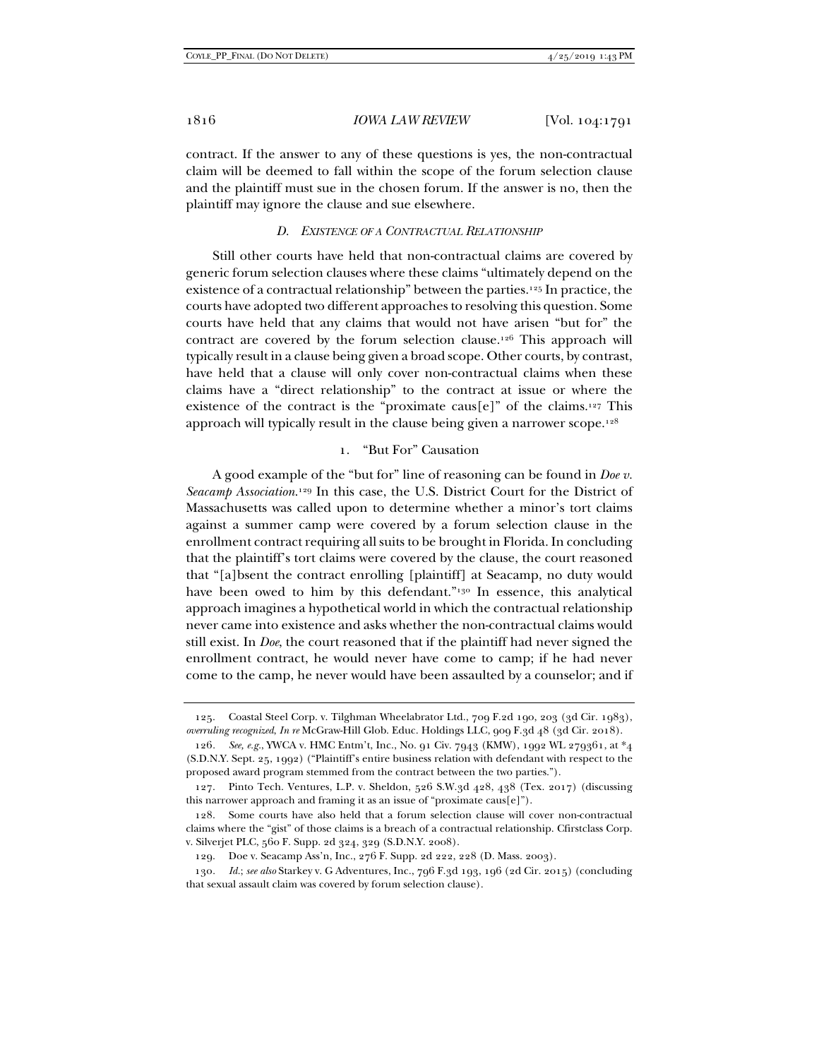contract. If the answer to any of these questions is yes, the non-contractual claim will be deemed to fall within the scope of the forum selection clause and the plaintiff must sue in the chosen forum. If the answer is no, then the plaintiff may ignore the clause and sue elsewhere.

### *D. Existence of a Contractual Relationship*

Still other courts have held that non-contractual claims are covered by generic forum selection clauses where these claims "ultimately depend on the existence of a contractual relationship" between the parties.[125] In practice, the courts have adopted two different approaches to resolving this question. Some courts have held that any claims that would not have arisen "but for" the contract are covered by the forum selection clause.[126] This approach will typically result in a clause being given a broad scope. Other courts, by contrast, have held that a clause will only cover non-contractual claims when these claims have a "direct relationship" to the contract at issue or where the existence of the contract is the "proximate caus[e]" of the claims.[127] This approach will typically result in the clause being given a narrower scope.[128]

#### 1. "But For" Causation

A good example of the "but for" line of reasoning can be found in *Doe v. Seacamp Association*.[129] In this case, the U.S. District Court for the District of Massachusetts was called upon to determine whether a minor's tort claims against a summer camp were covered by a forum selection clause in the enrollment contract requiring all suits to be brought in Florida. In concluding that the plaintiff's tort claims were covered by the clause, the court reasoned that "[a]bsent the contract enrolling [plaintiff] at Seacamp, no duty would have been owed to him by this defendant."[130] In essence, this analytical approach imagines a hypothetical world in which the contractual relationship never came into existence and asks whether the non-contractual claims would still exist. In *Doe*, the court reasoned that if the plaintiff had never signed the enrollment contract, he would never have come to camp; if he had never come to the camp, he never would have been assaulted by a counselor; and if

---

125. Coastal Steel Corp. v. Tilghman Wheelabrator Ltd., 709 F.2d 190, 203 (3d Cir. 1983), *overruling recognized*, *In re* McGraw-Hill Glob. Educ. Holdings LLC, 909 F.3d 48 (3d Cir. 2018).

126. *See, e.g.*, YWCA v. HMC Entm't, Inc., No. 91 Civ. 7943 (KMW), 1992 WL 279361, at *4 (S.D.N.Y. Sept. 25, 1992) ("Plaintiff's entire business relation with defendant with respect to the proposed award program stemmed from the contract between the two parties.").

127. Pinto Tech. Ventures, L.P. v. Sheldon, 526 S.W.3d 428, 438 (Tex. 2017) (discussing this narrower approach and framing it as an issue of "proximate caus[e]").

128. Some courts have also held that a forum selection clause will cover non-contractual claims where the "gist" of those claims is a breach of a contractual relationship. Cfirstclass Corp. v. Silverjet PLC, 560 F. Supp. 2d 324, 329 (S.D.N.Y. 2008).

129. Doe v. Seacamp Ass'n, Inc., 276 F. Supp. 2d 222, 228 (D. Mass. 2003).

130. *Id.*; *see also* Starkey v. G Adventures, Inc., 796 F.3d 193, 196 (2d Cir. 2015) (concluding that sexual assault claim was covered by forum selection clause).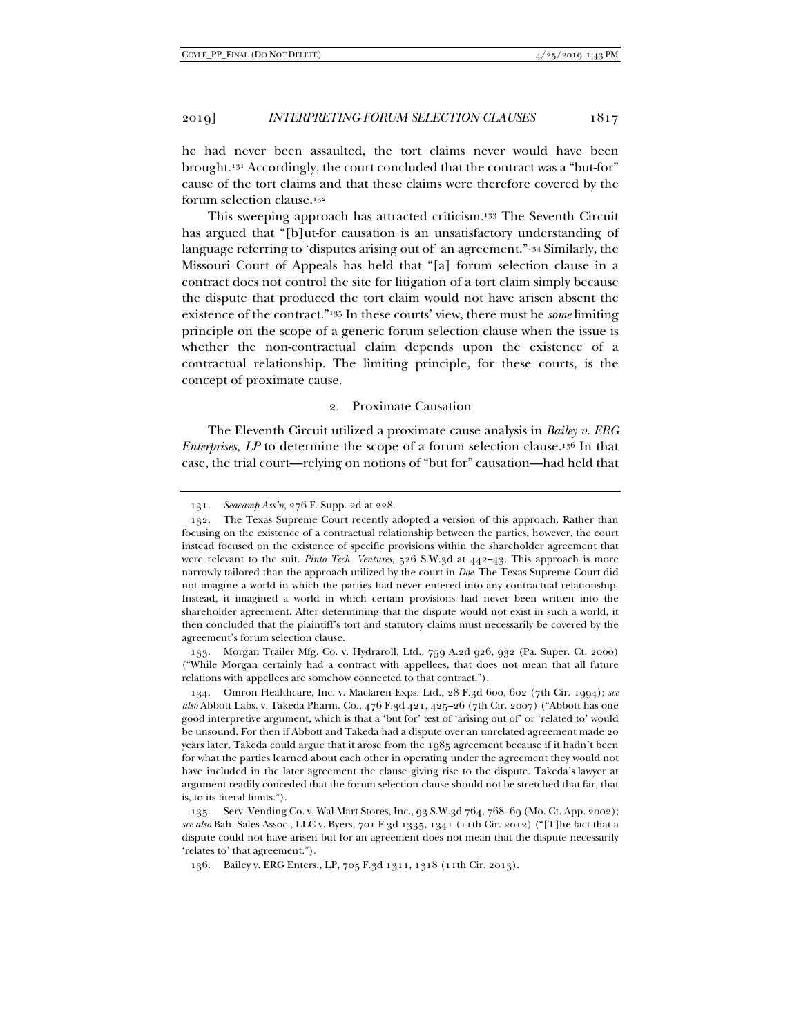he had never been assaulted, the tort claims never would have been brought.[131] Accordingly, the court concluded that the contract was a "but-for" cause of the tort claims and that these claims were therefore covered by the forum selection clause.[132]

This sweeping approach has attracted criticism.[133] The Seventh Circuit has argued that "[b]ut-for causation is an unsatisfactory understanding of language referring to 'disputes arising out of' an agreement."[134] Similarly, the Missouri Court of Appeals has held that "[a] forum selection clause in a contract does not control the site for litigation of a tort claim simply because the dispute that produced the tort claim would not have arisen absent the existence of the contract."[135] In these courts' view, there must be *some* limiting principle on the scope of a generic forum selection clause when the issue is whether the non-contractual claim depends upon the existence of a contractual relationship. The limiting principle, for these courts, is the concept of proximate cause.

### 2. Proximate Causation

The Eleventh Circuit utilized a proximate cause analysis in *Bailey v. ERG Enterprises, LP* to determine the scope of a forum selection clause.[136] In that case, the trial court—relying on notions of "but for" causation—had held that

---

131. *Seacamp Ass'n*, 276 F. Supp. 2d at 228.

132. The Texas Supreme Court recently adopted a version of this approach. Rather than focusing on the existence of a contractual relationship between the parties, however, the court instead focused on the existence of specific provisions within the shareholder agreement that were relevant to the suit. *Pinto Tech. Ventures*, 526 S.W.3d at 442–43. This approach is more narrowly tailored than the approach utilized by the court in *Doe*. The Texas Supreme Court did not imagine a world in which the parties had never entered into any contractual relationship. Instead, it imagined a world in which certain provisions had never been written into the shareholder agreement. After determining that the dispute would not exist in such a world, it then concluded that the plaintiff's tort and statutory claims must necessarily be covered by the agreement's forum selection clause.

133. Morgan Trailer Mfg. Co. v. Hydraroll, Ltd., 759 A.2d 926, 932 (Pa. Super. Ct. 2000) ("While Morgan certainly had a contract with appellees, that does not mean that all future relations with appellees are somehow connected to that contract.").

134. Omron Healthcare, Inc. v. Maclaren Exps. Ltd., 28 F.3d 600, 602 (7th Cir. 1994); *see also* Abbott Labs. v. Takeda Pharm. Co., 476 F.3d 421, 425–26 (7th Cir. 2007) ("Abbott has one good interpretive argument, which is that a 'but for' test of 'arising out of' or 'related to' would be unsound. For then if Abbott and Takeda had a dispute over an unrelated agreement made 20 years later, Takeda could argue that it arose from the 1985 agreement because if it hadn't been for what the parties learned about each other in operating under the agreement they would not have included in the later agreement the clause giving rise to the dispute. Takeda's lawyer at argument readily conceded that the forum selection clause should not be stretched that far, that is, to its literal limits.").

135. Serv. Vending Co. v. Wal-Mart Stores, Inc., 93 S.W.3d 764, 768–69 (Mo. Ct. App. 2002); *see also* Bah. Sales Assoc., LLC v. Byers, 701 F.3d 1335, 1341 (11th Cir. 2012) ("[T]he fact that a dispute could not have arisen but for an agreement does not mean that the dispute necessarily 'relates to' that agreement.").

136. Bailey v. ERG Enters., LP, 705 F.3d 1311, 1318 (11th Cir. 2013).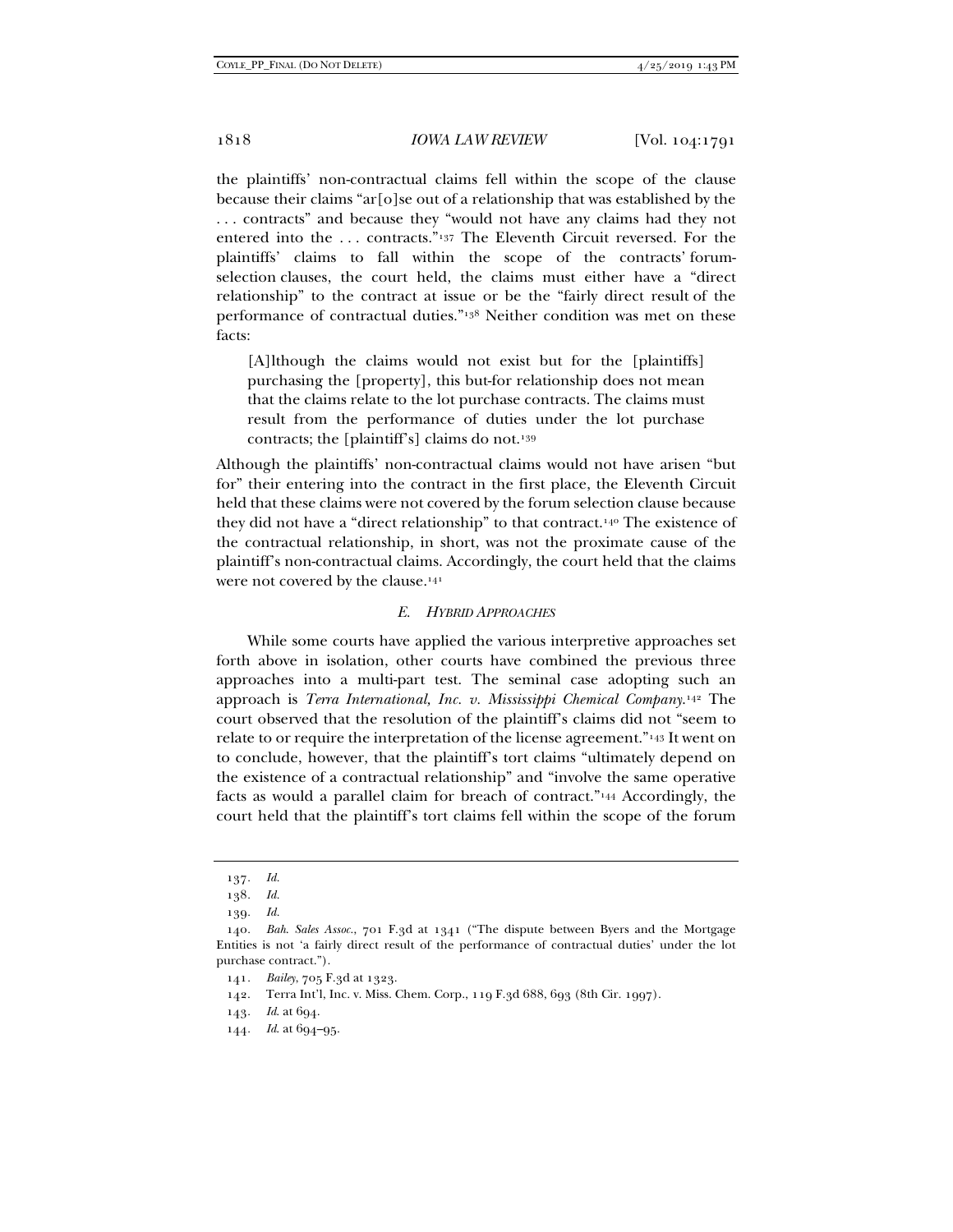the plaintiffs' non-contractual claims fell within the scope of the clause because their claims "ar[o]se out of a relationship that was established by the . . . contracts" and because they "would not have any claims had they not entered into the . . . contracts."[137] The Eleventh Circuit reversed. For the plaintiffs' claims to fall within the scope of the contracts' forum-selection clauses, the court held, the claims must either have a "direct relationship" to the contract at issue or be the "fairly direct result of the performance of contractual duties."[138] Neither condition was met on these facts:

> [A]lthough the claims would not exist but for the [plaintiffs] purchasing the [property], this but-for relationship does not mean that the claims relate to the lot purchase contracts. The claims must result from the performance of duties under the lot purchase contracts; the [plaintiff's] claims do not.[139]

Although the plaintiffs' non-contractual claims would not have arisen "but for" their entering into the contract in the first place, the Eleventh Circuit held that these claims were not covered by the forum selection clause because they did not have a "direct relationship" to that contract.[140] The existence of the contractual relationship, in short, was not the proximate cause of the plaintiff's non-contractual claims. Accordingly, the court held that the claims were not covered by the clause.[141]

### *E. Hybrid Approaches*

While some courts have applied the various interpretive approaches set forth above in isolation, other courts have combined the previous three approaches into a multi-part test. The seminal case adopting such an approach is *Terra International, Inc. v. Mississippi Chemical Company*.[142] The court observed that the resolution of the plaintiff's claims did not "seem to relate to or require the interpretation of the license agreement."[143] It went on to conclude, however, that the plaintiff's tort claims "ultimately depend on the existence of a contractual relationship" and "involve the same operative facts as would a parallel claim for breach of contract."[144] Accordingly, the court held that the plaintiff's tort claims fell within the scope of the forum

---

137. *Id.*

138. *Id.*

139. *Id.*

140. *Bah. Sales Assoc.*, 701 F.3d at 1341 ("The dispute between Byers and the Mortgage Entities is not 'a fairly direct result of the performance of contractual duties' under the lot purchase contract.").

141. *Bailey*, 705 F.3d at 1323.

142. Terra Int'l, Inc. v. Miss. Chem. Corp., 119 F.3d 688, 693 (8th Cir. 1997).

143. *Id.* at 694.

144. *Id.* at 694–95.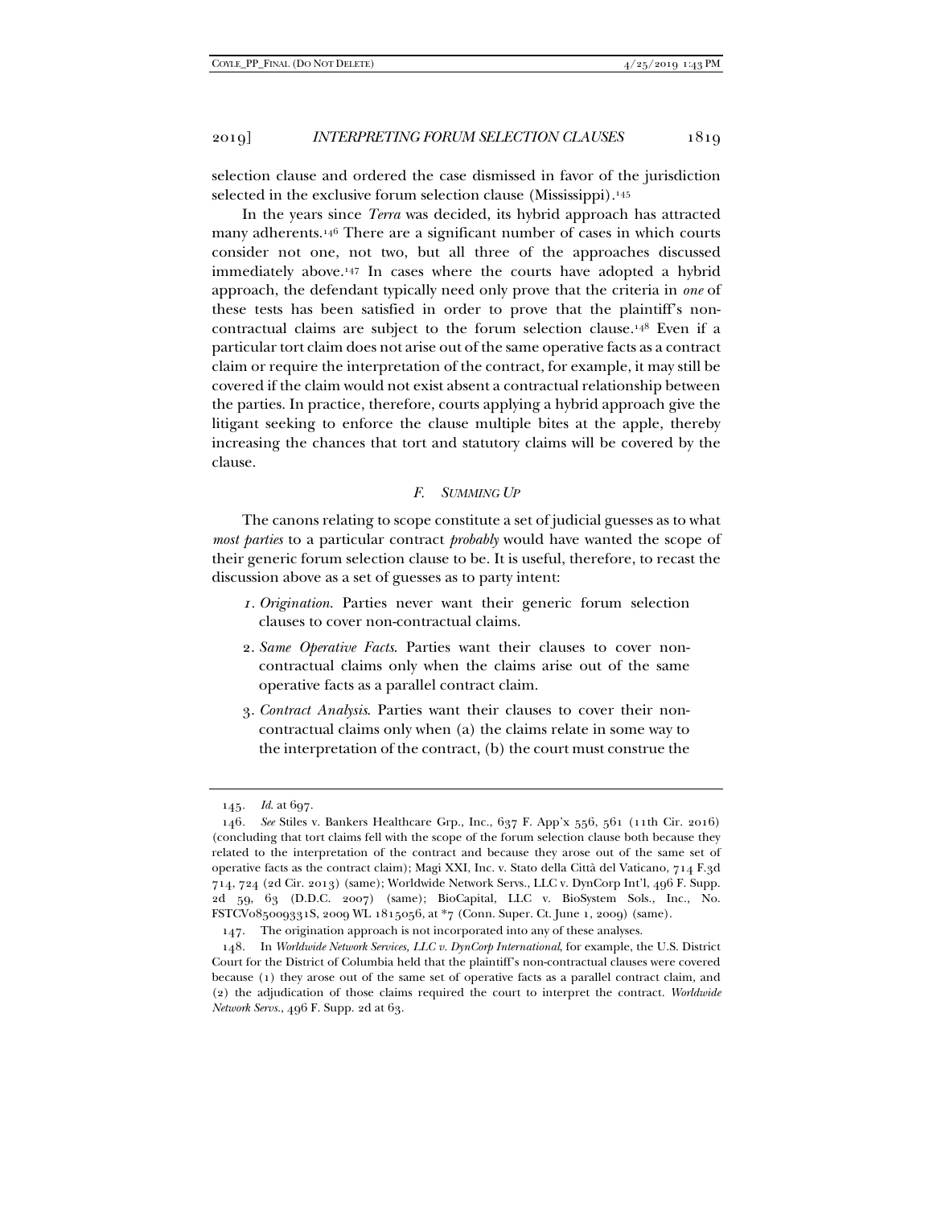selection clause and ordered the case dismissed in favor of the jurisdiction selected in the exclusive forum selection clause (Mississippi).[145]

In the years since *Terra* was decided, its hybrid approach has attracted many adherents.[146] There are a significant number of cases in which courts consider not one, not two, but all three of the approaches discussed immediately above.[147] In cases where the courts have adopted a hybrid approach, the defendant typically need only prove that the criteria in *one* of these tests has been satisfied in order to prove that the plaintiff's non-contractual claims are subject to the forum selection clause.[148] Even if a particular tort claim does not arise out of the same operative facts as a contract claim or require the interpretation of the contract, for example, it may still be covered if the claim would not exist absent a contractual relationship between the parties. In practice, therefore, courts applying a hybrid approach give the litigant seeking to enforce the clause multiple bites at the apple, thereby increasing the chances that tort and statutory claims will be covered by the clause.

### *F. Summing Up*

The canons relating to scope constitute a set of judicial guesses as to what *most parties* to a particular contract *probably* would have wanted the scope of their generic forum selection clause to be. It is useful, therefore, to recast the discussion above as a set of guesses as to party intent:

1. *Origination*. Parties never want their generic forum selection clauses to cover non-contractual claims.
2. *Same Operative Facts*. Parties want their clauses to cover non-contractual claims only when the claims arise out of the same operative facts as a parallel contract claim.
3. *Contract Analysis*. Parties want their clauses to cover their non-contractual claims only when (a) the claims relate in some way to the interpretation of the contract, (b) the court must construe the

---

145. *Id.* at 697.

146. *See* Stiles v. Bankers Healthcare Grp., Inc., 637 F. App'x 556, 561 (11th Cir. 2016) (concluding that tort claims fell with the scope of the forum selection clause both because they related to the interpretation of the contract and because they arose out of the same set of operative facts as the contract claim); Magi XXI, Inc. v. Stato della Città del Vaticano, 714 F.3d 714, 724 (2d Cir. 2013) (same); Worldwide Network Servs., LLC v. DynCorp Int'l, 496 F. Supp. 2d 59, 63 (D.D.C. 2007) (same); BioCapital, LLC v. BioSystem Sols., Inc., No. FSTCV085009331S, 2009 WL 1815056, at *7 (Conn. Super. Ct. June 1, 2009) (same).

147. The origination approach is not incorporated into any of these analyses.

148. In *Worldwide Network Services, LLC v. DynCorp International*, for example, the U.S. District Court for the District of Columbia held that the plaintiff's non-contractual clauses were covered because (1) they arose out of the same set of operative facts as a parallel contract claim, and (2) the adjudication of those claims required the court to interpret the contract. *Worldwide Network Servs.*, 496 F. Supp. 2d at 63.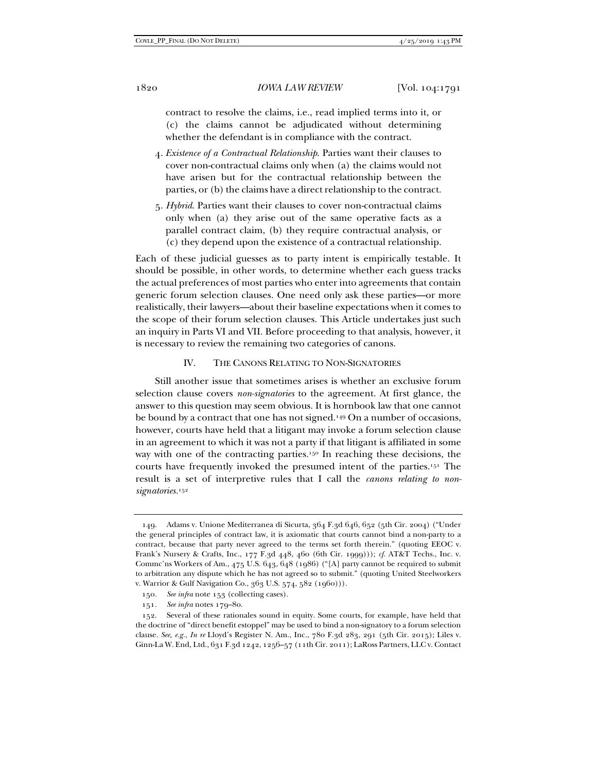contract to resolve the claims, i.e., read implied terms into it, or (c) the claims cannot be adjudicated without determining whether the defendant is in compliance with the contract.

4. *Existence of a Contractual Relationship*. Parties want their clauses to cover non-contractual claims only when (a) the claims would not have arisen but for the contractual relationship between the parties, or (b) the claims have a direct relationship to the contract.

5. *Hybrid*. Parties want their clauses to cover non-contractual claims only when (a) they arise out of the same operative facts as a parallel contract claim, (b) they require contractual analysis, or (c) they depend upon the existence of a contractual relationship.

Each of these judicial guesses as to party intent is empirically testable. It should be possible, in other words, to determine whether each guess tracks the actual preferences of most parties who enter into agreements that contain generic forum selection clauses. One need only ask these parties—or more realistically, their lawyers—about their baseline expectations when it comes to the scope of their forum selection clauses. This Article undertakes just such an inquiry in Parts VI and VII. Before proceeding to that analysis, however, it is necessary to review the remaining two categories of canons.

## IV. THE CANONS RELATING TO NON-SIGNATORIES

Still another issue that sometimes arises is whether an exclusive forum selection clause covers *non-signatories* to the agreement. At first glance, the answer to this question may seem obvious. It is hornbook law that one cannot be bound by a contract that one has not signed.[149] On a number of occasions, however, courts have held that a litigant may invoke a forum selection clause in an agreement to which it was not a party if that litigant is affiliated in some way with one of the contracting parties.[150] In reaching these decisions, the courts have frequently invoked the presumed intent of the parties.[151] The result is a set of interpretive rules that I call the *canons relating to non-signatories*.[152]

---

149. Adams v. Unione Mediterranea di Sicurta, 364 F.3d 646, 652 (5th Cir. 2004) ("Under the general principles of contract law, it is axiomatic that courts cannot bind a non-party to a contract, because that party never agreed to the terms set forth therein." (quoting EEOC v. Frank's Nursery & Crafts, Inc., 177 F.3d 448, 460 (6th Cir. 1999))); *cf.* AT&T Techs., Inc. v. Commc'ns Workers of Am., 475 U.S. 643, 648 (1986) ("[A] party cannot be required to submit to arbitration any dispute which he has not agreed so to submit." (quoting United Steelworkers v. Warrior & Gulf Navigation Co., 363 U.S. 574, 582 (1960))).

150. *See infra* note 153 (collecting cases).

151. *See infra* notes 179–80.

152. Several of these rationales sound in equity. Some courts, for example, have held that the doctrine of "direct benefit estoppel" may be used to bind a non-signatory to a forum selection clause. *See, e.g.*, *In re* Lloyd's Register N. Am., Inc., 780 F.3d 283, 291 (5th Cir. 2015); Liles v. Ginn-La W. End, Ltd., 631 F.3d 1242, 1256–57 (11th Cir. 2011); LaRoss Partners, LLC v. Contact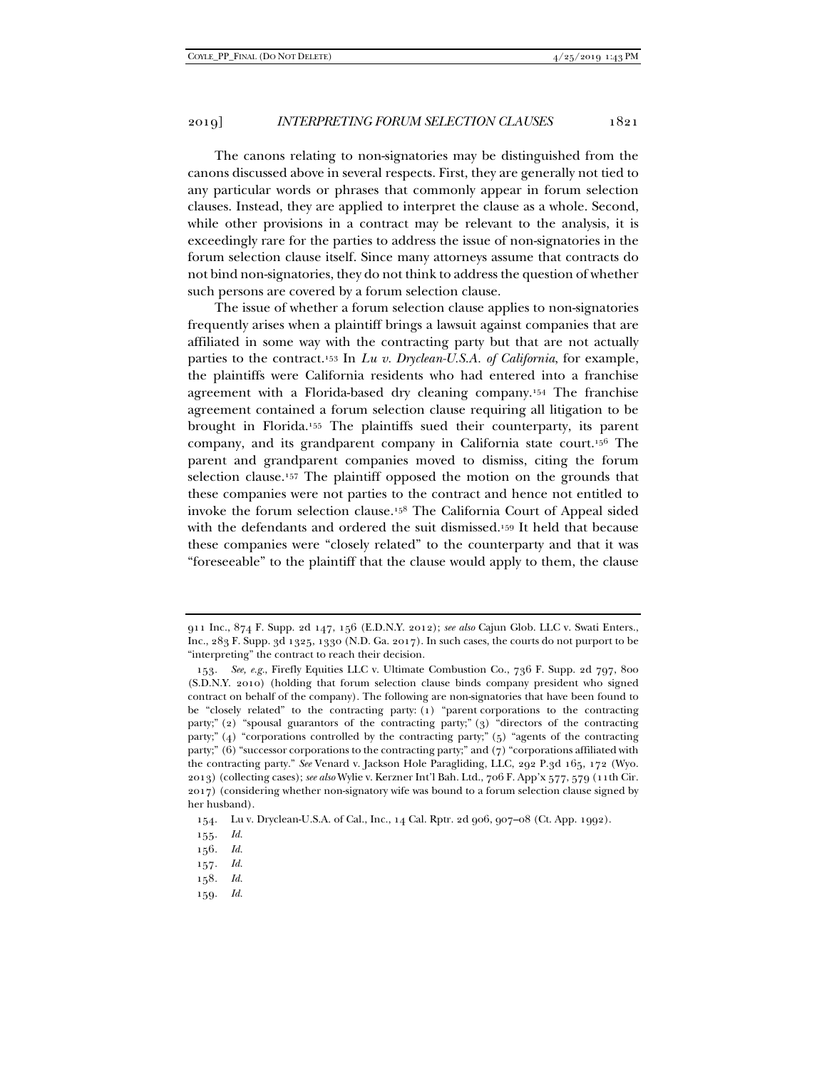The canons relating to non-signatories may be distinguished from the canons discussed above in several respects. First, they are generally not tied to any particular words or phrases that commonly appear in forum selection clauses. Instead, they are applied to interpret the clause as a whole. Second, while other provisions in a contract may be relevant to the analysis, it is exceedingly rare for the parties to address the issue of non-signatories in the forum selection clause itself. Since many attorneys assume that contracts do not bind non-signatories, they do not think to address the question of whether such persons are covered by a forum selection clause.

The issue of whether a forum selection clause applies to non-signatories frequently arises when a plaintiff brings a lawsuit against companies that are affiliated in some way with the contracting party but that are not actually parties to the contract.[153] In *Lu v. Dryclean-U.S.A. of California*, for example, the plaintiffs were California residents who had entered into a franchise agreement with a Florida-based dry cleaning company.[154] The franchise agreement contained a forum selection clause requiring all litigation to be brought in Florida.[155] The plaintiffs sued their counterparty, its parent company, and its grandparent company in California state court.[156] The parent and grandparent companies moved to dismiss, citing the forum selection clause.[157] The plaintiff opposed the motion on the grounds that these companies were not parties to the contract and hence not entitled to invoke the forum selection clause.[158] The California Court of Appeal sided with the defendants and ordered the suit dismissed.[159] It held that because these companies were "closely related" to the counterparty and that it was "foreseeable" to the plaintiff that the clause would apply to them, the clause

---

911 Inc., 874 F. Supp. 2d 147, 156 (E.D.N.Y. 2012); *see also* Cajun Glob. LLC v. Swati Enters., Inc., 283 F. Supp. 3d 1325, 1330 (N.D. Ga. 2017). In such cases, the courts do not purport to be "interpreting" the contract to reach their decision.

153. *See, e.g.*, Firefly Equities LLC v. Ultimate Combustion Co., 736 F. Supp. 2d 797, 800 (S.D.N.Y. 2010) (holding that forum selection clause binds company president who signed contract on behalf of the company). The following are non-signatories that have been found to be "closely related" to the contracting party: (1) "parent corporations to the contracting party;" (2) "spousal guarantors of the contracting party;" (3) "directors of the contracting party;" (4) "corporations controlled by the contracting party;" (5) "agents of the contracting party;" (6) "successor corporations to the contracting party;" and (7) "corporations affiliated with the contracting party." *See* Venard v. Jackson Hole Paragliding, LLC, 292 P.3d 165, 172 (Wyo. 2013) (collecting cases); *see also* Wylie v. Kerzner Int'l Bah. Ltd., 706 F. App'x 577, 579 (11th Cir. 2017) (considering whether non-signatory wife was bound to a forum selection clause signed by her husband).

154. Lu v. Dryclean-U.S.A. of Cal., Inc., 14 Cal. Rptr. 2d 906, 907–08 (Ct. App. 1992).

155. *Id.*

156. *Id.*

157. *Id.*

158. *Id.*

159. *Id.*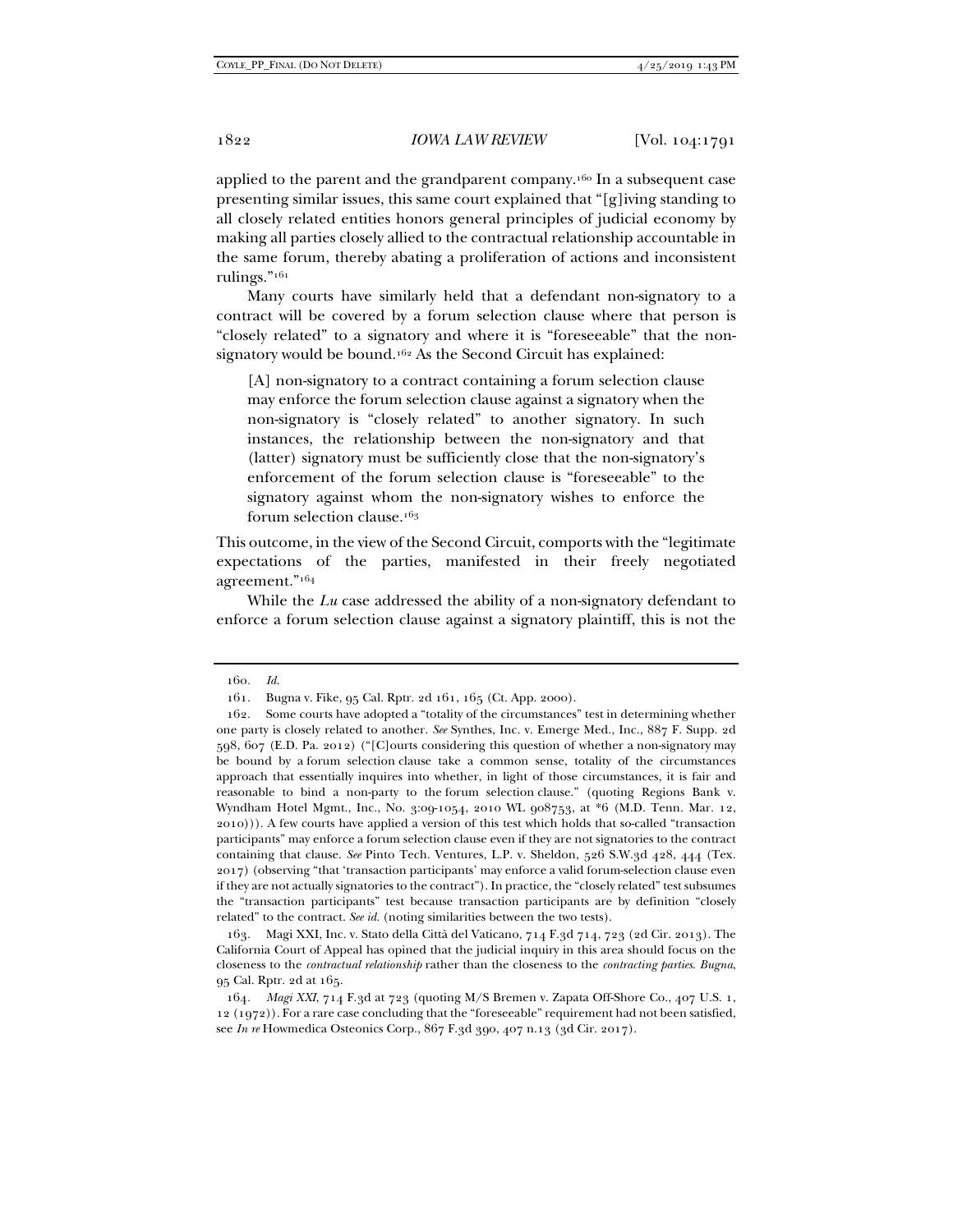applied to the parent and the grandparent company.[160] In a subsequent case presenting similar issues, this same court explained that "[g]iving standing to all closely related entities honors general principles of judicial economy by making all parties closely allied to the contractual relationship accountable in the same forum, thereby abating a proliferation of actions and inconsistent rulings."[161]

Many courts have similarly held that a defendant non-signatory to a contract will be covered by a forum selection clause where that person is "closely related" to a signatory and where it is "foreseeable" that the non-signatory would be bound.[162] As the Second Circuit has explained:

> [A] non-signatory to a contract containing a forum selection clause may enforce the forum selection clause against a signatory when the non-signatory is "closely related" to another signatory. In such instances, the relationship between the non-signatory and that (latter) signatory must be sufficiently close that the non-signatory's enforcement of the forum selection clause is "foreseeable" to the signatory against whom the non-signatory wishes to enforce the forum selection clause.[163]

This outcome, in the view of the Second Circuit, comports with the "legitimate expectations of the parties, manifested in their freely negotiated agreement."[164]

While the *Lu* case addressed the ability of a non-signatory defendant to enforce a forum selection clause against a signatory plaintiff, this is not the

---

160. *Id.*

161. Bugna v. Fike, 95 Cal. Rptr. 2d 161, 165 (Ct. App. 2000).

162. Some courts have adopted a "totality of the circumstances" test in determining whether one party is closely related to another. *See* Synthes, Inc. v. Emerge Med., Inc., 887 F. Supp. 2d 598, 607 (E.D. Pa. 2012) ("[C]ourts considering this question of whether a non-signatory may be bound by a forum selection clause take a common sense, totality of the circumstances approach that essentially inquires into whether, in light of those circumstances, it is fair and reasonable to bind a non-party to the forum selection clause." (quoting Regions Bank v. Wyndham Hotel Mgmt., Inc., No. 3:09-1054, 2010 WL 908753, at *6 (M.D. Tenn. Mar. 12, 2010))). A few courts have applied a version of this test which holds that so-called "transaction participants" may enforce a forum selection clause even if they are not signatories to the contract containing that clause. *See* Pinto Tech. Ventures, L.P. v. Sheldon, 526 S.W.3d 428, 444 (Tex. 2017) (observing "that 'transaction participants' may enforce a valid forum-selection clause even if they are not actually signatories to the contract"). In practice, the "closely related" test subsumes the "transaction participants" test because transaction participants are by definition "closely related" to the contract. *See id.* (noting similarities between the two tests).

163. Magi XXI, Inc. v. Stato della Città del Vaticano, 714 F.3d 714, 723 (2d Cir. 2013). The California Court of Appeal has opined that the judicial inquiry in this area should focus on the closeness to the *contractual relationship* rather than the closeness to the *contracting parties*. *Bugna*, 95 Cal. Rptr. 2d at 165.

164. *Magi XXI*, 714 F.3d at 723 (quoting M/S Bremen v. Zapata Off-Shore Co., 407 U.S. 1, 12 (1972)). For a rare case concluding that the "foreseeable" requirement had not been satisfied, see *In re* Howmedica Osteonics Corp., 867 F.3d 390, 407 n.13 (3d Cir. 2017).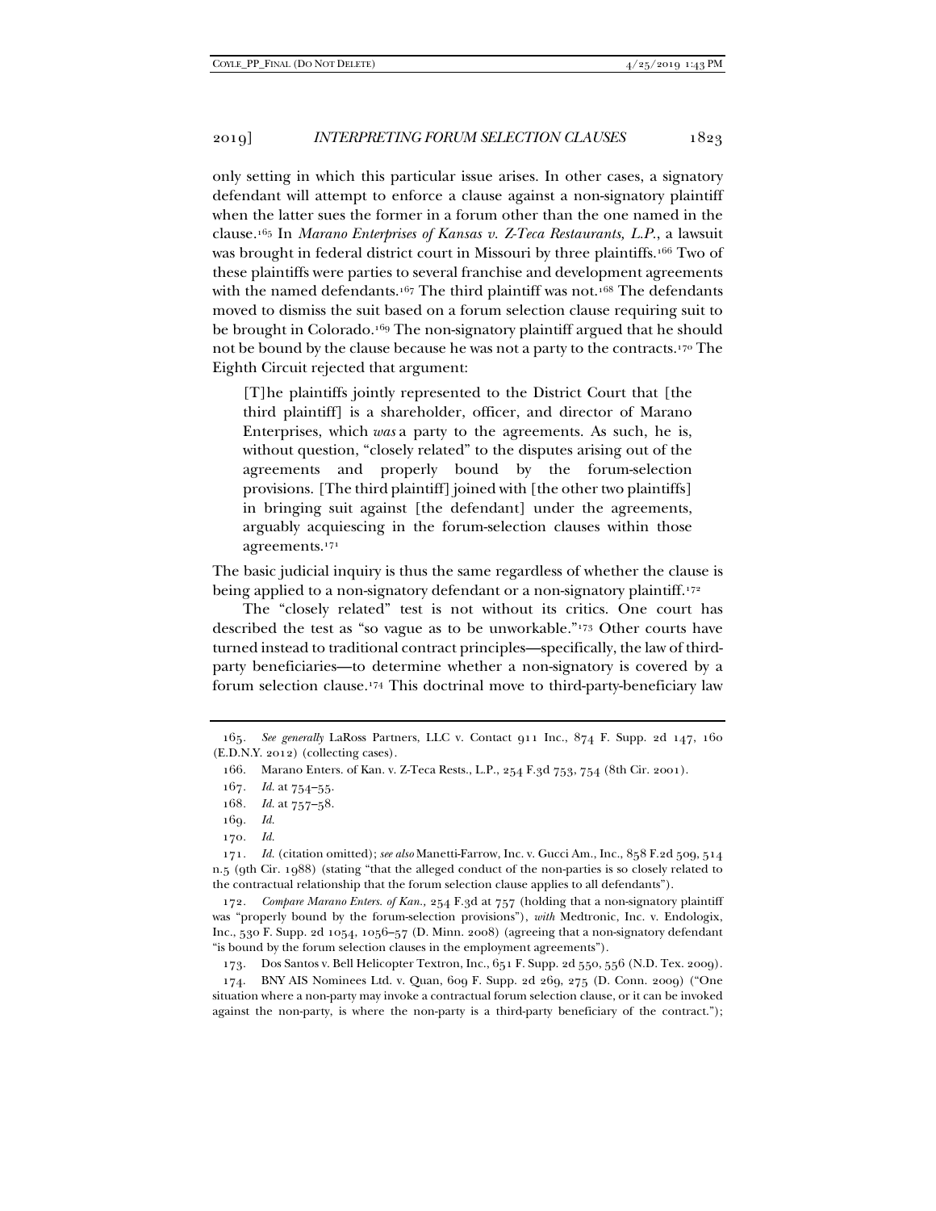only setting in which this particular issue arises. In other cases, a signatory defendant will attempt to enforce a clause against a non-signatory plaintiff when the latter sues the former in a forum other than the one named in the clause.[165] In *Marano Enterprises of Kansas v. Z-Teca Restaurants, L.P.*, a lawsuit was brought in federal district court in Missouri by three plaintiffs.[166] Two of these plaintiffs were parties to several franchise and development agreements with the named defendants.[167] The third plaintiff was not.[168] The defendants moved to dismiss the suit based on a forum selection clause requiring suit to be brought in Colorado.[169] The non-signatory plaintiff argued that he should not be bound by the clause because he was not a party to the contracts.[170] The Eighth Circuit rejected that argument:

> [T]he plaintiffs jointly represented to the District Court that [the third plaintiff] is a shareholder, officer, and director of Marano Enterprises, which *was* a party to the agreements. As such, he is, without question, "closely related" to the disputes arising out of the agreements and properly bound by the forum-selection provisions. [The third plaintiff] joined with [the other two plaintiffs] in bringing suit against [the defendant] under the agreements, arguably acquiescing in the forum-selection clauses within those agreements.[171]

The basic judicial inquiry is thus the same regardless of whether the clause is being applied to a non-signatory defendant or a non-signatory plaintiff.[172]

The "closely related" test is not without its critics. One court has described the test as "so vague as to be unworkable."[173] Other courts have turned instead to traditional contract principles—specifically, the law of third-party beneficiaries—to determine whether a non-signatory is covered by a forum selection clause.[174] This doctrinal move to third-party-beneficiary law

---

165. *See generally* LaRoss Partners, LLC v. Contact 911 Inc., 874 F. Supp. 2d 147, 160 (E.D.N.Y. 2012) (collecting cases).

166. Marano Enters. of Kan. v. Z-Teca Rests., L.P., 254 F.3d 753, 754 (8th Cir. 2001).

167. *Id.* at 754–55.

168. *Id.* at 757–58.

169. *Id.*

170. *Id.*

171. *Id.* (citation omitted); *see also* Manetti-Farrow, Inc. v. Gucci Am., Inc., 858 F.2d 509, 514 n.5 (9th Cir. 1988) (stating "that the alleged conduct of the non-parties is so closely related to the contractual relationship that the forum selection clause applies to all defendants").

172. *Compare Marano Enters. of Kan.*, 254 F.3d at 757 (holding that a non-signatory plaintiff was "properly bound by the forum-selection provisions"), *with* Medtronic, Inc. v. Endologix, Inc., 530 F. Supp. 2d 1054, 1056–57 (D. Minn. 2008) (agreeing that a non-signatory defendant "is bound by the forum selection clauses in the employment agreements").

173. Dos Santos v. Bell Helicopter Textron, Inc., 651 F. Supp. 2d 550, 556 (N.D. Tex. 2009).

174. BNY AIS Nominees Ltd. v. Quan, 609 F. Supp. 2d 269, 275 (D. Conn. 2009) ("One situation where a non-party may invoke a contractual forum selection clause, or it can be invoked against the non-party, is where the non-party is a third-party beneficiary of the contract.");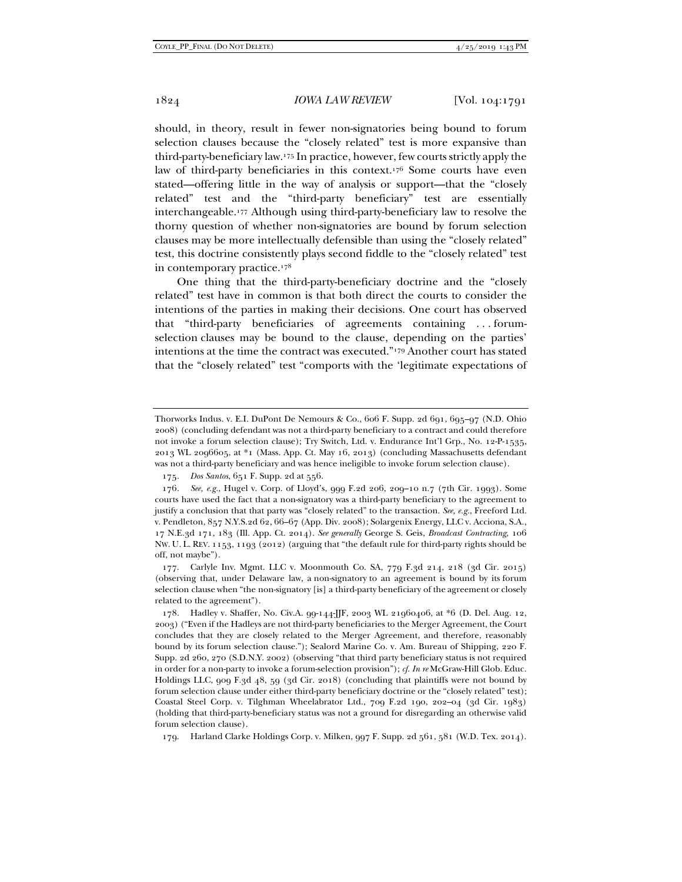should, in theory, result in fewer non-signatories being bound to forum selection clauses because the "closely related" test is more expansive than third-party-beneficiary law.[175] In practice, however, few courts strictly apply the law of third-party beneficiaries in this context.[176] Some courts have even stated—offering little in the way of analysis or support—that the "closely related" test and the "third-party beneficiary" test are essentially interchangeable.[177] Although using third-party-beneficiary law to resolve the thorny question of whether non-signatories are bound by forum selection clauses may be more intellectually defensible than using the "closely related" test, this doctrine consistently plays second fiddle to the "closely related" test in contemporary practice.[178]

One thing that the third-party-beneficiary doctrine and the "closely related" test have in common is that both direct the courts to consider the intentions of the parties in making their decisions. One court has observed that "third-party beneficiaries of agreements containing . . . forum-selection clauses may be bound to the clause, depending on the parties' intentions at the time the contract was executed."[179] Another court has stated that the "closely related" test "comports with the 'legitimate expectations of

---

Thorworks Indus. v. E.I. DuPont De Nemours & Co., 606 F. Supp. 2d 691, 695–97 (N.D. Ohio 2008) (concluding defendant was not a third-party beneficiary to a contract and could therefore not invoke a forum selection clause); Try Switch, Ltd. v. Endurance Int'l Grp., No. 12-P-1535, 2013 WL 2096605, at *1 (Mass. App. Ct. May 16, 2013) (concluding Massachusetts defendant was not a third-party beneficiary and was hence ineligible to invoke forum selection clause).

175. *Dos Santos*, 651 F. Supp. 2d at 556.

176. *See, e.g.*, Hugel v. Corp. of Lloyd's, 999 F.2d 206, 209–10 n.7 (7th Cir. 1993). Some courts have used the fact that a non-signatory was a third-party beneficiary to the agreement to justify a conclusion that that party was "closely related" to the transaction. *See, e.g.*, Freeford Ltd. v. Pendleton, 857 N.Y.S.2d 62, 66–67 (App. Div. 2008); Solargenix Energy, LLC v. Acciona, S.A., 17 N.E.3d 171, 183 (Ill. App. Ct. 2014). *See generally* George S. Geis, *Broadcast Contracting*, 106 NW. U. L. REV. 1153, 1193 (2012) (arguing that "the default rule for third-party rights should be off, not maybe").

177. Carlyle Inv. Mgmt. LLC v. Moonmouth Co. SA, 779 F.3d 214, 218 (3d Cir. 2015) (observing that, under Delaware law, a non-signatory to an agreement is bound by its forum selection clause when "the non-signatory [is] a third-party beneficiary of the agreement or closely related to the agreement").

178. Hadley v. Shaffer, No. Civ.A. 99-144-JJF, 2003 WL 21960406, at *6 (D. Del. Aug. 12, 2003) ("Even if the Hadleys are not third-party beneficiaries to the Merger Agreement, the Court concludes that they are closely related to the Merger Agreement, and therefore, reasonably bound by its forum selection clause."); Sealord Marine Co. v. Am. Bureau of Shipping, 220 F. Supp. 2d 260, 270 (S.D.N.Y. 2002) (observing "that third party beneficiary status is not required in order for a non-party to invoke a forum-selection provision"); *cf. In re* McGraw-Hill Glob. Educ. Holdings LLC, 909 F.3d 48, 59 (3d Cir. 2018) (concluding that plaintiffs were not bound by forum selection clause under either third-party beneficiary doctrine or the "closely related" test); Coastal Steel Corp. v. Tilghman Wheelabrator Ltd., 709 F.2d 190, 202–04 (3d Cir. 1983) (holding that third-party-beneficiary status was not a ground for disregarding an otherwise valid forum selection clause).

179. Harland Clarke Holdings Corp. v. Milken, 997 F. Supp. 2d 561, 581 (W.D. Tex. 2014).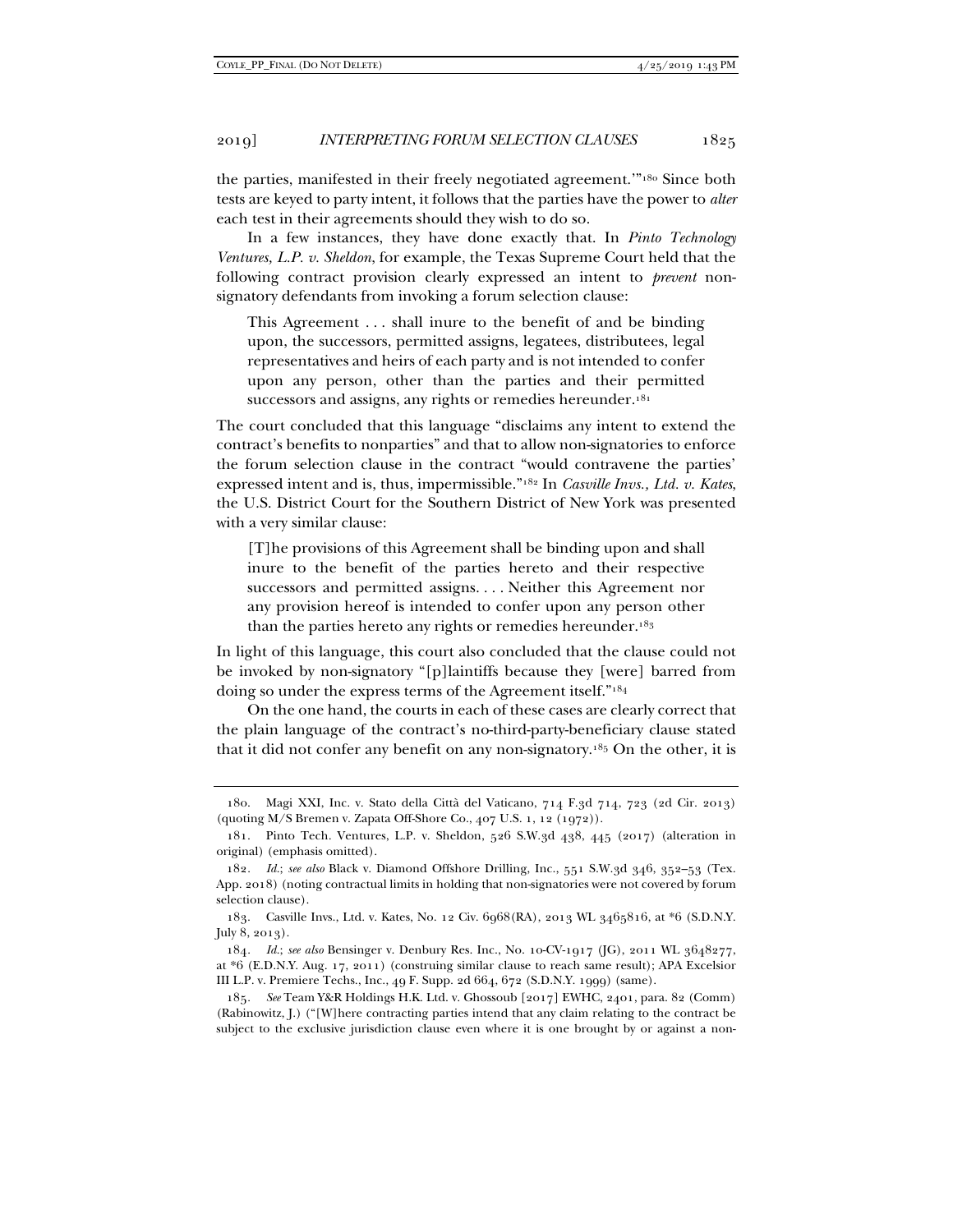the parties, manifested in their freely negotiated agreement.'"[180] Since both tests are keyed to party intent, it follows that the parties have the power to *alter* each test in their agreements should they wish to do so.

In a few instances, they have done exactly that. In *Pinto Technology Ventures, L.P. v. Sheldon*, for example, the Texas Supreme Court held that the following contract provision clearly expressed an intent to *prevent* non-signatory defendants from invoking a forum selection clause:

> This Agreement . . . shall inure to the benefit of and be binding upon, the successors, permitted assigns, legatees, distributees, legal representatives and heirs of each party and is not intended to confer upon any person, other than the parties and their permitted successors and assigns, any rights or remedies hereunder.[181]

The court concluded that this language "disclaims any intent to extend the contract's benefits to nonparties" and that to allow non-signatories to enforce the forum selection clause in the contract "would contravene the parties' expressed intent and is, thus, impermissible."[182] In *Casville Invs., Ltd. v. Kates*, the U.S. District Court for the Southern District of New York was presented with a very similar clause:

> [T]he provisions of this Agreement shall be binding upon and shall inure to the benefit of the parties hereto and their respective successors and permitted assigns. . . . Neither this Agreement nor any provision hereof is intended to confer upon any person other than the parties hereto any rights or remedies hereunder.[183]

In light of this language, this court also concluded that the clause could not be invoked by non-signatory "[p]laintiffs because they [were] barred from doing so under the express terms of the Agreement itself."[184]

On the one hand, the courts in each of these cases are clearly correct that the plain language of the contract's no-third-party-beneficiary clause stated that it did not confer any benefit on any non-signatory.[185] On the other, it is

---

180. Magi XXI, Inc. v. Stato della Città del Vaticano, 714 F.3d 714, 723 (2d Cir. 2013) (quoting M/S Bremen v. Zapata Off-Shore Co., 407 U.S. 1, 12 (1972)).

181. Pinto Tech. Ventures, L.P. v. Sheldon, 526 S.W.3d 438, 445 (2017) (alteration in original) (emphasis omitted).

182. *Id.*; *see also* Black v. Diamond Offshore Drilling, Inc., 551 S.W.3d 346, 352–53 (Tex. App. 2018) (noting contractual limits in holding that non-signatories were not covered by forum selection clause).

183. Casville Invs., Ltd. v. Kates, No. 12 Civ. 6968(RA), 2013 WL 3465816, at *6 (S.D.N.Y. July 8, 2013).

184. *Id.*; *see also* Bensinger v. Denbury Res. Inc., No. 10-CV-1917 (JG), 2011 WL 3648277, at *6 (E.D.N.Y. Aug. 17, 2011) (construing similar clause to reach same result); APA Excelsior III L.P. v. Premiere Techs., Inc., 49 F. Supp. 2d 664, 672 (S.D.N.Y. 1999) (same).

185. *See* Team Y&R Holdings H.K. Ltd. v. Ghossoub [2017] EWHC, 2401, para. 82 (Comm) (Rabinowitz, J.) ("[W]here contracting parties intend that any claim relating to the contract be subject to the exclusive jurisdiction clause even where it is one brought by or against a non-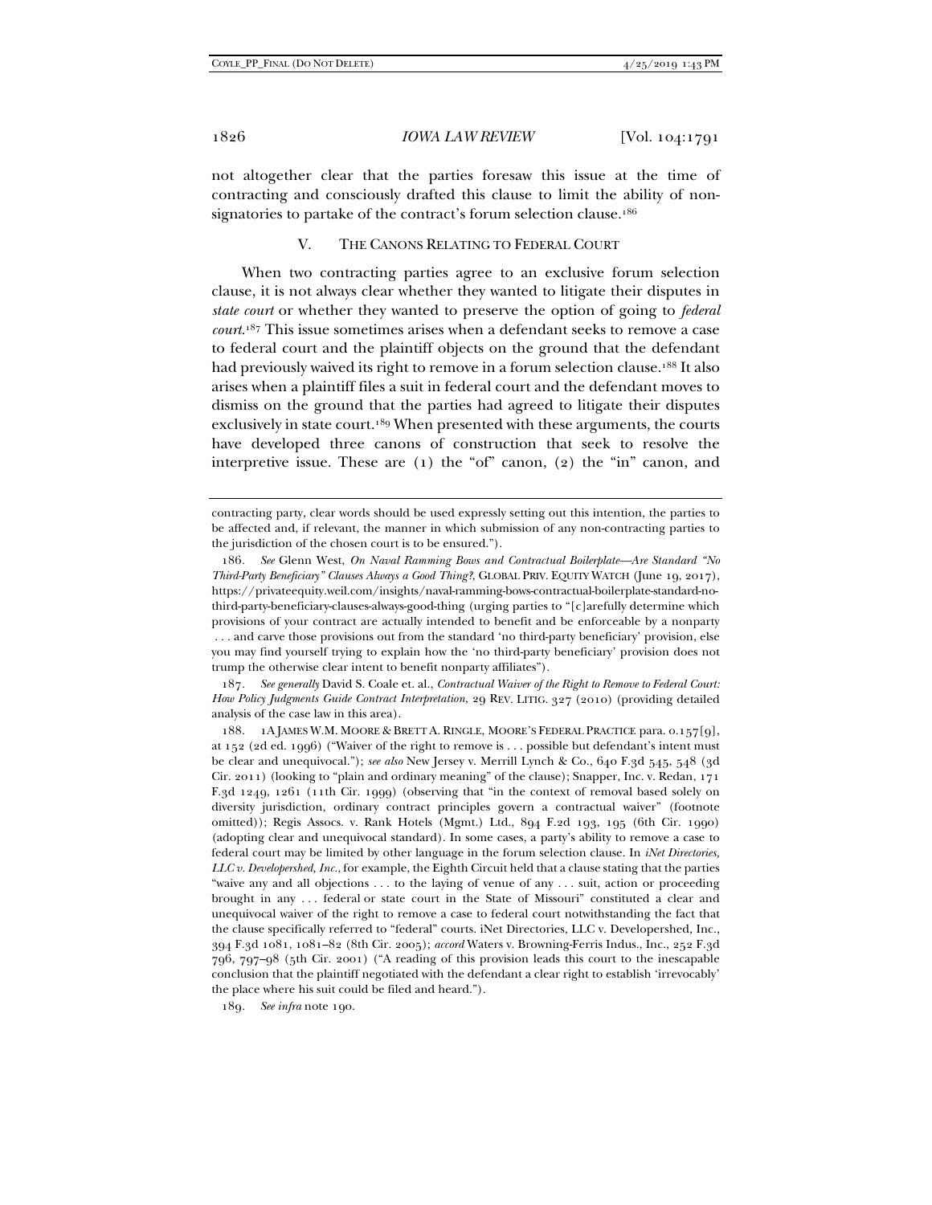not altogether clear that the parties foresaw this issue at the time of contracting and consciously drafted this clause to limit the ability of non-signatories to partake of the contract's forum selection clause.[186]

## V. THE CANONS RELATING TO FEDERAL COURT

When two contracting parties agree to an exclusive forum selection clause, it is not always clear whether they wanted to litigate their disputes in *state court* or whether they wanted to preserve the option of going to *federal court*.[187] This issue sometimes arises when a defendant seeks to remove a case to federal court and the plaintiff objects on the ground that the defendant had previously waived its right to remove in a forum selection clause.[188] It also arises when a plaintiff files a suit in federal court and the defendant moves to dismiss on the ground that the parties had agreed to litigate their disputes exclusively in state court.[189] When presented with these arguments, the courts have developed three canons of construction that seek to resolve the interpretive issue. These are (1) the "of" canon, (2) the "in" canon, and

---

contracting party, clear words should be used expressly setting out this intention, the parties to be affected and, if relevant, the manner in which submission of any non-contracting parties to the jurisdiction of the chosen court is to be ensured.").

186. *See* Glenn West, *On Naval Ramming Bows and Contractual Boilerplate—Are Standard "No Third-Party Beneficiary" Clauses Always a Good Thing?*, GLOBAL PRIV. EQUITY WATCH (June 19, 2017), https://privateequity.weil.com/insights/naval-ramming-bows-contractual-boilerplate-standard-no-third-party-beneficiary-clauses-always-good-thing (urging parties to "[c]arefully determine which provisions of your contract are actually intended to benefit and be enforceable by a nonparty . . . and carve those provisions out from the standard 'no third-party beneficiary' provision, else you may find yourself trying to explain how the 'no third-party beneficiary' provision does not trump the otherwise clear intent to benefit nonparty affiliates").

187. *See generally* David S. Coale et. al., *Contractual Waiver of the Right to Remove to Federal Court: How Policy Judgments Guide Contract Interpretation*, 29 REV. LITIG. 327 (2010) (providing detailed analysis of the case law in this area).

188. 1A JAMES W.M. MOORE & BRETT A. RINGLE, MOORE'S FEDERAL PRACTICE para. 0.157[9], at 152 (2d ed. 1996) ("Waiver of the right to remove is . . . possible but defendant's intent must be clear and unequivocal."); *see also* New Jersey v. Merrill Lynch & Co., 640 F.3d 545, 548 (3d Cir. 2011) (looking to "plain and ordinary meaning" of the clause); Snapper, Inc. v. Redan, 171 F.3d 1249, 1261 (11th Cir. 1999) (observing that "in the context of removal based solely on diversity jurisdiction, ordinary contract principles govern a contractual waiver" (footnote omitted)); Regis Assocs. v. Rank Hotels (Mgmt.) Ltd., 894 F.2d 193, 195 (6th Cir. 1990) (adopting clear and unequivocal standard). In some cases, a party's ability to remove a case to federal court may be limited by other language in the forum selection clause. In *iNet Directories, LLC v. Developershed, Inc.*, for example, the Eighth Circuit held that a clause stating that the parties "waive any and all objections . . . to the laying of venue of any . . . suit, action or proceeding brought in any . . . federal or state court in the State of Missouri" constituted a clear and unequivocal waiver of the right to remove a case to federal court notwithstanding the fact that the clause specifically referred to "federal" courts. iNet Directories, LLC v. Developershed, Inc., 394 F.3d 1081, 1081–82 (8th Cir. 2005); *accord* Waters v. Browning-Ferris Indus., Inc., 252 F.3d 796, 797–98 (5th Cir. 2001) ("A reading of this provision leads this court to the inescapable conclusion that the plaintiff negotiated with the defendant a clear right to establish 'irrevocably' the place where his suit could be filed and heard.").

189. *See infra* note 190.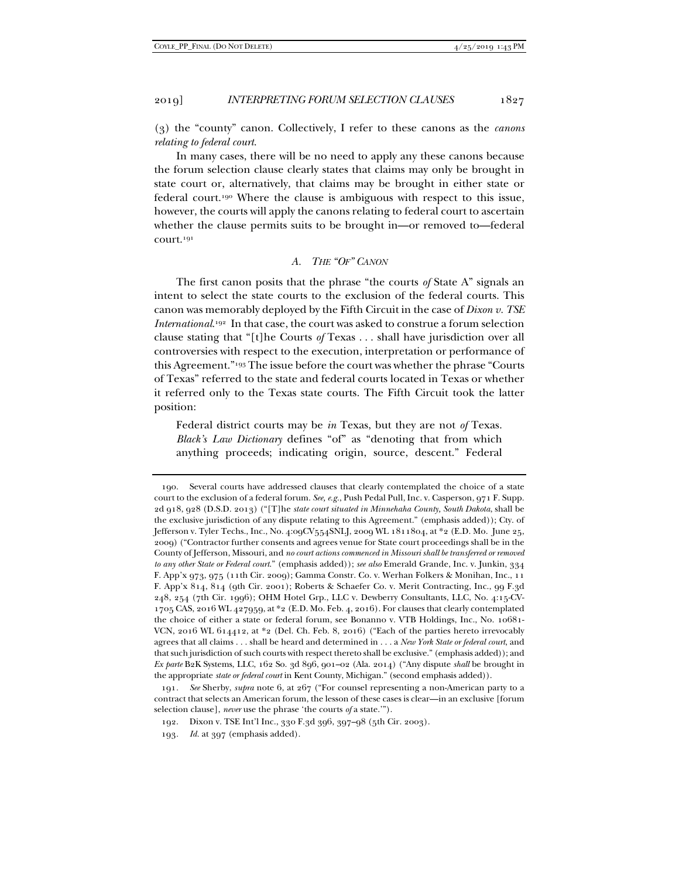(3) the "county" canon. Collectively, I refer to these canons as the *canons relating to federal court*.

In many cases, there will be no need to apply any these canons because the forum selection clause clearly states that claims may only be brought in state court or, alternatively, that claims may be brought in either state or federal court.[190] Where the clause is ambiguous with respect to this issue, however, the courts will apply the canons relating to federal court to ascertain whether the clause permits suits to be brought in—or removed to—federal court.[191]

### *A. The "Of" Canon*

The first canon posits that the phrase "the courts *of* State A" signals an intent to select the state courts to the exclusion of the federal courts. This canon was memorably deployed by the Fifth Circuit in the case of *Dixon v. TSE International*.[192] In that case, the court was asked to construe a forum selection clause stating that "[t]he Courts *of* Texas . . . shall have jurisdiction over all controversies with respect to the execution, interpretation or performance of this Agreement."[193] The issue before the court was whether the phrase "Courts of Texas" referred to the state and federal courts located in Texas or whether it referred only to the Texas state courts. The Fifth Circuit took the latter position:

> Federal district courts may be *in* Texas, but they are not *of* Texas. *Black's Law Dictionary* defines "of" as "denoting that from which anything proceeds; indicating origin, source, descent." Federal

---

190. Several courts have addressed clauses that clearly contemplated the choice of a state court to the exclusion of a federal forum. *See, e.g.*, Push Pedal Pull, Inc. v. Casperson, 971 F. Supp. 2d 918, 928 (D.S.D. 2013) ("[T]he *state court situated in Minnehaha County, South Dakota*, shall be the exclusive jurisdiction of any dispute relating to this Agreement." (emphasis added)); Cty. of Jefferson v. Tyler Techs., Inc., No. 4:09CV554SNLJ, 2009 WL 1811804, at *2 (E.D. Mo. June 25, 2009) ("Contractor further consents and agrees venue for State court proceedings shall be in the County of Jefferson, Missouri, and *no court actions commenced in Missouri shall be transferred or removed to any other State or Federal court*." (emphasis added)); *see also* Emerald Grande, Inc. v. Junkin, 334 F. App'x 973, 975 (11th Cir. 2009); Gamma Constr. Co. v. Werhan Folkers & Monihan, Inc., 11 F. App'x 814, 814 (9th Cir. 2001); Roberts & Schaefer Co. v. Merit Contracting, Inc., 99 F.3d 248, 254 (7th Cir. 1996); OHM Hotel Grp., LLC v. Dewberry Consultants, LLC, No. 4:15-CV-1705 CAS, 2016 WL 427959, at *2 (E.D. Mo. Feb. 4, 2016). For clauses that clearly contemplated the choice of either a state or federal forum, see Bonanno v. VTB Holdings, Inc., No. 10681-VCN, 2016 WL 614412, at *2 (Del. Ch. Feb. 8, 2016) ("Each of the parties hereto irrevocably agrees that all claims . . . shall be heard and determined in . . . a *New York State or federal court*, and that such jurisdiction of such courts with respect thereto shall be exclusive." (emphasis added)); and *Ex parte* B2K Systems, LLC, 162 So. 3d 896, 901–02 (Ala. 2014) ("Any dispute *shall* be brought in the appropriate *state or federal court* in Kent County, Michigan." (second emphasis added)).

191. *See* Sherby, *supra* note 6, at 267 ("For counsel representing a non-American party to a contract that selects an American forum, the lesson of these cases is clear—in an exclusive [forum selection clause], *never* use the phrase 'the courts *of* a state.'").

192. Dixon v. TSE Int'l Inc., 330 F.3d 396, 397–98 (5th Cir. 2003).

193. *Id.* at 397 (emphasis added).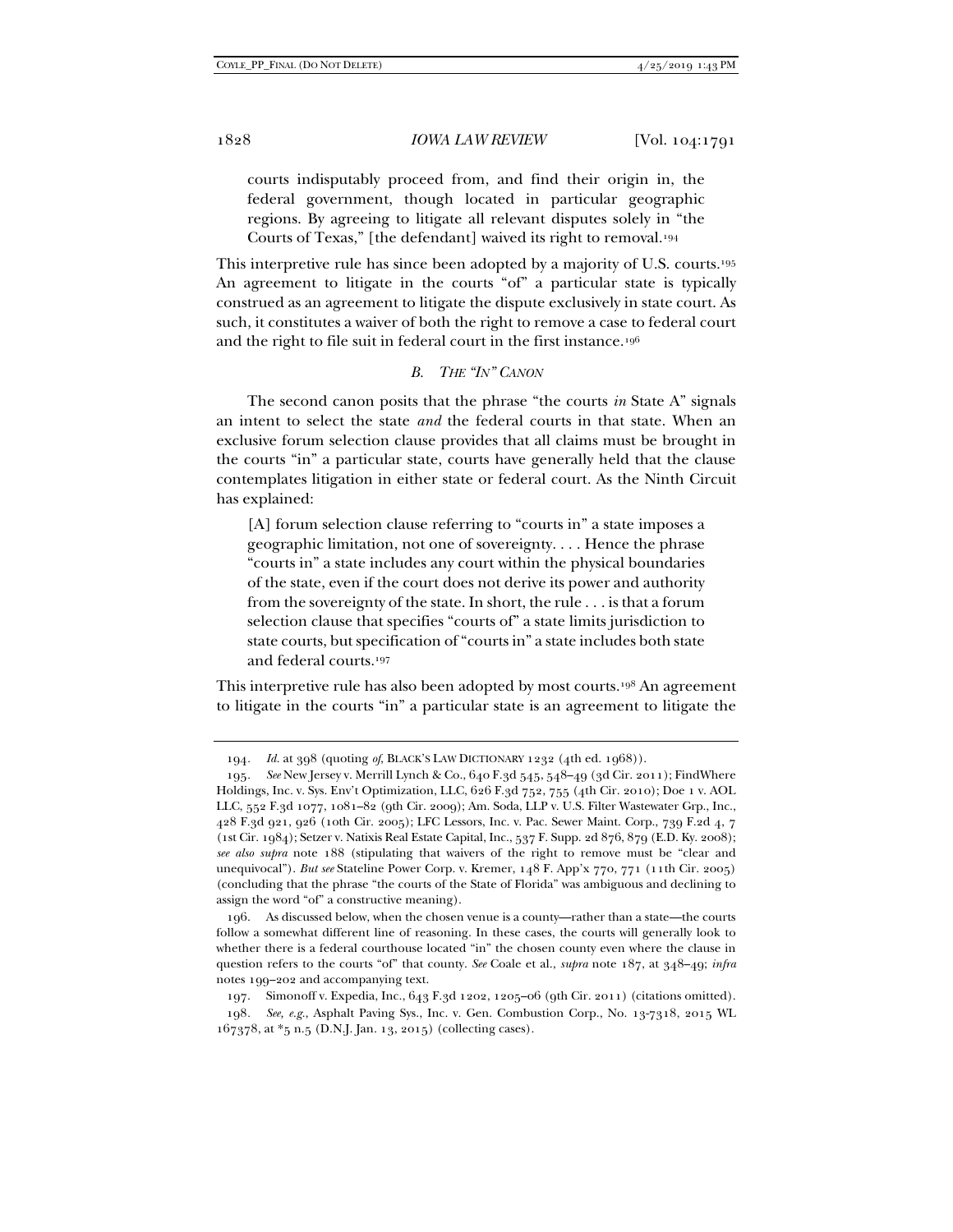> courts indisputably proceed from, and find their origin in, the federal government, though located in particular geographic regions. By agreeing to litigate all relevant disputes solely in "the Courts of Texas," [the defendant] waived its right to removal.[194]

This interpretive rule has since been adopted by a majority of U.S. courts.[195] An agreement to litigate in the courts "of" a particular state is typically construed as an agreement to litigate the dispute exclusively in state court. As such, it constitutes a waiver of both the right to remove a case to federal court and the right to file suit in federal court in the first instance.[196]

### *B. The "In" Canon*

The second canon posits that the phrase "the courts *in* State A" signals an intent to select the state *and* the federal courts in that state. When an exclusive forum selection clause provides that all claims must be brought in the courts "in" a particular state, courts have generally held that the clause contemplates litigation in either state or federal court. As the Ninth Circuit has explained:

> [A] forum selection clause referring to "courts in" a state imposes a geographic limitation, not one of sovereignty. . . . Hence the phrase "courts in" a state includes any court within the physical boundaries of the state, even if the court does not derive its power and authority from the sovereignty of the state. In short, the rule . . . is that a forum selection clause that specifies "courts of" a state limits jurisdiction to state courts, but specification of "courts in" a state includes both state and federal courts.[197]

This interpretive rule has also been adopted by most courts.[198] An agreement to litigate in the courts "in" a particular state is an agreement to litigate the

---

194. *Id.* at 398 (quoting *of*, BLACK'S LAW DICTIONARY 1232 (4th ed. 1968)).

195. *See* New Jersey v. Merrill Lynch & Co., 640 F.3d 545, 548–49 (3d Cir. 2011); FindWhere Holdings, Inc. v. Sys. Env't Optimization, LLC, 626 F.3d 752, 755 (4th Cir. 2010); Doe 1 v. AOL LLC, 552 F.3d 1077, 1081–82 (9th Cir. 2009); Am. Soda, LLP v. U.S. Filter Wastewater Grp., Inc., 428 F.3d 921, 926 (10th Cir. 2005); LFC Lessors, Inc. v. Pac. Sewer Maint. Corp., 739 F.2d 4, 7 (1st Cir. 1984); Setzer v. Natixis Real Estate Capital, Inc., 537 F. Supp. 2d 876, 879 (E.D. Ky. 2008); *see also supra* note 188 (stipulating that waivers of the right to remove must be "clear and unequivocal"). *But see* Stateline Power Corp. v. Kremer, 148 F. App'x 770, 771 (11th Cir. 2005) (concluding that the phrase "the courts of the State of Florida" was ambiguous and declining to assign the word "of" a constructive meaning).

196. As discussed below, when the chosen venue is a county—rather than a state—the courts follow a somewhat different line of reasoning. In these cases, the courts will generally look to whether there is a federal courthouse located "in" the chosen county even where the clause in question refers to the courts "of" that county. *See* Coale et al., *supra* note 187, at 348–49; *infra* notes 199–202 and accompanying text.

197. Simonoff v. Expedia, Inc., 643 F.3d 1202, 1205–06 (9th Cir. 2011) (citations omitted).

198. *See, e.g.*, Asphalt Paving Sys., Inc. v. Gen. Combustion Corp., No. 13-7318, 2015 WL 167378, at *5 n.5 (D.N.J. Jan. 13, 2015) (collecting cases).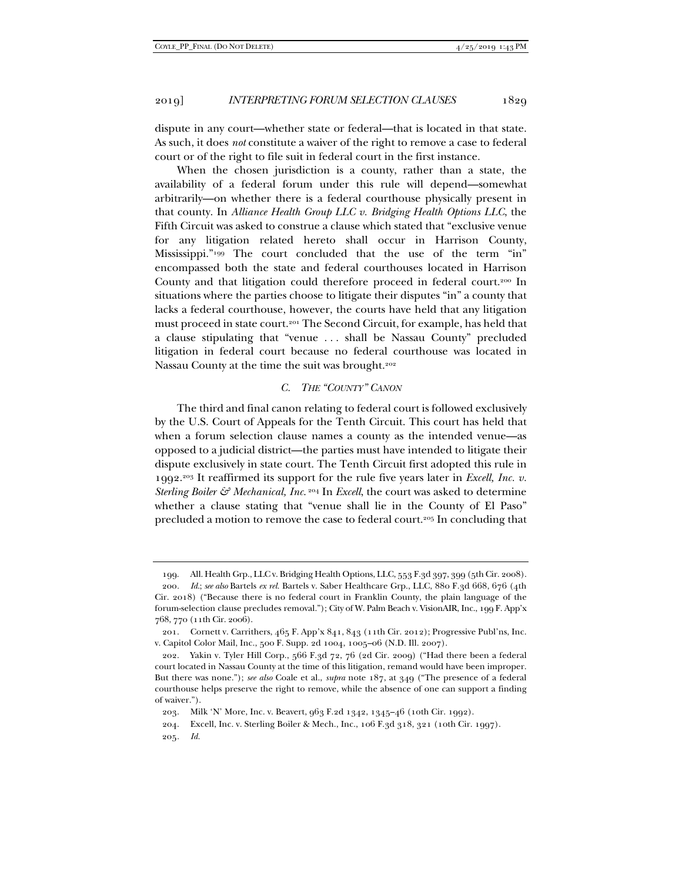dispute in any court—whether state or federal—that is located in that state. As such, it does *not* constitute a waiver of the right to remove a case to federal court or of the right to file suit in federal court in the first instance.

When the chosen jurisdiction is a county, rather than a state, the availability of a federal forum under this rule will depend—somewhat arbitrarily—on whether there is a federal courthouse physically present in that county. In *Alliance Health Group LLC v. Bridging Health Options LLC*, the Fifth Circuit was asked to construe a clause which stated that "exclusive venue for any litigation related hereto shall occur in Harrison County, Mississippi."[199] The court concluded that the use of the term "in" encompassed both the state and federal courthouses located in Harrison County and that litigation could therefore proceed in federal court.[200] In situations where the parties choose to litigate their disputes "in" a county that lacks a federal courthouse, however, the courts have held that any litigation must proceed in state court.[201] The Second Circuit, for example, has held that a clause stipulating that "venue . . . shall be Nassau County" precluded litigation in federal court because no federal courthouse was located in Nassau County at the time the suit was brought.[202]

### *C. The "County" Canon*

The third and final canon relating to federal court is followed exclusively by the U.S. Court of Appeals for the Tenth Circuit. This court has held that when a forum selection clause names a county as the intended venue—as opposed to a judicial district—the parties must have intended to litigate their dispute exclusively in state court. The Tenth Circuit first adopted this rule in 1992.[203] It reaffirmed its support for the rule five years later in *Excell, Inc. v. Sterling Boiler & Mechanical, Inc.*[204] In *Excell*, the court was asked to determine whether a clause stating that "venue shall lie in the County of El Paso" precluded a motion to remove the case to federal court.[205] In concluding that

---

199. All. Health Grp., LLC v. Bridging Health Options, LLC, 553 F.3d 397, 399 (5th Cir. 2008).

200. *Id.*; *see also* Bartels *ex rel.* Bartels v. Saber Healthcare Grp., LLC, 880 F.3d 668, 676 (4th Cir. 2018) ("Because there is no federal court in Franklin County, the plain language of the forum-selection clause precludes removal."); City of W. Palm Beach v. VisionAIR, Inc., 199 F. App'x 768, 770 (11th Cir. 2006).

201. Cornett v. Carrithers, 465 F. App'x 841, 843 (11th Cir. 2012); Progressive Publ'ns, Inc. v. Capitol Color Mail, Inc., 500 F. Supp. 2d 1004, 1005–06 (N.D. Ill. 2007).

202. Yakin v. Tyler Hill Corp., 566 F.3d 72, 76 (2d Cir. 2009) ("Had there been a federal court located in Nassau County at the time of this litigation, remand would have been improper. But there was none."); *see also* Coale et al., *supra* note 187, at 349 ("The presence of a federal courthouse helps preserve the right to remove, while the absence of one can support a finding of waiver.").

203. Milk 'N' More, Inc. v. Beavert, 963 F.2d 1342, 1345–46 (10th Cir. 1992).

204. Excell, Inc. v. Sterling Boiler & Mech., Inc., 106 F.3d 318, 321 (10th Cir. 1997).

205. *Id.*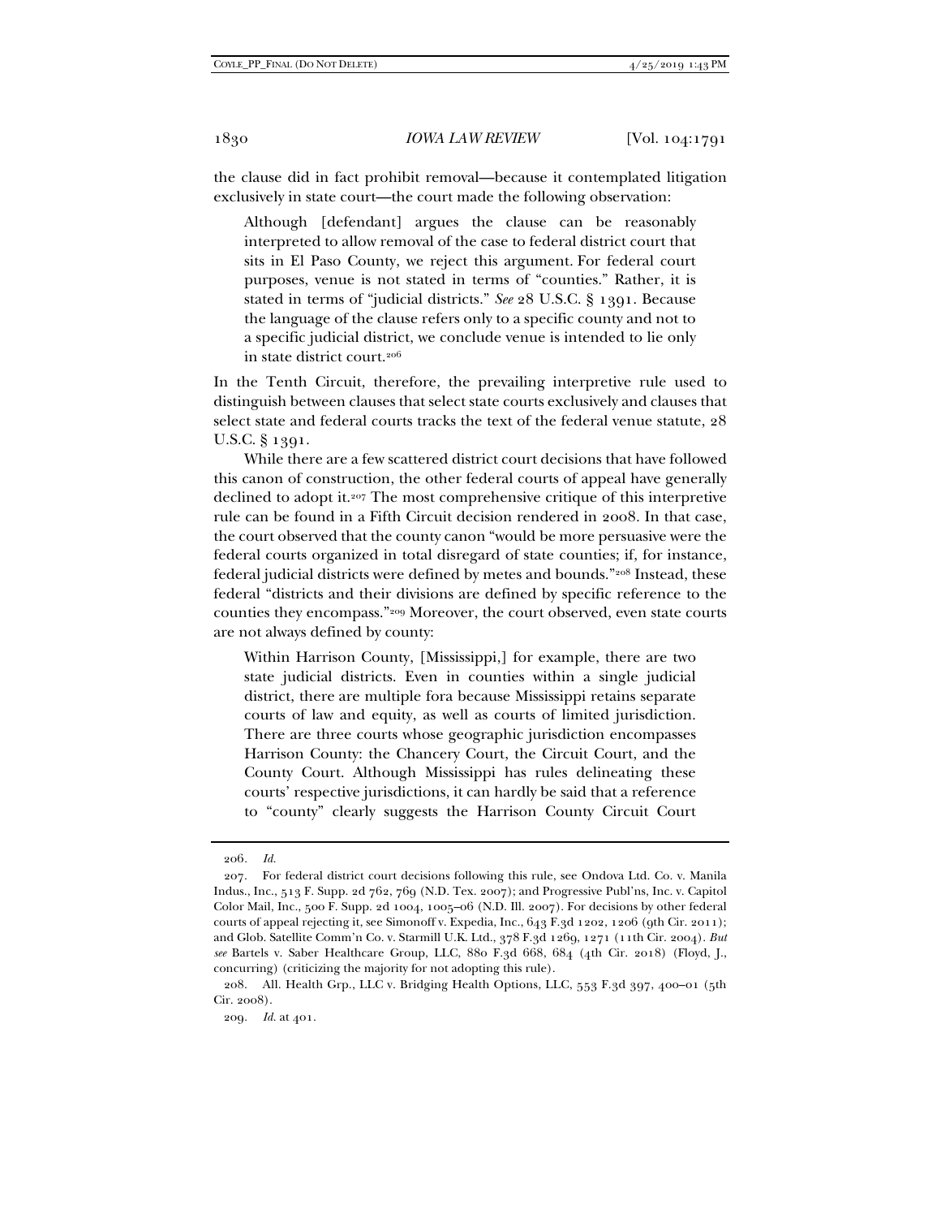the clause did in fact prohibit removal—because it contemplated litigation exclusively in state court—the court made the following observation:

> Although [defendant] argues the clause can be reasonably interpreted to allow removal of the case to federal district court that sits in El Paso County, we reject this argument. For federal court purposes, venue is not stated in terms of "counties." Rather, it is stated in terms of "judicial districts." *See* 28 U.S.C. § 1391. Because the language of the clause refers only to a specific county and not to a specific judicial district, we conclude venue is intended to lie only in state district court.[206]

In the Tenth Circuit, therefore, the prevailing interpretive rule used to distinguish between clauses that select state courts exclusively and clauses that select state and federal courts tracks the text of the federal venue statute, 28 U.S.C. § 1391.

While there are a few scattered district court decisions that have followed this canon of construction, the other federal courts of appeal have generally declined to adopt it.[207] The most comprehensive critique of this interpretive rule can be found in a Fifth Circuit decision rendered in 2008. In that case, the court observed that the county canon "would be more persuasive were the federal courts organized in total disregard of state counties; if, for instance, federal judicial districts were defined by metes and bounds."[208] Instead, these federal "districts and their divisions are defined by specific reference to the counties they encompass."[209] Moreover, the court observed, even state courts are not always defined by county:

> Within Harrison County, [Mississippi,] for example, there are two state judicial districts. Even in counties within a single judicial district, there are multiple fora because Mississippi retains separate courts of law and equity, as well as courts of limited jurisdiction. There are three courts whose geographic jurisdiction encompasses Harrison County: the Chancery Court, the Circuit Court, and the County Court. Although Mississippi has rules delineating these courts' respective jurisdictions, it can hardly be said that a reference to "county" clearly suggests the Harrison County Circuit Court

---

206. *Id.*

207. For federal district court decisions following this rule, see Ondova Ltd. Co. v. Manila Indus., Inc., 513 F. Supp. 2d 762, 769 (N.D. Tex. 2007); and Progressive Publ'ns, Inc. v. Capitol Color Mail, Inc., 500 F. Supp. 2d 1004, 1005–06 (N.D. Ill. 2007). For decisions by other federal courts of appeal rejecting it, see Simonoff v. Expedia, Inc., 643 F.3d 1202, 1206 (9th Cir. 2011); and Glob. Satellite Comm'n Co. v. Starmill U.K. Ltd., 378 F.3d 1269, 1271 (11th Cir. 2004). *But see* Bartels v. Saber Healthcare Group, LLC, 880 F.3d 668, 684 (4th Cir. 2018) (Floyd, J., concurring) (criticizing the majority for not adopting this rule).

208. All. Health Grp., LLC v. Bridging Health Options, LLC, 553 F.3d 397, 400–01 (5th Cir. 2008).

209. *Id.* at 401.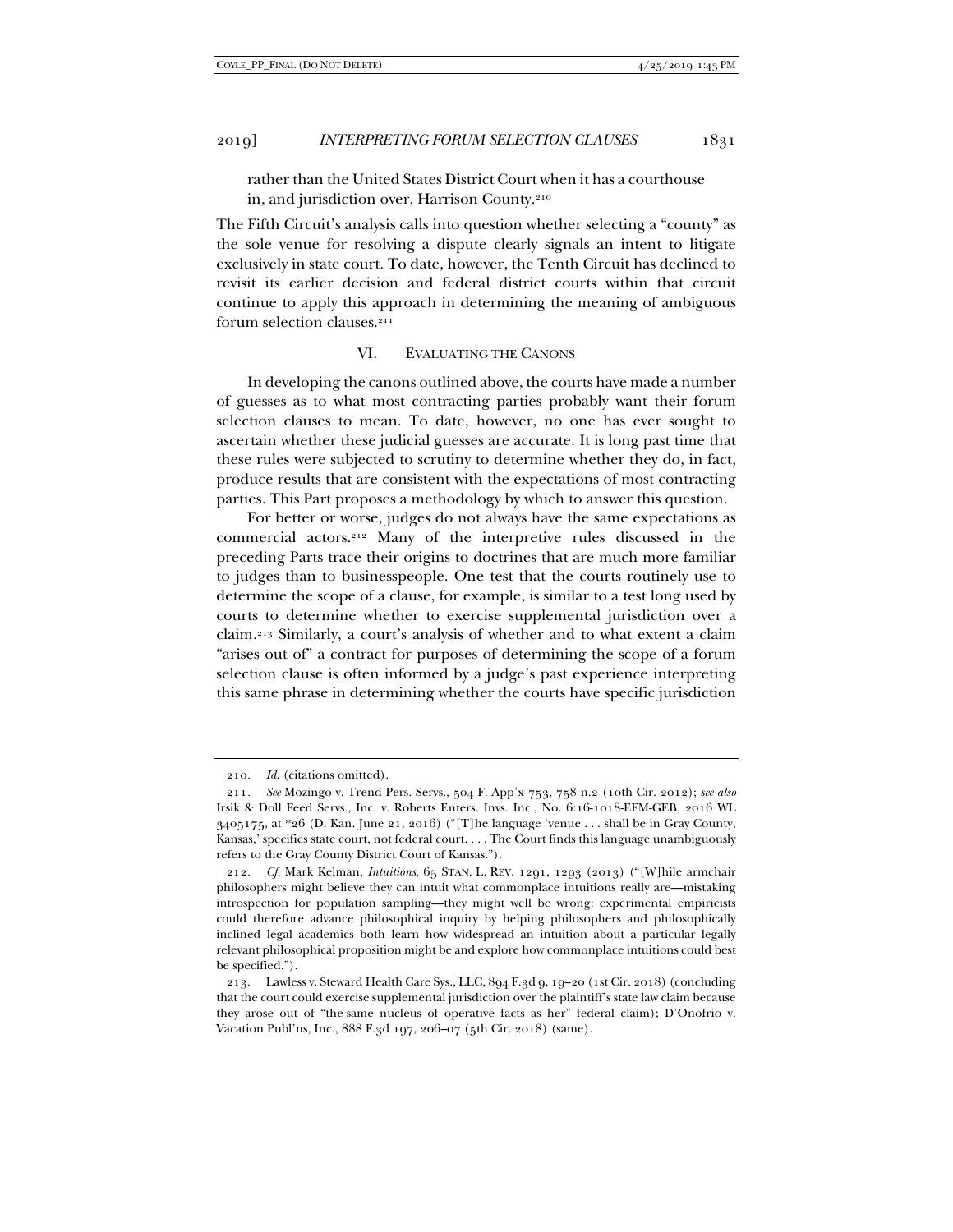rather than the United States District Court when it has a courthouse in, and jurisdiction over, Harrison County.[210]

The Fifth Circuit's analysis calls into question whether selecting a "county" as the sole venue for resolving a dispute clearly signals an intent to litigate exclusively in state court. To date, however, the Tenth Circuit has declined to revisit its earlier decision and federal district courts within that circuit continue to apply this approach in determining the meaning of ambiguous forum selection clauses.[211]

## VI. EVALUATING THE CANONS

In developing the canons outlined above, the courts have made a number of guesses as to what most contracting parties probably want their forum selection clauses to mean. To date, however, no one has ever sought to ascertain whether these judicial guesses are accurate. It is long past time that these rules were subjected to scrutiny to determine whether they do, in fact, produce results that are consistent with the expectations of most contracting parties. This Part proposes a methodology by which to answer this question.

For better or worse, judges do not always have the same expectations as commercial actors.[212] Many of the interpretive rules discussed in the preceding Parts trace their origins to doctrines that are much more familiar to judges than to businesspeople. One test that the courts routinely use to determine the scope of a clause, for example, is similar to a test long used by courts to determine whether to exercise supplemental jurisdiction over a claim.[213] Similarly, a court's analysis of whether and to what extent a claim "arises out of" a contract for purposes of determining the scope of a forum selection clause is often informed by a judge's past experience interpreting this same phrase in determining whether the courts have specific jurisdiction

---

210. *Id.* (citations omitted).

211. *See* Mozingo v. Trend Pers. Servs., 504 F. App'x 753, 758 n.2 (10th Cir. 2012); *see also* Irsik & Doll Feed Servs., Inc. v. Roberts Enters. Invs. Inc., No. 6:16-1018-EFM-GEB, 2016 WL 3405175, at *26 (D. Kan. June 21, 2016) ("[T]he language 'venue . . . shall be in Gray County, Kansas,' specifies state court, not federal court. . . . The Court finds this language unambiguously refers to the Gray County District Court of Kansas.").

212. *Cf.* Mark Kelman, *Intuitions*, 65 STAN. L. REV. 1291, 1293 (2013) ("[W]hile armchair philosophers might believe they can intuit what commonplace intuitions really are—mistaking introspection for population sampling—they might well be wrong: experimental empiricists could therefore advance philosophical inquiry by helping philosophers and philosophically inclined legal academics both learn how widespread an intuition about a particular legally relevant philosophical proposition might be and explore how commonplace intuitions could best be specified.").

213. Lawless v. Steward Health Care Sys., LLC, 894 F.3d 9, 19–20 (1st Cir. 2018) (concluding that the court could exercise supplemental jurisdiction over the plaintiff's state law claim because they arose out of "the same nucleus of operative facts as her" federal claim); D'Onofrio v. Vacation Publ'ns, Inc., 888 F.3d 197, 206–07 (5th Cir. 2018) (same).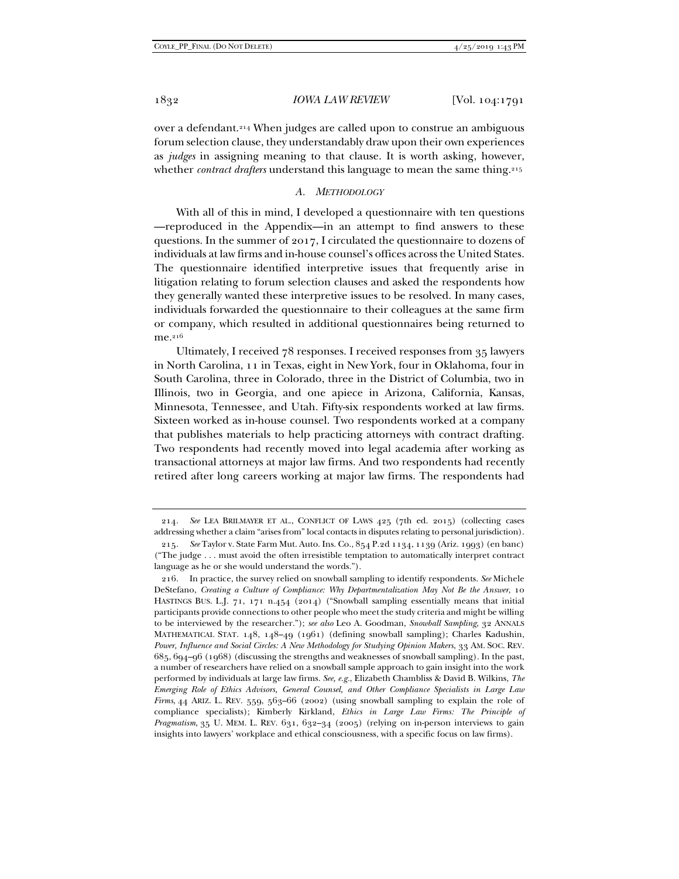over a defendant.[214] When judges are called upon to construe an ambiguous forum selection clause, they understandably draw upon their own experiences as *judges* in assigning meaning to that clause. It is worth asking, however, whether *contract drafters* understand this language to mean the same thing.[215]

### *A. Methodology*

With all of this in mind, I developed a questionnaire with ten questions —reproduced in the Appendix—in an attempt to find answers to these questions. In the summer of 2017, I circulated the questionnaire to dozens of individuals at law firms and in-house counsel's offices across the United States. The questionnaire identified interpretive issues that frequently arise in litigation relating to forum selection clauses and asked the respondents how they generally wanted these interpretive issues to be resolved. In many cases, individuals forwarded the questionnaire to their colleagues at the same firm or company, which resulted in additional questionnaires being returned to me.[216]

Ultimately, I received 78 responses. I received responses from 35 lawyers in North Carolina, 11 in Texas, eight in New York, four in Oklahoma, four in South Carolina, three in Colorado, three in the District of Columbia, two in Illinois, two in Georgia, and one apiece in Arizona, California, Kansas, Minnesota, Tennessee, and Utah. Fifty-six respondents worked at law firms. Sixteen worked as in-house counsel. Two respondents worked at a company that publishes materials to help practicing attorneys with contract drafting. Two respondents had recently moved into legal academia after working as transactional attorneys at major law firms. And two respondents had recently retired after long careers working at major law firms. The respondents had

---

214. *See* LEA BRILMAYER ET AL., CONFLICT OF LAWS 425 (7th ed. 2015) (collecting cases addressing whether a claim "arises from" local contacts in disputes relating to personal jurisdiction).

215. *See* Taylor v. State Farm Mut. Auto. Ins. Co., 854 P.2d 1134, 1139 (Ariz. 1993) (en banc) ("The judge . . . must avoid the often irresistible temptation to automatically interpret contract language as he or she would understand the words.").

216. In practice, the survey relied on snowball sampling to identify respondents. *See* Michele DeStefano, *Creating a Culture of Compliance: Why Departmentalization May Not Be the Answer*, 10 HASTINGS BUS. L.J. 71, 171 n.454 (2014) ("Snowball sampling essentially means that initial participants provide connections to other people who meet the study criteria and might be willing to be interviewed by the researcher."); *see also* Leo A. Goodman, *Snowball Sampling*, 32 ANNALS MATHEMATICAL STAT. 148, 148–49 (1961) (defining snowball sampling); Charles Kadushin, *Power, Influence and Social Circles: A New Methodology for Studying Opinion Makers*, 33 AM. SOC. REV. 685, 694–96 (1968) (discussing the strengths and weaknesses of snowball sampling). In the past, a number of researchers have relied on a snowball sample approach to gain insight into the work performed by individuals at large law firms. *See, e.g.*, Elizabeth Chambliss & David B. Wilkins, *The Emerging Role of Ethics Advisors, General Counsel, and Other Compliance Specialists in Large Law Firms*, 44 ARIZ. L. REV. 559, 563–66 (2002) (using snowball sampling to explain the role of compliance specialists); Kimberly Kirkland, *Ethics in Large Law Firms: The Principle of Pragmatism*, 35 U. MEM. L. REV. 631, 632–34 (2005) (relying on in-person interviews to gain insights into lawyers' workplace and ethical consciousness, with a specific focus on law firms).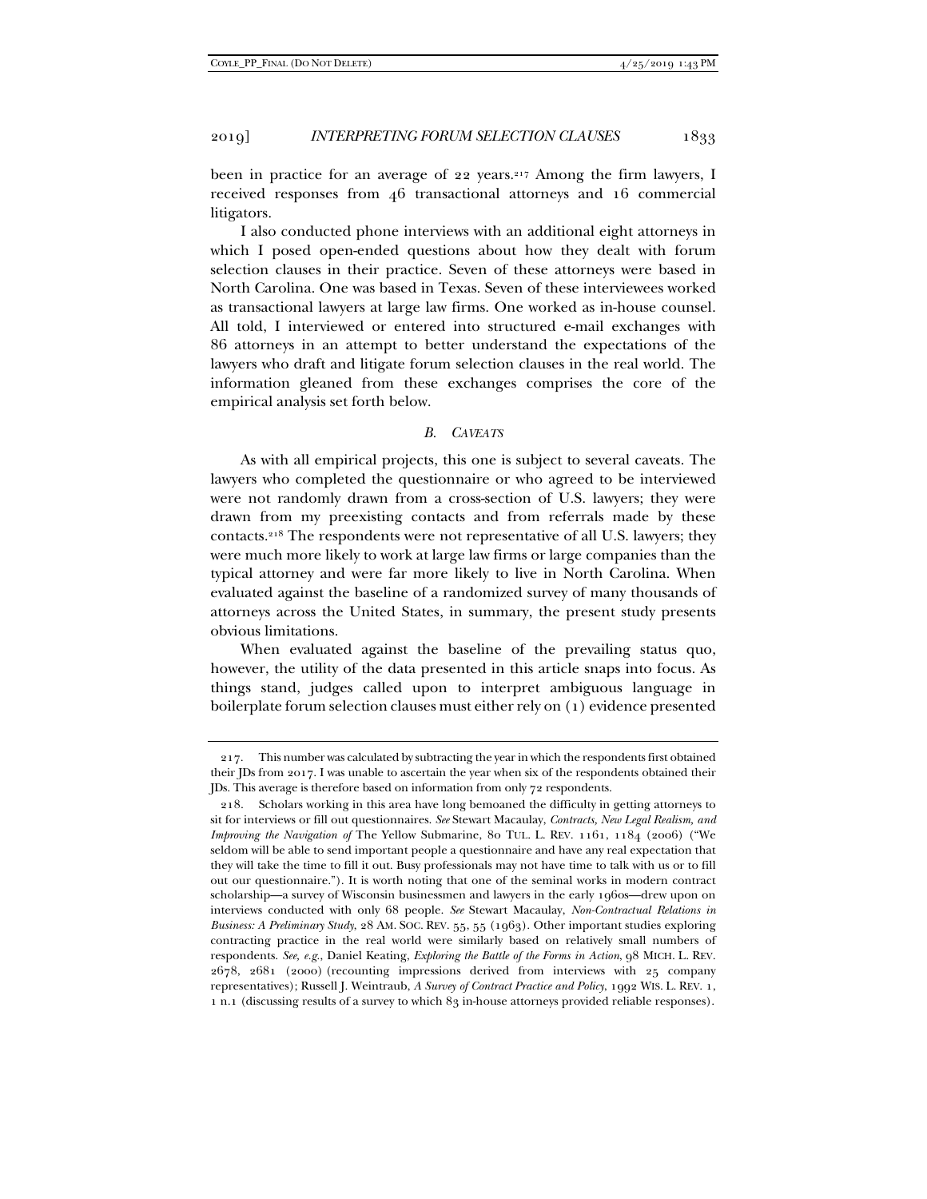been in practice for an average of 22 years.[217] Among the firm lawyers, I received responses from 46 transactional attorneys and 16 commercial litigators.

I also conducted phone interviews with an additional eight attorneys in which I posed open-ended questions about how they dealt with forum selection clauses in their practice. Seven of these attorneys were based in North Carolina. One was based in Texas. Seven of these interviewees worked as transactional lawyers at large law firms. One worked as in-house counsel. All told, I interviewed or entered into structured e-mail exchanges with 86 attorneys in an attempt to better understand the expectations of the lawyers who draft and litigate forum selection clauses in the real world. The information gleaned from these exchanges comprises the core of the empirical analysis set forth below.

### *B. CAVEATS*

As with all empirical projects, this one is subject to several caveats. The lawyers who completed the questionnaire or who agreed to be interviewed were not randomly drawn from a cross-section of U.S. lawyers; they were drawn from my preexisting contacts and from referrals made by these contacts.[218] The respondents were not representative of all U.S. lawyers; they were much more likely to work at large law firms or large companies than the typical attorney and were far more likely to live in North Carolina. When evaluated against the baseline of a randomized survey of many thousands of attorneys across the United States, in summary, the present study presents obvious limitations.

When evaluated against the baseline of the prevailing status quo, however, the utility of the data presented in this article snaps into focus. As things stand, judges called upon to interpret ambiguous language in boilerplate forum selection clauses must either rely on (1) evidence presented

---

217. This number was calculated by subtracting the year in which the respondents first obtained their JDs from 2017. I was unable to ascertain the year when six of the respondents obtained their JDs. This average is therefore based on information from only 72 respondents.

218. Scholars working in this area have long bemoaned the difficulty in getting attorneys to sit for interviews or fill out questionnaires. *See* Stewart Macaulay, *Contracts, New Legal Realism, and Improving the Navigation of* The Yellow Submarine, 80 TUL. L. REV. 1161, 1184 (2006) ("We seldom will be able to send important people a questionnaire and have any real expectation that they will take the time to fill it out. Busy professionals may not have time to talk with us or to fill out our questionnaire."). It is worth noting that one of the seminal works in modern contract scholarship—a survey of Wisconsin businessmen and lawyers in the early 1960s—drew upon on interviews conducted with only 68 people. *See* Stewart Macaulay, *Non-Contractual Relations in Business: A Preliminary Study*, 28 AM. SOC. REV. 55, 55 (1963). Other important studies exploring contracting practice in the real world were similarly based on relatively small numbers of respondents. *See, e.g.*, Daniel Keating, *Exploring the Battle of the Forms in Action*, 98 MICH. L. REV. 2678, 2681 (2000) (recounting impressions derived from interviews with 25 company representatives); Russell J. Weintraub, *A Survey of Contract Practice and Policy*, 1992 WIS. L. REV. 1, 1 n.1 (discussing results of a survey to which 83 in-house attorneys provided reliable responses).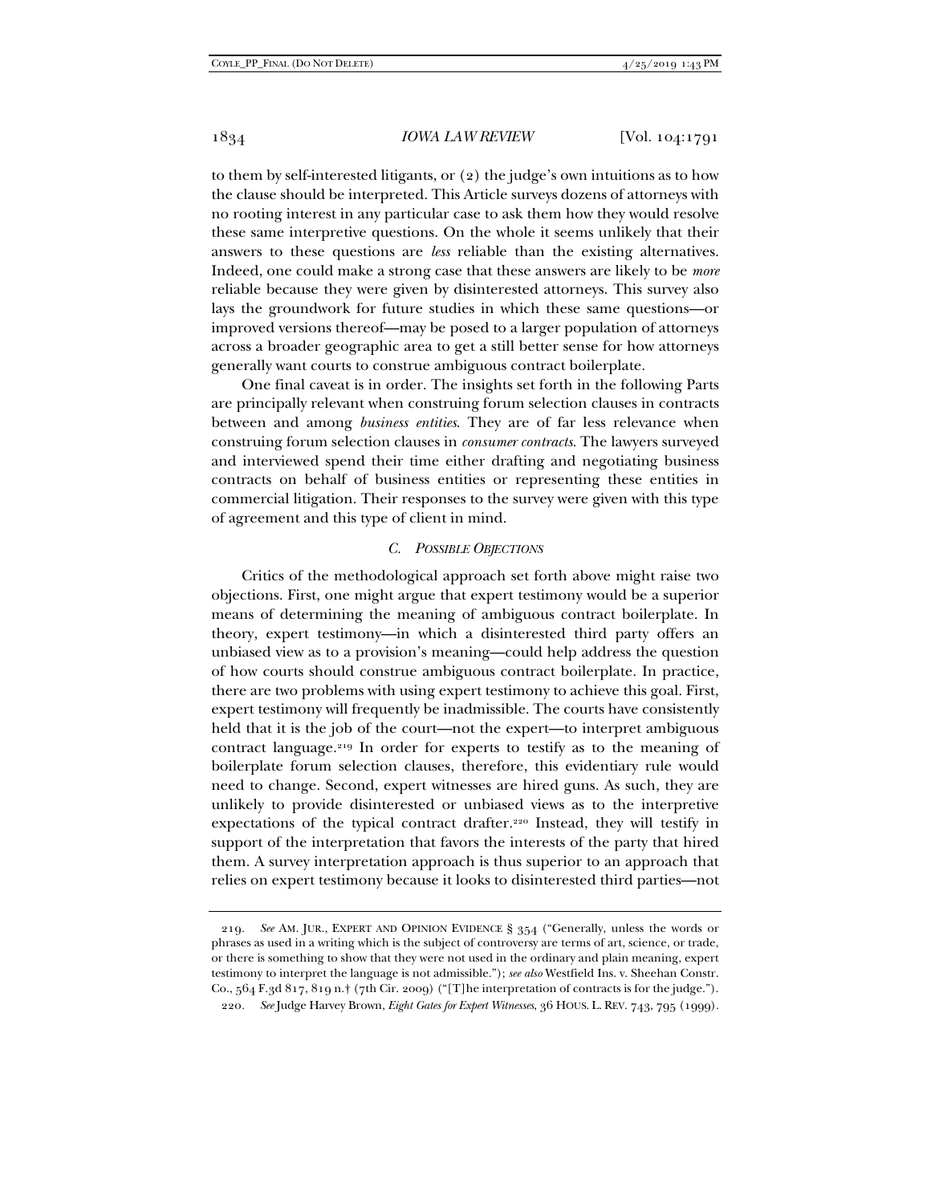to them by self-interested litigants, or (2) the judge's own intuitions as to how the clause should be interpreted. This Article surveys dozens of attorneys with no rooting interest in any particular case to ask them how they would resolve these same interpretive questions. On the whole it seems unlikely that their answers to these questions are *less* reliable than the existing alternatives. Indeed, one could make a strong case that these answers are likely to be *more* reliable because they were given by disinterested attorneys. This survey also lays the groundwork for future studies in which these same questions—or improved versions thereof—may be posed to a larger population of attorneys across a broader geographic area to get a still better sense for how attorneys generally want courts to construe ambiguous contract boilerplate.

One final caveat is in order. The insights set forth in the following Parts are principally relevant when construing forum selection clauses in contracts between and among *business entities*. They are of far less relevance when construing forum selection clauses in *consumer contracts*. The lawyers surveyed and interviewed spend their time either drafting and negotiating business contracts on behalf of business entities or representing these entities in commercial litigation. Their responses to the survey were given with this type of agreement and this type of client in mind.

### *C. Possible Objections*

Critics of the methodological approach set forth above might raise two objections. First, one might argue that expert testimony would be a superior means of determining the meaning of ambiguous contract boilerplate. In theory, expert testimony—in which a disinterested third party offers an unbiased view as to a provision's meaning—could help address the question of how courts should construe ambiguous contract boilerplate. In practice, there are two problems with using expert testimony to achieve this goal. First, expert testimony will frequently be inadmissible. The courts have consistently held that it is the job of the court—not the expert—to interpret ambiguous contract language.[219] In order for experts to testify as to the meaning of boilerplate forum selection clauses, therefore, this evidentiary rule would need to change. Second, expert witnesses are hired guns. As such, they are unlikely to provide disinterested or unbiased views as to the interpretive expectations of the typical contract drafter.[220] Instead, they will testify in support of the interpretation that favors the interests of the party that hired them. A survey interpretation approach is thus superior to an approach that relies on expert testimony because it looks to disinterested third parties—not

---

219. *See* AM. JUR., EXPERT AND OPINION EVIDENCE § 354 ("Generally, unless the words or phrases as used in a writing which is the subject of controversy are terms of art, science, or trade, or there is something to show that they were not used in the ordinary and plain meaning, expert testimony to interpret the language is not admissible."); *see also* Westfield Ins. v. Sheehan Constr. Co., 564 F.3d 817, 819 n.† (7th Cir. 2009) ("[T]he interpretation of contracts is for the judge.").

220. *See* Judge Harvey Brown, *Eight Gates for Expert Witnesses*, 36 HOUS. L. REV. 743, 795 (1999).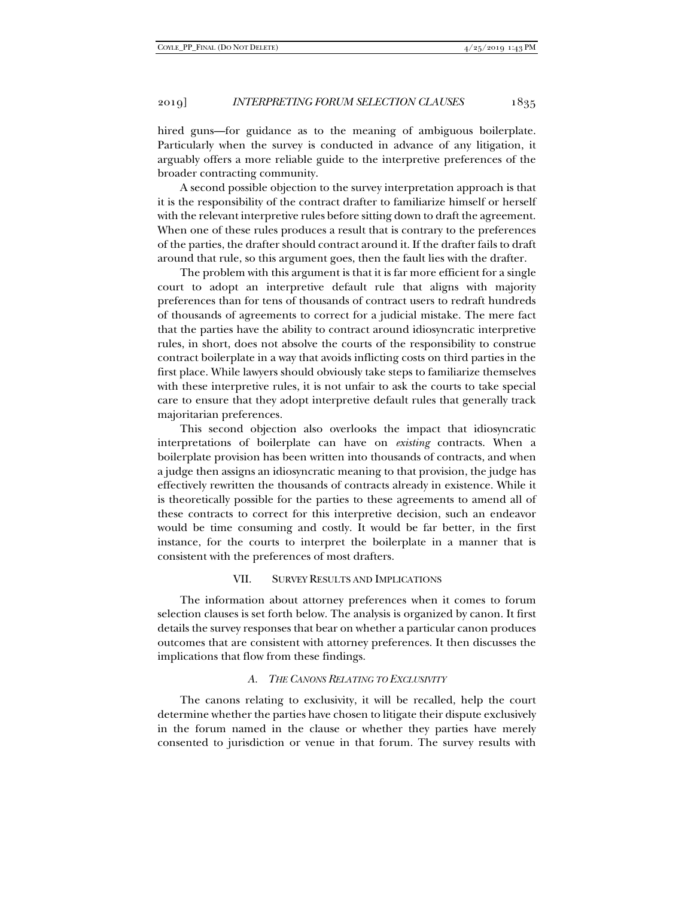hired guns—for guidance as to the meaning of ambiguous boilerplate. Particularly when the survey is conducted in advance of any litigation, it arguably offers a more reliable guide to the interpretive preferences of the broader contracting community.

A second possible objection to the survey interpretation approach is that it is the responsibility of the contract drafter to familiarize himself or herself with the relevant interpretive rules before sitting down to draft the agreement. When one of these rules produces a result that is contrary to the preferences of the parties, the drafter should contract around it. If the drafter fails to draft around that rule, so this argument goes, then the fault lies with the drafter.

The problem with this argument is that it is far more efficient for a single court to adopt an interpretive default rule that aligns with majority preferences than for tens of thousands of contract users to redraft hundreds of thousands of agreements to correct for a judicial mistake. The mere fact that the parties have the ability to contract around idiosyncratic interpretive rules, in short, does not absolve the courts of the responsibility to construe contract boilerplate in a way that avoids inflicting costs on third parties in the first place. While lawyers should obviously take steps to familiarize themselves with these interpretive rules, it is not unfair to ask the courts to take special care to ensure that they adopt interpretive default rules that generally track majoritarian preferences.

This second objection also overlooks the impact that idiosyncratic interpretations of boilerplate can have on *existing* contracts. When a boilerplate provision has been written into thousands of contracts, and when a judge then assigns an idiosyncratic meaning to that provision, the judge has effectively rewritten the thousands of contracts already in existence. While it is theoretically possible for the parties to these agreements to amend all of these contracts to correct for this interpretive decision, such an endeavor would be time consuming and costly. It would be far better, in the first instance, for the courts to interpret the boilerplate in a manner that is consistent with the preferences of most drafters.

## VII. SURVEY RESULTS AND IMPLICATIONS

The information about attorney preferences when it comes to forum selection clauses is set forth below. The analysis is organized by canon. It first details the survey responses that bear on whether a particular canon produces outcomes that are consistent with attorney preferences. It then discusses the implications that flow from these findings.

### A. *THE CANONS RELATING TO EXCLUSIVITY*

The canons relating to exclusivity, it will be recalled, help the court determine whether the parties have chosen to litigate their dispute exclusively in the forum named in the clause or whether they parties have merely consented to jurisdiction or venue in that forum. The survey results with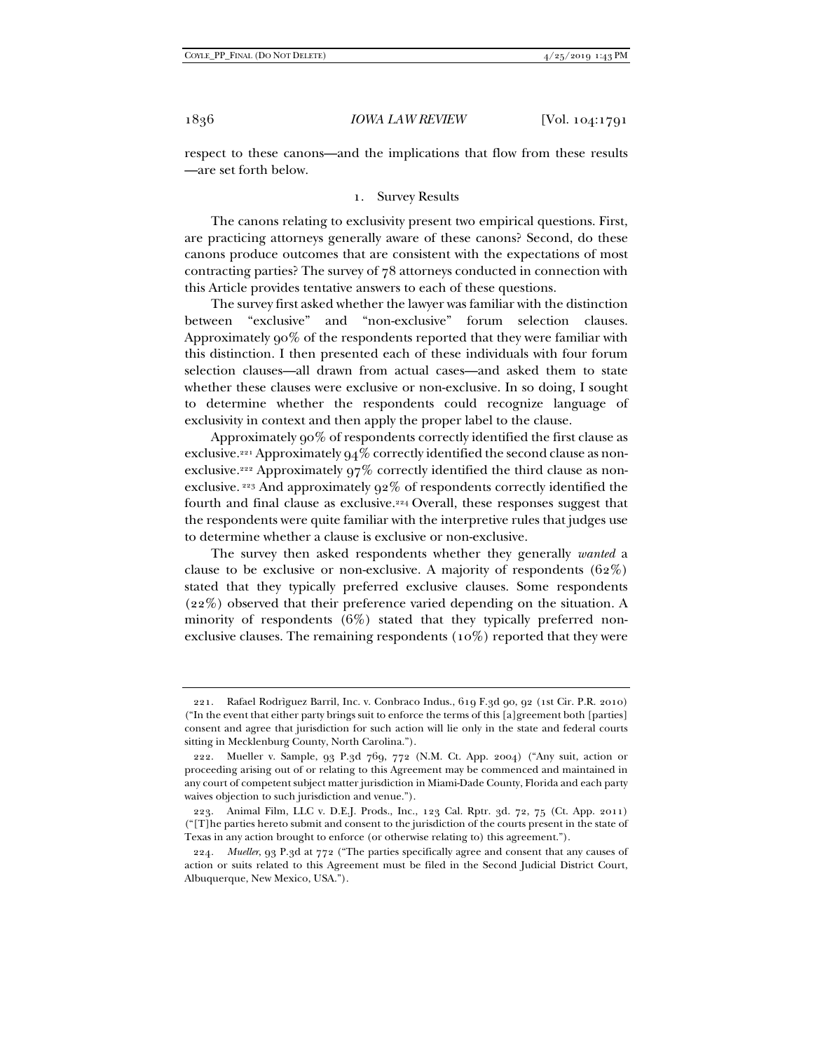respect to these canons—and the implications that flow from these results —are set forth below.

### 1. Survey Results

The canons relating to exclusivity present two empirical questions. First, are practicing attorneys generally aware of these canons? Second, do these canons produce outcomes that are consistent with the expectations of most contracting parties? The survey of 78 attorneys conducted in connection with this Article provides tentative answers to each of these questions.

The survey first asked whether the lawyer was familiar with the distinction between "exclusive" and "non-exclusive" forum selection clauses. Approximately 90% of the respondents reported that they were familiar with this distinction. I then presented each of these individuals with four forum selection clauses—all drawn from actual cases—and asked them to state whether these clauses were exclusive or non-exclusive. In so doing, I sought to determine whether the respondents could recognize language of exclusivity in context and then apply the proper label to the clause.

Approximately 90% of respondents correctly identified the first clause as exclusive.[221] Approximately 94% correctly identified the second clause as non-exclusive.[222] Approximately 97% correctly identified the third clause as non-exclusive.[223] And approximately 92% of respondents correctly identified the fourth and final clause as exclusive.[224] Overall, these responses suggest that the respondents were quite familiar with the interpretive rules that judges use to determine whether a clause is exclusive or non-exclusive.

The survey then asked respondents whether they generally *wanted* a clause to be exclusive or non-exclusive. A majority of respondents (62%) stated that they typically preferred exclusive clauses. Some respondents (22%) observed that their preference varied depending on the situation. A minority of respondents (6%) stated that they typically preferred non-exclusive clauses. The remaining respondents (10%) reported that they were

---

221. Rafael Rodrìguez Barril, Inc. v. Conbraco Indus., 619 F.3d 90, 92 (1st Cir. P.R. 2010) ("In the event that either party brings suit to enforce the terms of this [a]greement both [parties] consent and agree that jurisdiction for such action will lie only in the state and federal courts sitting in Mecklenburg County, North Carolina.").

222. Mueller v. Sample, 93 P.3d 769, 772 (N.M. Ct. App. 2004) ("Any suit, action or proceeding arising out of or relating to this Agreement may be commenced and maintained in any court of competent subject matter jurisdiction in Miami-Dade County, Florida and each party waives objection to such jurisdiction and venue.").

223. Animal Film, LLC v. D.E.J. Prods., Inc., 123 Cal. Rptr. 3d. 72, 75 (Ct. App. 2011) ("[T]he parties hereto submit and consent to the jurisdiction of the courts present in the state of Texas in any action brought to enforce (or otherwise relating to) this agreement.").

224. *Mueller*, 93 P.3d at 772 ("The parties specifically agree and consent that any causes of action or suits related to this Agreement must be filed in the Second Judicial District Court, Albuquerque, New Mexico, USA.").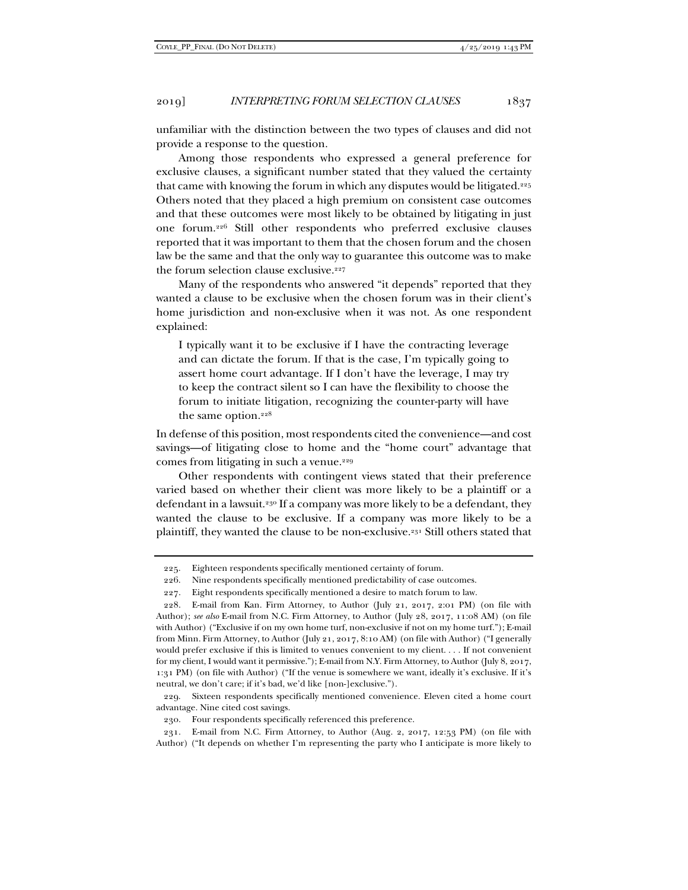unfamiliar with the distinction between the two types of clauses and did not provide a response to the question.

Among those respondents who expressed a general preference for exclusive clauses, a significant number stated that they valued the certainty that came with knowing the forum in which any disputes would be litigated.[225] Others noted that they placed a high premium on consistent case outcomes and that these outcomes were most likely to be obtained by litigating in just one forum.[226] Still other respondents who preferred exclusive clauses reported that it was important to them that the chosen forum and the chosen law be the same and that the only way to guarantee this outcome was to make the forum selection clause exclusive.[227]

Many of the respondents who answered "it depends" reported that they wanted a clause to be exclusive when the chosen forum was in their client's home jurisdiction and non-exclusive when it was not. As one respondent explained:

> I typically want it to be exclusive if I have the contracting leverage and can dictate the forum. If that is the case, I'm typically going to assert home court advantage. If I don't have the leverage, I may try to keep the contract silent so I can have the flexibility to choose the forum to initiate litigation, recognizing the counter-party will have the same option.[228]

In defense of this position, most respondents cited the convenience—and cost savings—of litigating close to home and the "home court" advantage that comes from litigating in such a venue.[229]

Other respondents with contingent views stated that their preference varied based on whether their client was more likely to be a plaintiff or a defendant in a lawsuit.[230] If a company was more likely to be a defendant, they wanted the clause to be exclusive. If a company was more likely to be a plaintiff, they wanted the clause to be non-exclusive.[231] Still others stated that

---

225. Eighteen respondents specifically mentioned certainty of forum.

226. Nine respondents specifically mentioned predictability of case outcomes.

227. Eight respondents specifically mentioned a desire to match forum to law.

228. E-mail from Kan. Firm Attorney, to Author (July 21, 2017, 2:01 PM) (on file with Author); *see also* E-mail from N.C. Firm Attorney, to Author (July 28, 2017, 11:08 AM) (on file with Author) ("Exclusive if on my own home turf, non-exclusive if not on my home turf."); E-mail from Minn. Firm Attorney, to Author (July 21, 2017, 8:10 AM) (on file with Author) ("I generally would prefer exclusive if this is limited to venues convenient to my client. . . . If not convenient for my client, I would want it permissive."); E-mail from N.Y. Firm Attorney, to Author (July 8, 2017, 1:31 PM) (on file with Author) ("If the venue is somewhere we want, ideally it's exclusive. If it's neutral, we don't care; if it's bad, we'd like [non-]exclusive.").

229. Sixteen respondents specifically mentioned convenience. Eleven cited a home court advantage. Nine cited cost savings.

230. Four respondents specifically referenced this preference.

231. E-mail from N.C. Firm Attorney, to Author (Aug. 2, 2017, 12:53 PM) (on file with Author) ("It depends on whether I'm representing the party who I anticipate is more likely to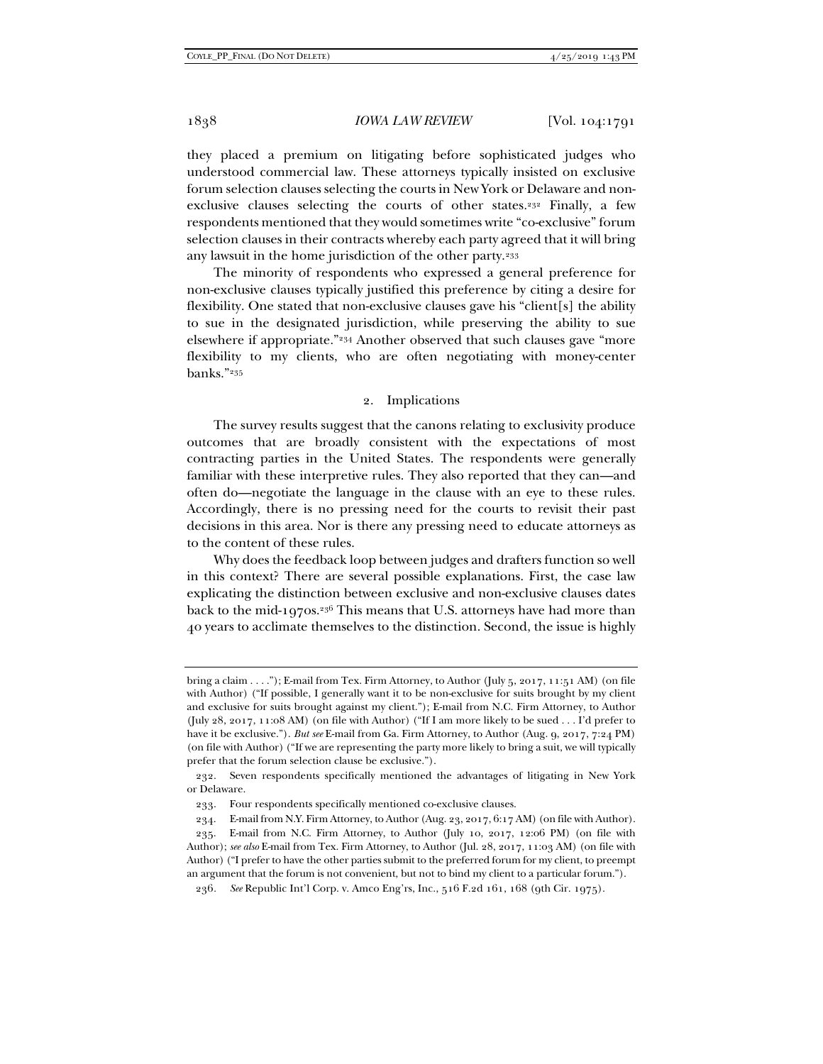they placed a premium on litigating before sophisticated judges who understood commercial law. These attorneys typically insisted on exclusive forum selection clauses selecting the courts in New York or Delaware and non-exclusive clauses selecting the courts of other states.[232] Finally, a few respondents mentioned that they would sometimes write "co-exclusive" forum selection clauses in their contracts whereby each party agreed that it will bring any lawsuit in the home jurisdiction of the other party.[233]

The minority of respondents who expressed a general preference for non-exclusive clauses typically justified this preference by citing a desire for flexibility. One stated that non-exclusive clauses gave his "client[s] the ability to sue in the designated jurisdiction, while preserving the ability to sue elsewhere if appropriate."[234] Another observed that such clauses gave "more flexibility to my clients, who are often negotiating with money-center banks."[235]

### 2. Implications

The survey results suggest that the canons relating to exclusivity produce outcomes that are broadly consistent with the expectations of most contracting parties in the United States. The respondents were generally familiar with these interpretive rules. They also reported that they can—and often do—negotiate the language in the clause with an eye to these rules. Accordingly, there is no pressing need for the courts to revisit their past decisions in this area. Nor is there any pressing need to educate attorneys as to the content of these rules.

Why does the feedback loop between judges and drafters function so well in this context? There are several possible explanations. First, the case law explicating the distinction between exclusive and non-exclusive clauses dates back to the mid-1970s.[236] This means that U.S. attorneys have had more than 40 years to acclimate themselves to the distinction. Second, the issue is highly

---

bring a claim . . . ."); E-mail from Tex. Firm Attorney, to Author (July 5, 2017, 11:51 AM) (on file with Author) ("If possible, I generally want it to be non-exclusive for suits brought by my client and exclusive for suits brought against my client."); E-mail from N.C. Firm Attorney, to Author (July 28, 2017, 11:08 AM) (on file with Author) ("If I am more likely to be sued . . . I'd prefer to have it be exclusive."). *But see* E-mail from Ga. Firm Attorney, to Author (Aug. 9, 2017, 7:24 PM) (on file with Author) ("If we are representing the party more likely to bring a suit, we will typically prefer that the forum selection clause be exclusive.").

232. Seven respondents specifically mentioned the advantages of litigating in New York or Delaware.

233. Four respondents specifically mentioned co-exclusive clauses.

234. E-mail from N.Y. Firm Attorney, to Author (Aug. 23, 2017, 6:17 AM) (on file with Author).

235. E-mail from N.C. Firm Attorney, to Author (July 10, 2017, 12:06 PM) (on file with Author); *see also* E-mail from Tex. Firm Attorney, to Author (Jul. 28, 2017, 11:03 AM) (on file with Author) ("I prefer to have the other parties submit to the preferred forum for my client, to preempt an argument that the forum is not convenient, but not to bind my client to a particular forum.").

236. *See* Republic Int'l Corp. v. Amco Eng'rs, Inc., 516 F.2d 161, 168 (9th Cir. 1975).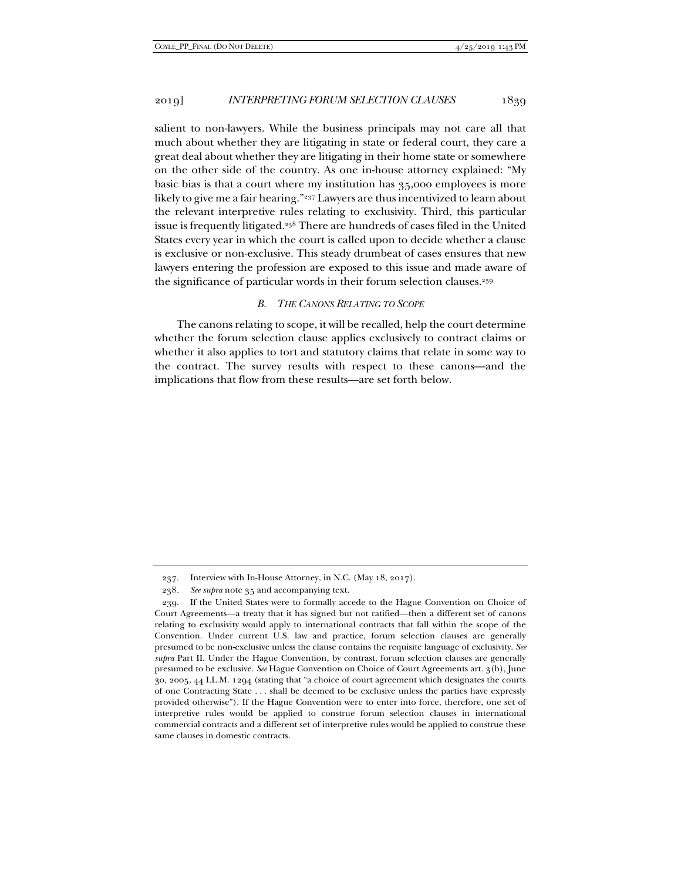salient to non-lawyers. While the business principals may not care all that much about whether they are litigating in state or federal court, they care a great deal about whether they are litigating in their home state or somewhere on the other side of the country. As one in-house attorney explained: "My basic bias is that a court where my institution has 35,000 employees is more likely to give me a fair hearing."[237] Lawyers are thus incentivized to learn about the relevant interpretive rules relating to exclusivity. Third, this particular issue is frequently litigated.[238] There are hundreds of cases filed in the United States every year in which the court is called upon to decide whether a clause is exclusive or non-exclusive. This steady drumbeat of cases ensures that new lawyers entering the profession are exposed to this issue and made aware of the significance of particular words in their forum selection clauses.[239]

### *B. The Canons Relating to Scope*

The canons relating to scope, it will be recalled, help the court determine whether the forum selection clause applies exclusively to contract claims or whether it also applies to tort and statutory claims that relate in some way to the contract. The survey results with respect to these canons—and the implications that flow from these results—are set forth below.

---

237. Interview with In-House Attorney, in N.C. (May 18, 2017).

238. *See supra* note 35 and accompanying text.

239. If the United States were to formally accede to the Hague Convention on Choice of Court Agreements—a treaty that it has signed but not ratified—then a different set of canons relating to exclusivity would apply to international contracts that fall within the scope of the Convention. Under current U.S. law and practice, forum selection clauses are generally presumed to be non-exclusive unless the clause contains the requisite language of exclusivity. *See supra* Part II. Under the Hague Convention, by contrast, forum selection clauses are generally presumed to be exclusive. *See* Hague Convention on Choice of Court Agreements art. 3(b), June 30, 2005, 44 I.L.M. 1294 (stating that "a choice of court agreement which designates the courts of one Contracting State . . . shall be deemed to be exclusive unless the parties have expressly provided otherwise"). If the Hague Convention were to enter into force, therefore, one set of interpretive rules would be applied to construe forum selection clauses in international commercial contracts and a different set of interpretive rules would be applied to construe these same clauses in domestic contracts.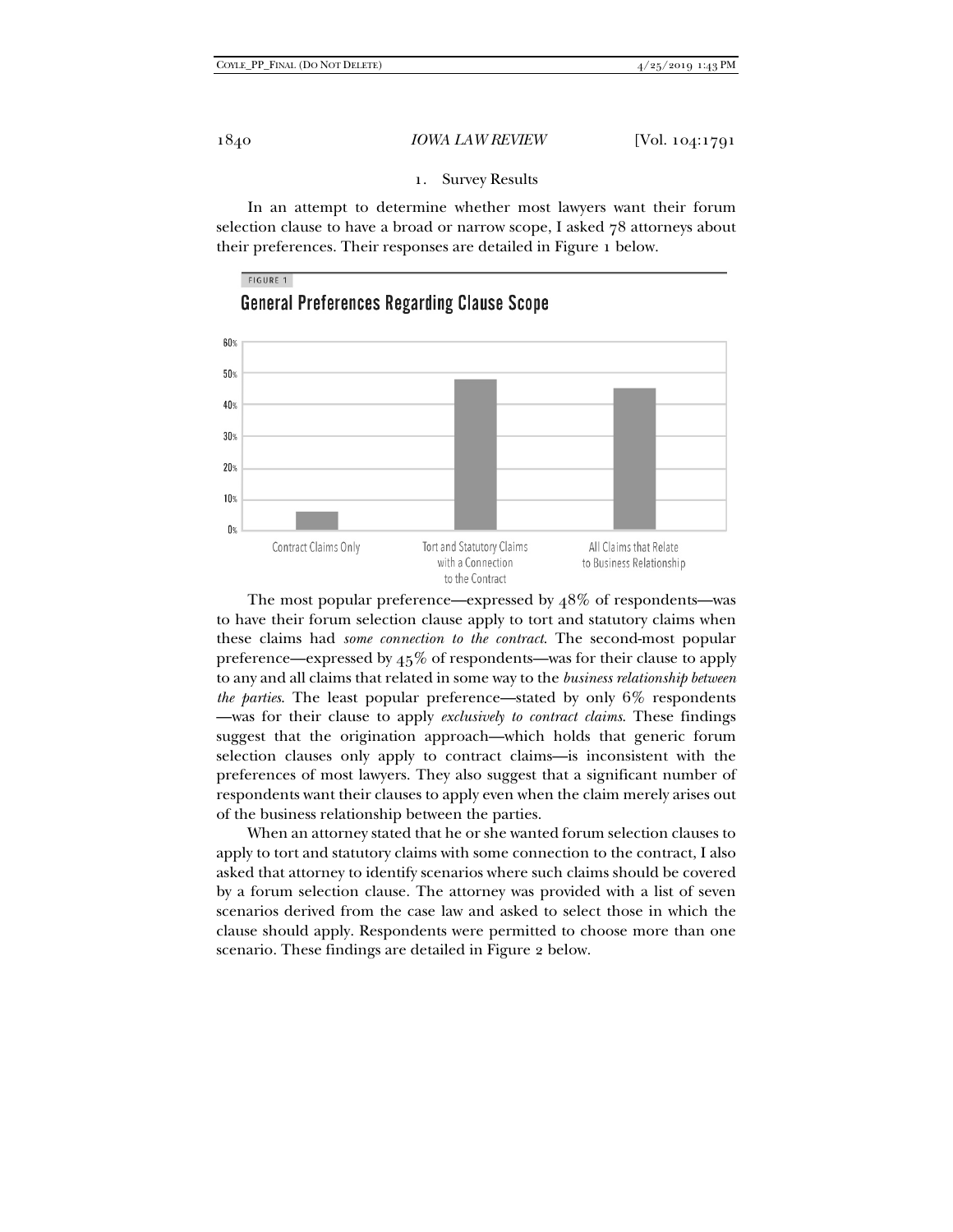### 1. Survey Results

In an attempt to determine whether most lawyers want their forum selection clause to have a broad or narrow scope, I asked 78 attorneys about their preferences. Their responses are detailed in Figure 1 below.

FIGURE 1

**General Preferences Regarding Clause Scope**

The most popular preference—expressed by 48% of respondents—was to have their forum selection clause apply to tort and statutory claims when these claims had *some connection to the contract*. The second-most popular preference—expressed by 45% of respondents—was for their clause to apply to any and all claims that related in some way to the *business relationship between the parties*. The least popular preference—stated by only 6% respondents—was for their clause to apply *exclusively to contract claims*. These findings suggest that the origination approach—which holds that generic forum selection clauses only apply to contract claims—is inconsistent with the preferences of most lawyers. They also suggest that a significant number of respondents want their clauses to apply even when the claim merely arises out of the business relationship between the parties.

When an attorney stated that he or she wanted forum selection clauses to apply to tort and statutory claims with some connection to the contract, I also asked that attorney to identify scenarios where such claims should be covered by a forum selection clause. The attorney was provided with a list of seven scenarios derived from the case law and asked to select those in which the clause should apply. Respondents were permitted to choose more than one scenario. These findings are detailed in Figure 2 below.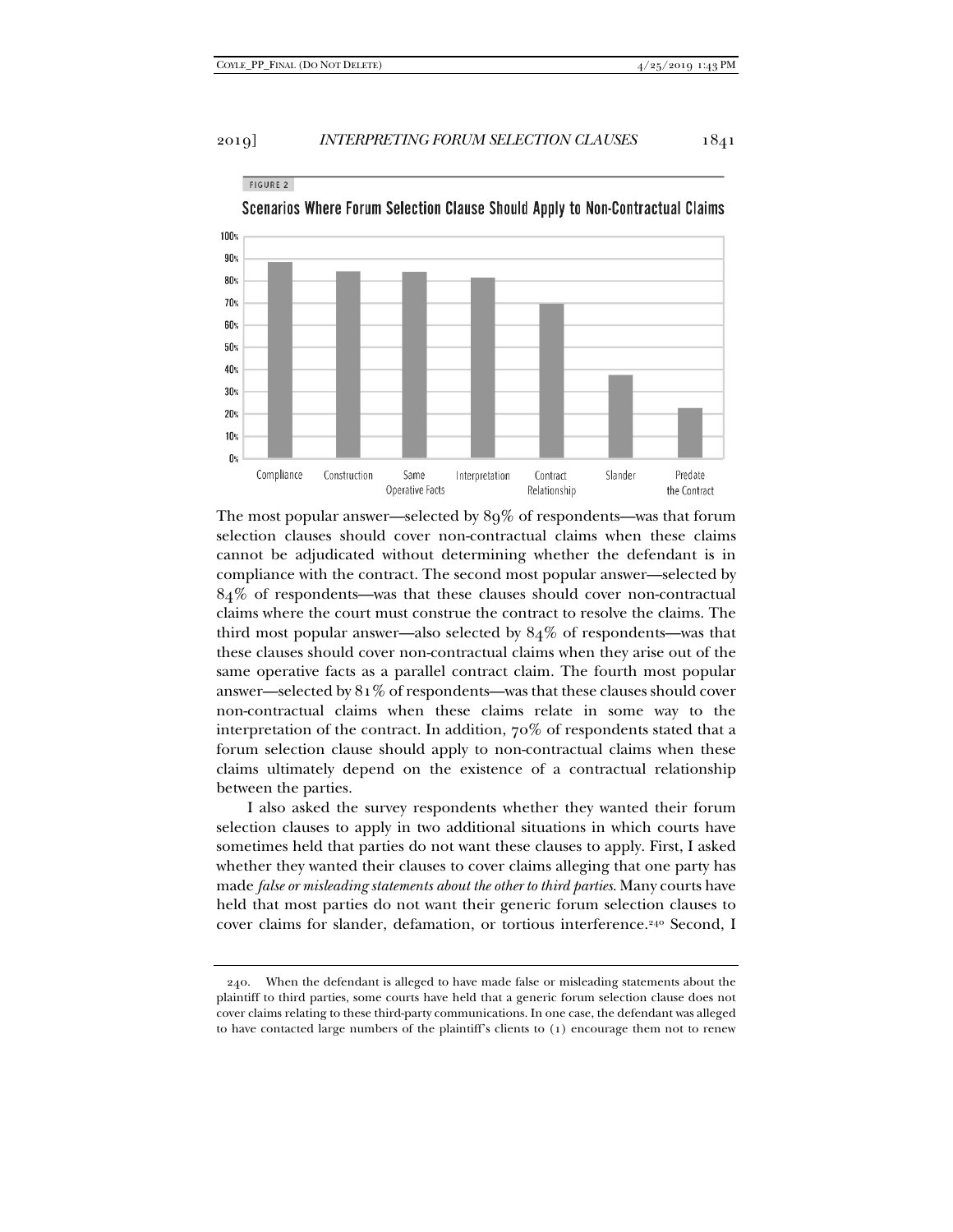FIGURE 2

Scenarios Where Forum Selection Clause Should Apply to Non-Contractual Claims

The most popular answer—selected by 89% of respondents—was that forum selection clauses should cover non-contractual claims when these claims cannot be adjudicated without determining whether the defendant is in compliance with the contract. The second most popular answer—selected by 84% of respondents—was that these clauses should cover non-contractual claims where the court must construe the contract to resolve the claims. The third most popular answer—also selected by 84% of respondents—was that these clauses should cover non-contractual claims when they arise out of the same operative facts as a parallel contract claim. The fourth most popular answer—selected by 81% of respondents—was that these clauses should cover non-contractual claims when these claims relate in some way to the interpretation of the contract. In addition, 70% of respondents stated that a forum selection clause should apply to non-contractual claims when these claims ultimately depend on the existence of a contractual relationship between the parties.

I also asked the survey respondents whether they wanted their forum selection clauses to apply in two additional situations in which courts have sometimes held that parties do not want these clauses to apply. First, I asked whether they wanted their clauses to cover claims alleging that one party has made *false or misleading statements about the other to third parties*. Many courts have held that most parties do not want their generic forum selection clauses to cover claims for slander, defamation, or tortious interference.[240] Second, I

---

240. When the defendant is alleged to have made false or misleading statements about the plaintiff to third parties, some courts have held that a generic forum selection clause does not cover claims relating to these third-party communications. In one case, the defendant was alleged to have contacted large numbers of the plaintiff's clients to (1) encourage them not to renew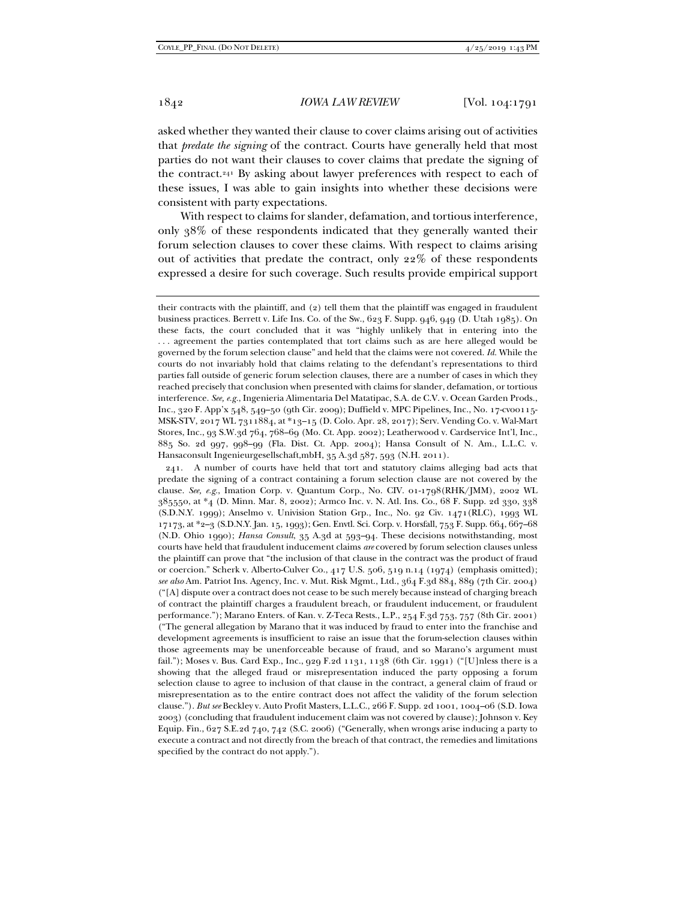asked whether they wanted their clause to cover claims arising out of activities that *predate the signing* of the contract. Courts have generally held that most parties do not want their clauses to cover claims that predate the signing of the contract.[241] By asking about lawyer preferences with respect to each of these issues, I was able to gain insights into whether these decisions were consistent with party expectations.

With respect to claims for slander, defamation, and tortious interference, only 38% of these respondents indicated that they generally wanted their forum selection clauses to cover these claims. With respect to claims arising out of activities that predate the contract, only 22% of these respondents expressed a desire for such coverage. Such results provide empirical support

---

their contracts with the plaintiff, and (2) tell them that the plaintiff was engaged in fraudulent business practices. Berrett v. Life Ins. Co. of the Sw., 623 F. Supp. 946, 949 (D. Utah 1985). On these facts, the court concluded that it was "highly unlikely that in entering into the . . . agreement the parties contemplated that tort claims such as are here alleged would be governed by the forum selection clause" and held that the claims were not covered. *Id.* While the courts do not invariably hold that claims relating to the defendant's representations to third parties fall outside of generic forum selection clauses, there are a number of cases in which they reached precisely that conclusion when presented with claims for slander, defamation, or tortious interference. *See, e.g.*, Ingenieria Alimentaria Del Matatipac, S.A. de C.V. v. Ocean Garden Prods., Inc., 320 F. App'x 548, 549–50 (9th Cir. 2009); Duffield v. MPC Pipelines, Inc., No. 17-cv00115-MSK-STV, 2017 WL 7311884, at *13–15 (D. Colo. Apr. 28, 2017); Serv. Vending Co. v. Wal-Mart Stores, Inc., 93 S.W.3d 764, 768–69 (Mo. Ct. App. 2002); Leatherwood v. Cardservice Int'l, Inc., 885 So. 2d 997, 998–99 (Fla. Dist. Ct. App. 2004); Hansa Consult of N. Am., L.L.C. v. Hansaconsult Ingenieurgesellschaft,mbH, 35 A.3d 587, 593 (N.H. 2011).

241. A number of courts have held that tort and statutory claims alleging bad acts that predate the signing of a contract containing a forum selection clause are not covered by the clause. *See, e.g.*, Imation Corp. v. Quantum Corp., No. CIV. 01-1798(RHK/JMM), 2002 WL 385550, at *4 (D. Minn. Mar. 8, 2002); Armco Inc. v. N. Atl. Ins. Co., 68 F. Supp. 2d 330, 338 (S.D.N.Y. 1999); Anselmo v. Univision Station Grp., Inc., No. 92 Civ. 1471(RLC), 1993 WL 17173, at *2–3 (S.D.N.Y. Jan. 15, 1993); Gen. Envtl. Sci. Corp. v. Horsfall, 753 F. Supp. 664, 667–68 (N.D. Ohio 1990); *Hansa Consult*, 35 A.3d at 593–94. These decisions notwithstanding, most courts have held that fraudulent inducement claims *are* covered by forum selection clauses unless the plaintiff can prove that "the inclusion of that clause in the contract was the product of fraud or coercion." Scherk v. Alberto-Culver Co., 417 U.S. 506, 519 n.14 (1974) (emphasis omitted); *see also* Am. Patriot Ins. Agency, Inc. v. Mut. Risk Mgmt., Ltd., 364 F.3d 884, 889 (7th Cir. 2004) ("[A] dispute over a contract does not cease to be such merely because instead of charging breach of contract the plaintiff charges a fraudulent breach, or fraudulent inducement, or fraudulent performance."); Marano Enters. of Kan. v. Z-Teca Rests., L.P., 254 F.3d 753, 757 (8th Cir. 2001) ("The general allegation by Marano that it was induced by fraud to enter into the franchise and development agreements is insufficient to raise an issue that the forum-selection clauses within those agreements may be unenforceable because of fraud, and so Marano's argument must fail."); Moses v. Bus. Card Exp., Inc., 929 F.2d 1131, 1138 (6th Cir. 1991) ("[U]nless there is a showing that the alleged fraud or misrepresentation induced the party opposing a forum selection clause to agree to inclusion of that clause in the contract, a general claim of fraud or misrepresentation as to the entire contract does not affect the validity of the forum selection clause."). *But see* Beckley v. Auto Profit Masters, L.L.C., 266 F. Supp. 2d 1001, 1004–06 (S.D. Iowa 2003) (concluding that fraudulent inducement claim was not covered by clause); Johnson v. Key Equip. Fin., 627 S.E.2d 740, 742 (S.C. 2006) ("Generally, when wrongs arise inducing a party to execute a contract and not directly from the breach of that contract, the remedies and limitations specified by the contract do not apply.").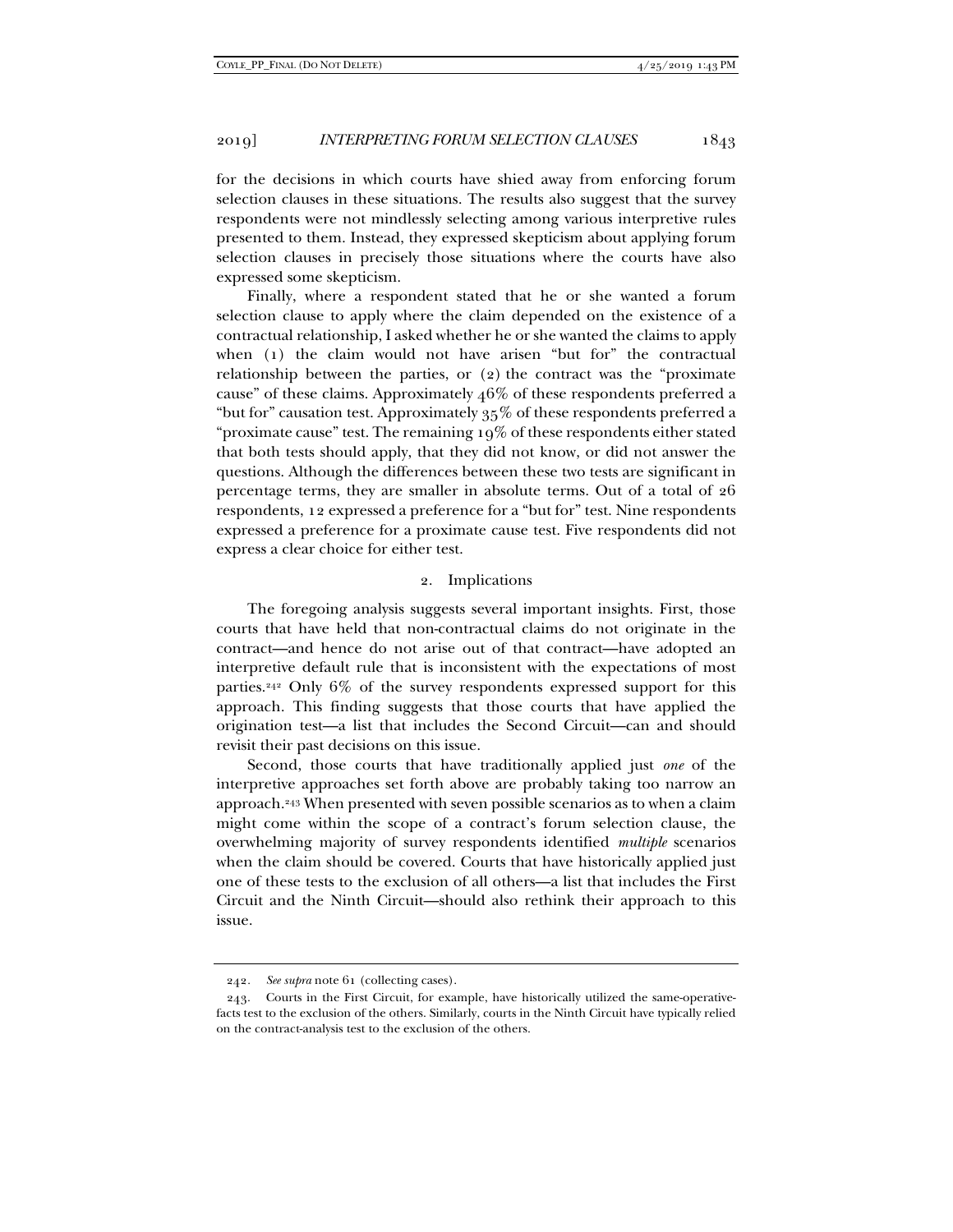for the decisions in which courts have shied away from enforcing forum selection clauses in these situations. The results also suggest that the survey respondents were not mindlessly selecting among various interpretive rules presented to them. Instead, they expressed skepticism about applying forum selection clauses in precisely those situations where the courts have also expressed some skepticism.

Finally, where a respondent stated that he or she wanted a forum selection clause to apply where the claim depended on the existence of a contractual relationship, I asked whether he or she wanted the claims to apply when (1) the claim would not have arisen "but for" the contractual relationship between the parties, or (2) the contract was the "proximate cause" of these claims. Approximately 46% of these respondents preferred a "but for" causation test. Approximately 35% of these respondents preferred a "proximate cause" test. The remaining 19% of these respondents either stated that both tests should apply, that they did not know, or did not answer the questions. Although the differences between these two tests are significant in percentage terms, they are smaller in absolute terms. Out of a total of 26 respondents, 12 expressed a preference for a "but for" test. Nine respondents expressed a preference for a proximate cause test. Five respondents did not express a clear choice for either test.

### 2. Implications

The foregoing analysis suggests several important insights. First, those courts that have held that non-contractual claims do not originate in the contract—and hence do not arise out of that contract—have adopted an interpretive default rule that is inconsistent with the expectations of most parties.[242] Only 6% of the survey respondents expressed support for this approach. This finding suggests that those courts that have applied the origination test—a list that includes the Second Circuit—can and should revisit their past decisions on this issue.

Second, those courts that have traditionally applied just *one* of the interpretive approaches set forth above are probably taking too narrow an approach.[243] When presented with seven possible scenarios as to when a claim might come within the scope of a contract's forum selection clause, the overwhelming majority of survey respondents identified *multiple* scenarios when the claim should be covered. Courts that have historically applied just one of these tests to the exclusion of all others—a list that includes the First Circuit and the Ninth Circuit—should also rethink their approach to this issue.

---

242. *See supra* note 61 (collecting cases).

243. Courts in the First Circuit, for example, have historically utilized the same-operative-facts test to the exclusion of the others. Similarly, courts in the Ninth Circuit have typically relied on the contract-analysis test to the exclusion of the others.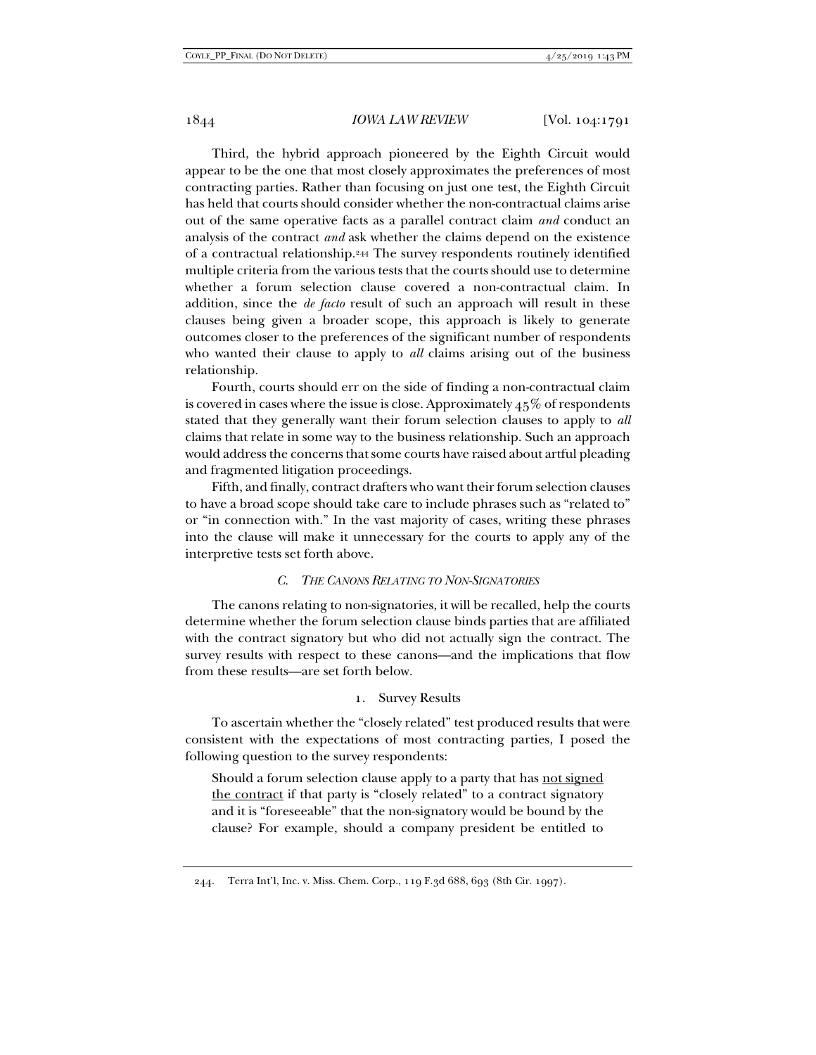Third, the hybrid approach pioneered by the Eighth Circuit would appear to be the one that most closely approximates the preferences of most contracting parties. Rather than focusing on just one test, the Eighth Circuit has held that courts should consider whether the non-contractual claims arise out of the same operative facts as a parallel contract claim *and* conduct an analysis of the contract *and* ask whether the claims depend on the existence of a contractual relationship.[244] The survey respondents routinely identified multiple criteria from the various tests that the courts should use to determine whether a forum selection clause covered a non-contractual claim. In addition, since the *de facto* result of such an approach will result in these clauses being given a broader scope, this approach is likely to generate outcomes closer to the preferences of the significant number of respondents who wanted their clause to apply to *all* claims arising out of the business relationship.

Fourth, courts should err on the side of finding a non-contractual claim is covered in cases where the issue is close. Approximately 45% of respondents stated that they generally want their forum selection clauses to apply to *all* claims that relate in some way to the business relationship. Such an approach would address the concerns that some courts have raised about artful pleading and fragmented litigation proceedings.

Fifth, and finally, contract drafters who want their forum selection clauses to have a broad scope should take care to include phrases such as "related to" or "in connection with." In the vast majority of cases, writing these phrases into the clause will make it unnecessary for the courts to apply any of the interpretive tests set forth above.

### *C. The Canons Relating to Non-Signatories*

The canons relating to non-signatories, it will be recalled, help the courts determine whether the forum selection clause binds parties that are affiliated with the contract signatory but who did not actually sign the contract. The survey results with respect to these canons—and the implications that flow from these results—are set forth below.

#### 1. Survey Results

To ascertain whether the "closely related" test produced results that were consistent with the expectations of most contracting parties, I posed the following question to the survey respondents:

> Should a forum selection clause apply to a party that has not signed the contract if that party is "closely related" to a contract signatory and it is "foreseeable" that the non-signatory would be bound by the clause? For example, should a company president be entitled to

---

244. Terra Int'l, Inc. v. Miss. Chem. Corp., 119 F.3d 688, 693 (8th Cir. 1997).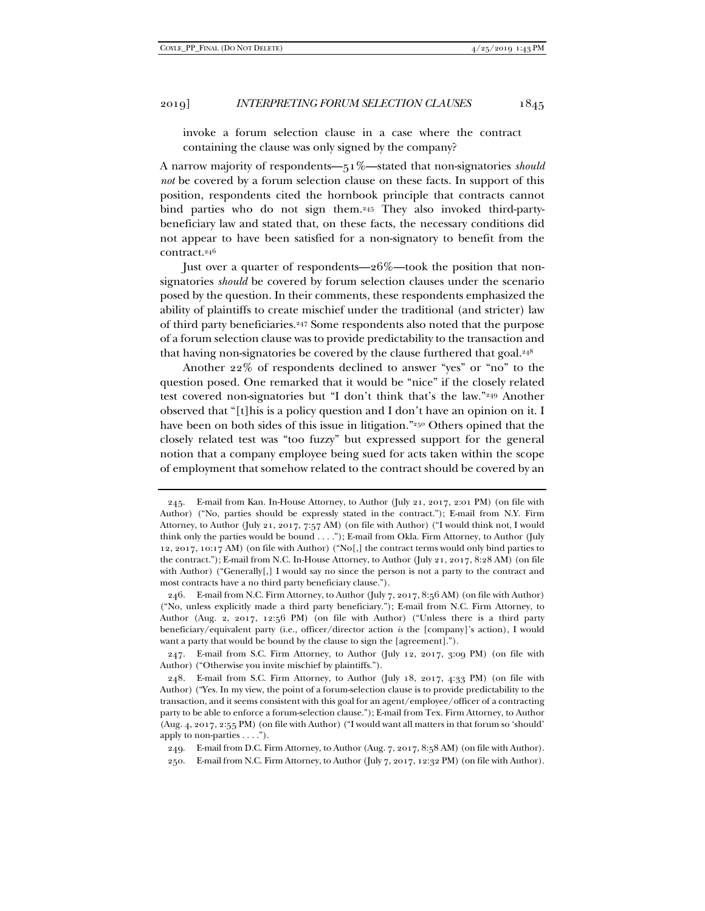invoke a forum selection clause in a case where the contract containing the clause was only signed by the company?

A narrow majority of respondents—51%—stated that non-signatories *should not* be covered by a forum selection clause on these facts. In support of this position, respondents cited the hornbook principle that contracts cannot bind parties who do not sign them.[245] They also invoked third-party-beneficiary law and stated that, on these facts, the necessary conditions did not appear to have been satisfied for a non-signatory to benefit from the contract.[246]

Just over a quarter of respondents—26%—took the position that non-signatories *should* be covered by forum selection clauses under the scenario posed by the question. In their comments, these respondents emphasized the ability of plaintiffs to create mischief under the traditional (and stricter) law of third party beneficiaries.[247] Some respondents also noted that the purpose of a forum selection clause was to provide predictability to the transaction and that having non-signatories be covered by the clause furthered that goal.[248]

Another 22% of respondents declined to answer "yes" or "no" to the question posed. One remarked that it would be "nice" if the closely related test covered non-signatories but "I don't think that's the law."[249] Another observed that "[t]his is a policy question and I don't have an opinion on it. I have been on both sides of this issue in litigation."[250] Others opined that the closely related test was "too fuzzy" but expressed support for the general notion that a company employee being sued for acts taken within the scope of employment that somehow related to the contract should be covered by an

---

245. E-mail from Kan. In-House Attorney, to Author (July 21, 2017, 2:01 PM) (on file with Author) ("No, parties should be expressly stated in the contract."); E-mail from N.Y. Firm Attorney, to Author (July 21, 2017, 7:57 AM) (on file with Author) ("I would think not, I would think only the parties would be bound . . . ."); E-mail from Okla. Firm Attorney, to Author (July 12, 2017, 10:17 AM) (on file with Author) ("No[,] the contract terms would only bind parties to the contract."); E-mail from N.C. In-House Attorney, to Author (July 21, 2017, 8:28 AM) (on file with Author) ("Generally[,] I would say no since the person is not a party to the contract and most contracts have a no third party beneficiary clause.").

246. E-mail from N.C. Firm Attorney, to Author (July 7, 2017, 8:56 AM) (on file with Author) ("No, unless explicitly made a third party beneficiary."); E-mail from N.C. Firm Attorney, to Author (Aug. 2, 2017, 12:56 PM) (on file with Author) ("Unless there is a third party beneficiary/equivalent party (i.e., officer/director action *is* the [company]'s action), I would want a party that would be bound by the clause to sign the [agreement].").

247. E-mail from S.C. Firm Attorney, to Author (July 12, 2017, 3:09 PM) (on file with Author) ("Otherwise you invite mischief by plaintiffs.").

248. E-mail from S.C. Firm Attorney, to Author (July 18, 2017, 4:33 PM) (on file with Author) ("Yes. In my view, the point of a forum-selection clause is to provide predictability to the transaction, and it seems consistent with this goal for an agent/employee/officer of a contracting party to be able to enforce a forum-selection clause."); E-mail from Tex. Firm Attorney, to Author (Aug. 4, 2017, 2:55 PM) (on file with Author) ("I would want all matters in that forum so 'should' apply to non-parties . . . .").

249. E-mail from D.C. Firm Attorney, to Author (Aug. 7, 2017, 8:58 AM) (on file with Author).

250. E-mail from N.C. Firm Attorney, to Author (July 7, 2017, 12:32 PM) (on file with Author).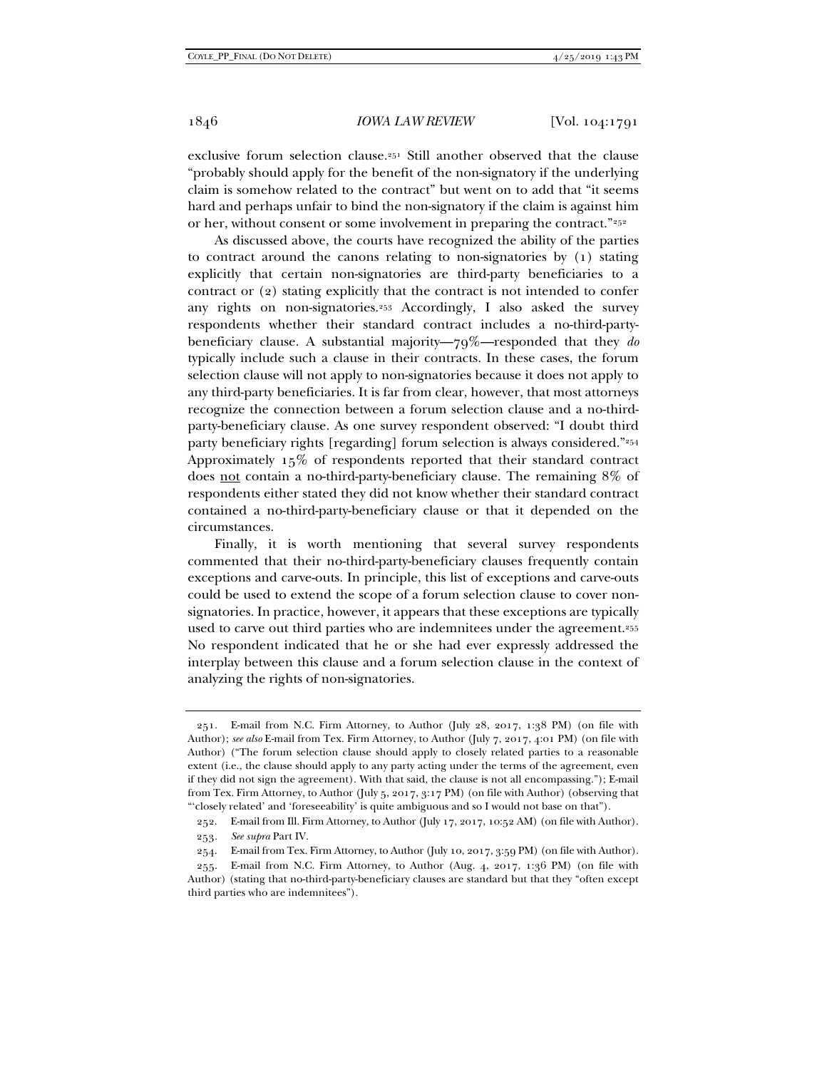exclusive forum selection clause.[251] Still another observed that the clause "probably should apply for the benefit of the non-signatory if the underlying claim is somehow related to the contract" but went on to add that "it seems hard and perhaps unfair to bind the non-signatory if the claim is against him or her, without consent or some involvement in preparing the contract."[252]

As discussed above, the courts have recognized the ability of the parties to contract around the canons relating to non-signatories by (1) stating explicitly that certain non-signatories are third-party beneficiaries to a contract or (2) stating explicitly that the contract is not intended to confer any rights on non-signatories.[253] Accordingly, I also asked the survey respondents whether their standard contract includes a no-third-party-beneficiary clause. A substantial majority—79%—responded that they *do* typically include such a clause in their contracts. In these cases, the forum selection clause will not apply to non-signatories because it does not apply to any third-party beneficiaries. It is far from clear, however, that most attorneys recognize the connection between a forum selection clause and a no-third-party-beneficiary clause. As one survey respondent observed: "I doubt third party beneficiary rights [regarding] forum selection is always considered."[254] Approximately 15% of respondents reported that their standard contract does <u>not</u> contain a no-third-party-beneficiary clause. The remaining 8% of respondents either stated they did not know whether their standard contract contained a no-third-party-beneficiary clause or that it depended on the circumstances.

Finally, it is worth mentioning that several survey respondents commented that their no-third-party-beneficiary clauses frequently contain exceptions and carve-outs. In principle, this list of exceptions and carve-outs could be used to extend the scope of a forum selection clause to cover non-signatories. In practice, however, it appears that these exceptions are typically used to carve out third parties who are indemnitees under the agreement.[255] No respondent indicated that he or she had ever expressly addressed the interplay between this clause and a forum selection clause in the context of analyzing the rights of non-signatories.

---

251. E-mail from N.C. Firm Attorney, to Author (July 28, 2017, 1:38 PM) (on file with Author); *see also* E-mail from Tex. Firm Attorney, to Author (July 7, 2017, 4:01 PM) (on file with Author) ("The forum selection clause should apply to closely related parties to a reasonable extent (i.e., the clause should apply to any party acting under the terms of the agreement, even if they did not sign the agreement). With that said, the clause is not all encompassing."); E-mail from Tex. Firm Attorney, to Author (July 5, 2017, 3:17 PM) (on file with Author) (observing that "'closely related' and 'foreseeability' is quite ambiguous and so I would not base on that").

252. E-mail from Ill. Firm Attorney, to Author (July 17, 2017, 10:52 AM) (on file with Author).

253. *See supra* Part IV.

254. E-mail from Tex. Firm Attorney, to Author (July 10, 2017, 3:59 PM) (on file with Author).

255. E-mail from N.C. Firm Attorney, to Author (Aug. 4, 2017, 1:36 PM) (on file with Author) (stating that no-third-party-beneficiary clauses are standard but that they "often except third parties who are indemnitees").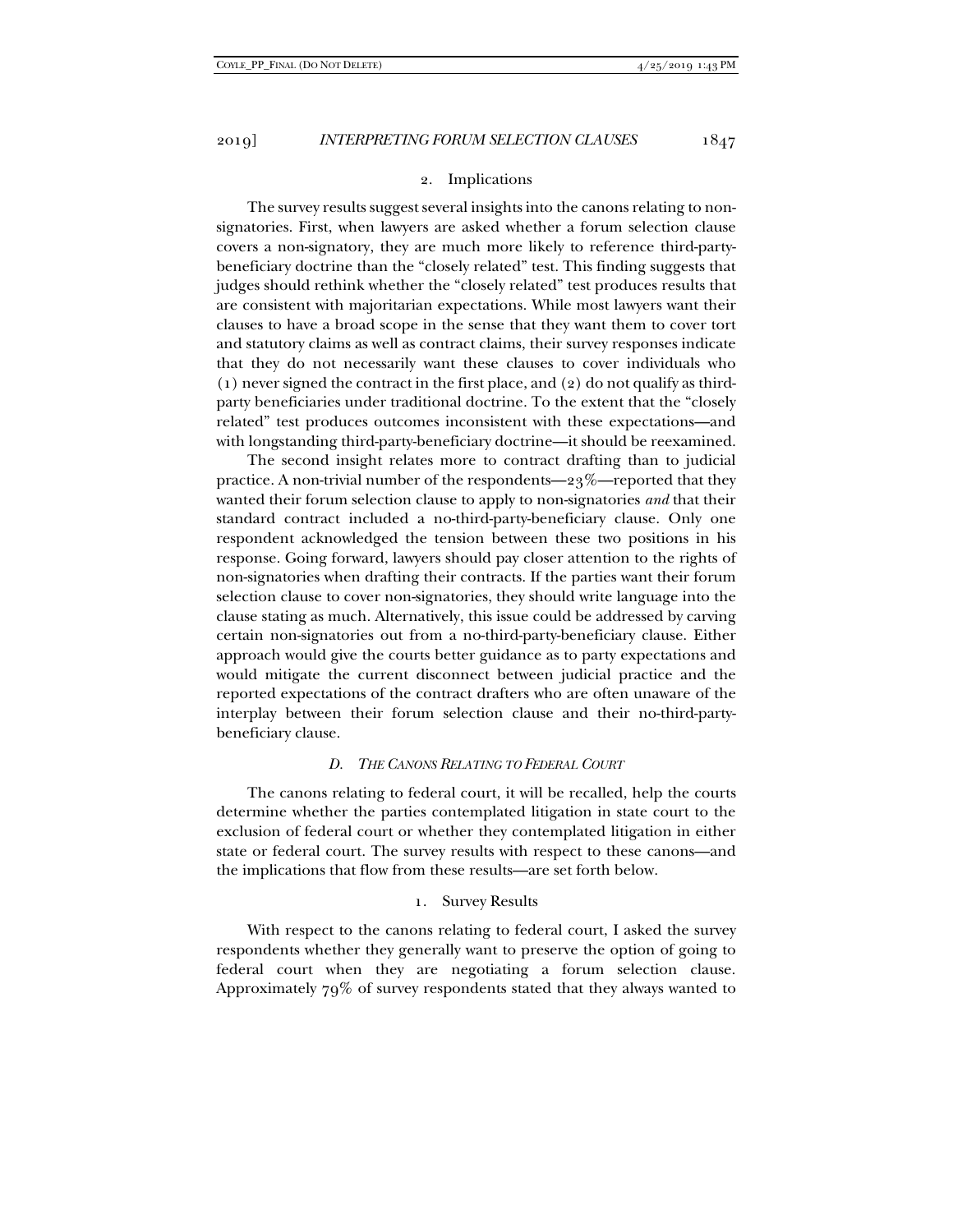### 2. Implications

The survey results suggest several insights into the canons relating to non-signatories. First, when lawyers are asked whether a forum selection clause covers a non-signatory, they are much more likely to reference third-party-beneficiary doctrine than the "closely related" test. This finding suggests that judges should rethink whether the "closely related" test produces results that are consistent with majoritarian expectations. While most lawyers want their clauses to have a broad scope in the sense that they want them to cover tort and statutory claims as well as contract claims, their survey responses indicate that they do not necessarily want these clauses to cover individuals who (1) never signed the contract in the first place, and (2) do not qualify as third-party beneficiaries under traditional doctrine. To the extent that the "closely related" test produces outcomes inconsistent with these expectations—and with longstanding third-party-beneficiary doctrine—it should be reexamined.

The second insight relates more to contract drafting than to judicial practice. A non-trivial number of the respondents—23%—reported that they wanted their forum selection clause to apply to non-signatories *and* that their standard contract included a no-third-party-beneficiary clause. Only one respondent acknowledged the tension between these two positions in his response. Going forward, lawyers should pay closer attention to the rights of non-signatories when drafting their contracts. If the parties want their forum selection clause to cover non-signatories, they should write language into the clause stating as much. Alternatively, this issue could be addressed by carving certain non-signatories out from a no-third-party-beneficiary clause. Either approach would give the courts better guidance as to party expectations and would mitigate the current disconnect between judicial practice and the reported expectations of the contract drafters who are often unaware of the interplay between their forum selection clause and their no-third-party-beneficiary clause.

## *D. The Canons Relating to Federal Court*

The canons relating to federal court, it will be recalled, help the courts determine whether the parties contemplated litigation in state court to the exclusion of federal court or whether they contemplated litigation in either state or federal court. The survey results with respect to these canons—and the implications that flow from these results—are set forth below.

### 1. Survey Results

With respect to the canons relating to federal court, I asked the survey respondents whether they generally want to preserve the option of going to federal court when they are negotiating a forum selection clause. Approximately 79% of survey respondents stated that they always wanted to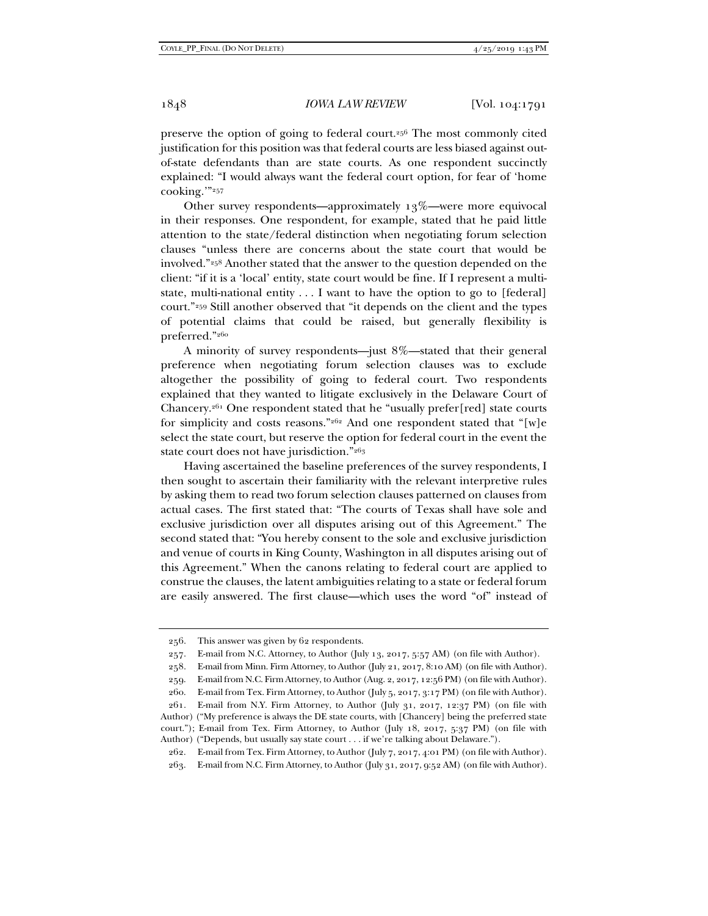preserve the option of going to federal court.[256] The most commonly cited justification for this position was that federal courts are less biased against out-of-state defendants than are state courts. As one respondent succinctly explained: "I would always want the federal court option, for fear of 'home cooking.'"[257]

Other survey respondents—approximately 13%—were more equivocal in their responses. One respondent, for example, stated that he paid little attention to the state/federal distinction when negotiating forum selection clauses "unless there are concerns about the state court that would be involved."[258] Another stated that the answer to the question depended on the client: "if it is a 'local' entity, state court would be fine. If I represent a multi-state, multi-national entity . . . I want to have the option to go to [federal] court."[259] Still another observed that "it depends on the client and the types of potential claims that could be raised, but generally flexibility is preferred."[260]

A minority of survey respondents—just 8%—stated that their general preference when negotiating forum selection clauses was to exclude altogether the possibility of going to federal court. Two respondents explained that they wanted to litigate exclusively in the Delaware Court of Chancery.[261] One respondent stated that he "usually prefer[red] state courts for simplicity and costs reasons."[262] And one respondent stated that "[w]e select the state court, but reserve the option for federal court in the event the state court does not have jurisdiction."[263]

Having ascertained the baseline preferences of the survey respondents, I then sought to ascertain their familiarity with the relevant interpretive rules by asking them to read two forum selection clauses patterned on clauses from actual cases. The first stated that: "The courts of Texas shall have sole and exclusive jurisdiction over all disputes arising out of this Agreement." The second stated that: "You hereby consent to the sole and exclusive jurisdiction and venue of courts in King County, Washington in all disputes arising out of this Agreement." When the canons relating to federal court are applied to construe the clauses, the latent ambiguities relating to a state or federal forum are easily answered. The first clause—which uses the word "of" instead of

---

256. This answer was given by 62 respondents.

257. E-mail from N.C. Attorney, to Author (July 13, 2017, 5:57 AM) (on file with Author).

258. E-mail from Minn. Firm Attorney, to Author (July 21, 2017, 8:10 AM) (on file with Author).

259. E-mail from N.C. Firm Attorney, to Author (Aug. 2, 2017, 12:56 PM) (on file with Author).

260. E-mail from Tex. Firm Attorney, to Author (July 5, 2017, 3:17 PM) (on file with Author).

261. E-mail from N.Y. Firm Attorney, to Author (July 31, 2017, 12:37 PM) (on file with Author) ("My preference is always the DE state courts, with [Chancery] being the preferred state court."); E-mail from Tex. Firm Attorney, to Author (July 18, 2017, 5:37 PM) (on file with Author) ("Depends, but usually say state court . . . if we're talking about Delaware.").

262. E-mail from Tex. Firm Attorney, to Author (July 7, 2017, 4:01 PM) (on file with Author).

263. E-mail from N.C. Firm Attorney, to Author (July 31, 2017, 9:52 AM) (on file with Author).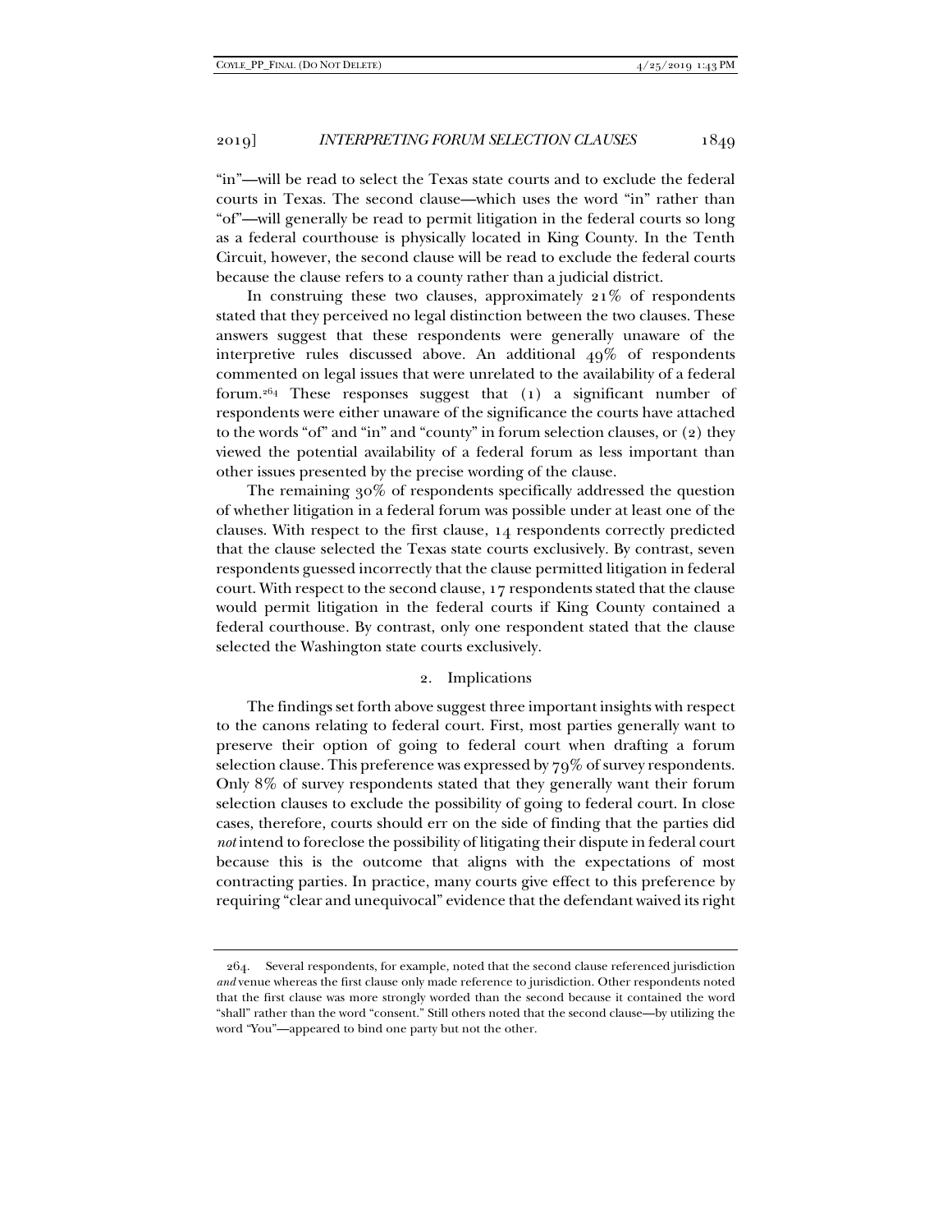"in"—will be read to select the Texas state courts and to exclude the federal courts in Texas. The second clause—which uses the word "in" rather than "of"—will generally be read to permit litigation in the federal courts so long as a federal courthouse is physically located in King County. In the Tenth Circuit, however, the second clause will be read to exclude the federal courts because the clause refers to a county rather than a judicial district.

In construing these two clauses, approximately 21% of respondents stated that they perceived no legal distinction between the two clauses. These answers suggest that these respondents were generally unaware of the interpretive rules discussed above. An additional 49% of respondents commented on legal issues that were unrelated to the availability of a federal forum.[264] These responses suggest that (1) a significant number of respondents were either unaware of the significance the courts have attached to the words "of" and "in" and "county" in forum selection clauses, or (2) they viewed the potential availability of a federal forum as less important than other issues presented by the precise wording of the clause.

The remaining 30% of respondents specifically addressed the question of whether litigation in a federal forum was possible under at least one of the clauses. With respect to the first clause, 14 respondents correctly predicted that the clause selected the Texas state courts exclusively. By contrast, seven respondents guessed incorrectly that the clause permitted litigation in federal court. With respect to the second clause, 17 respondents stated that the clause would permit litigation in the federal courts if King County contained a federal courthouse. By contrast, only one respondent stated that the clause selected the Washington state courts exclusively.

### 2. Implications

The findings set forth above suggest three important insights with respect to the canons relating to federal court. First, most parties generally want to preserve their option of going to federal court when drafting a forum selection clause. This preference was expressed by 79% of survey respondents. Only 8% of survey respondents stated that they generally want their forum selection clauses to exclude the possibility of going to federal court. In close cases, therefore, courts should err on the side of finding that the parties did *not* intend to foreclose the possibility of litigating their dispute in federal court because this is the outcome that aligns with the expectations of most contracting parties. In practice, many courts give effect to this preference by requiring "clear and unequivocal" evidence that the defendant waived its right

---

264. Several respondents, for example, noted that the second clause referenced jurisdiction *and* venue whereas the first clause only made reference to jurisdiction. Other respondents noted that the first clause was more strongly worded than the second because it contained the word "shall" rather than the word "consent." Still others noted that the second clause—by utilizing the word "You"—appeared to bind one party but not the other.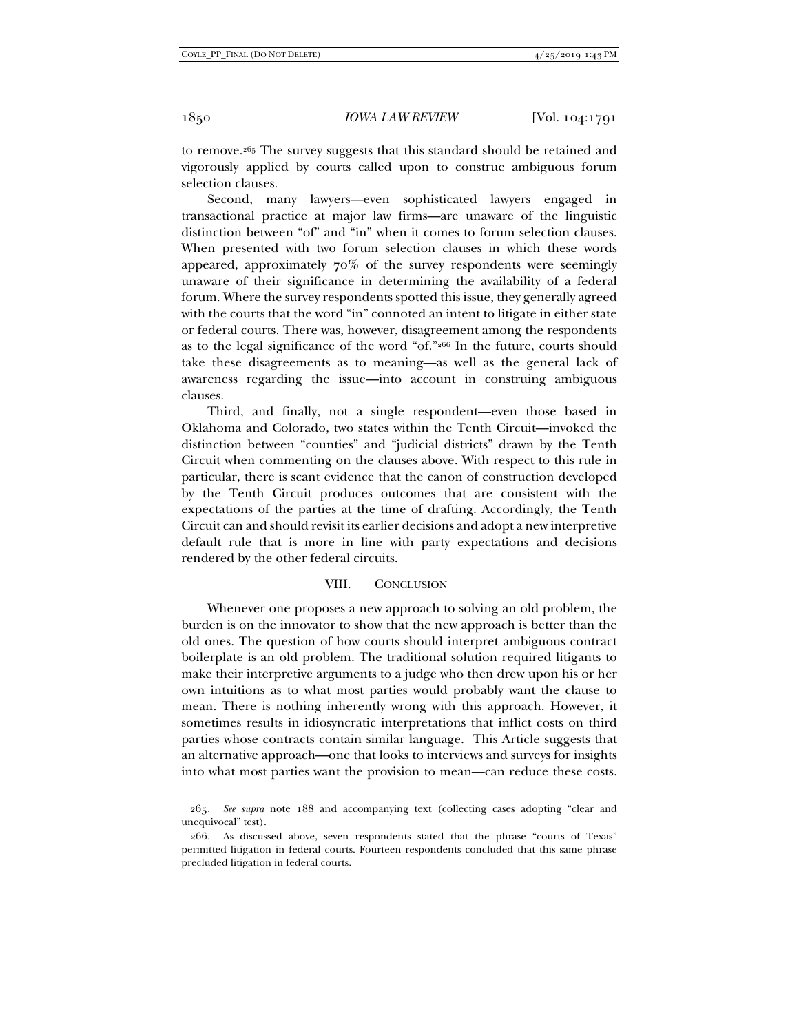to remove.[265] The survey suggests that this standard should be retained and vigorously applied by courts called upon to construe ambiguous forum selection clauses.

Second, many lawyers—even sophisticated lawyers engaged in transactional practice at major law firms—are unaware of the linguistic distinction between "of" and "in" when it comes to forum selection clauses. When presented with two forum selection clauses in which these words appeared, approximately 70% of the survey respondents were seemingly unaware of their significance in determining the availability of a federal forum. Where the survey respondents spotted this issue, they generally agreed with the courts that the word "in" connoted an intent to litigate in either state or federal courts. There was, however, disagreement among the respondents as to the legal significance of the word "of."[266] In the future, courts should take these disagreements as to meaning—as well as the general lack of awareness regarding the issue—into account in construing ambiguous clauses.

Third, and finally, not a single respondent—even those based in Oklahoma and Colorado, two states within the Tenth Circuit—invoked the distinction between "counties" and "judicial districts" drawn by the Tenth Circuit when commenting on the clauses above. With respect to this rule in particular, there is scant evidence that the canon of construction developed by the Tenth Circuit produces outcomes that are consistent with the expectations of the parties at the time of drafting. Accordingly, the Tenth Circuit can and should revisit its earlier decisions and adopt a new interpretive default rule that is more in line with party expectations and decisions rendered by the other federal circuits.

## VIII. Conclusion

Whenever one proposes a new approach to solving an old problem, the burden is on the innovator to show that the new approach is better than the old ones. The question of how courts should interpret ambiguous contract boilerplate is an old problem. The traditional solution required litigants to make their interpretive arguments to a judge who then drew upon his or her own intuitions as to what most parties would probably want the clause to mean. There is nothing inherently wrong with this approach. However, it sometimes results in idiosyncratic interpretations that inflict costs on third parties whose contracts contain similar language. This Article suggests that an alternative approach—one that looks to interviews and surveys for insights into what most parties want the provision to mean—can reduce these costs.

---

265. *See supra* note 188 and accompanying text (collecting cases adopting "clear and unequivocal" test).

266. As discussed above, seven respondents stated that the phrase "courts of Texas" permitted litigation in federal courts. Fourteen respondents concluded that this same phrase precluded litigation in federal courts.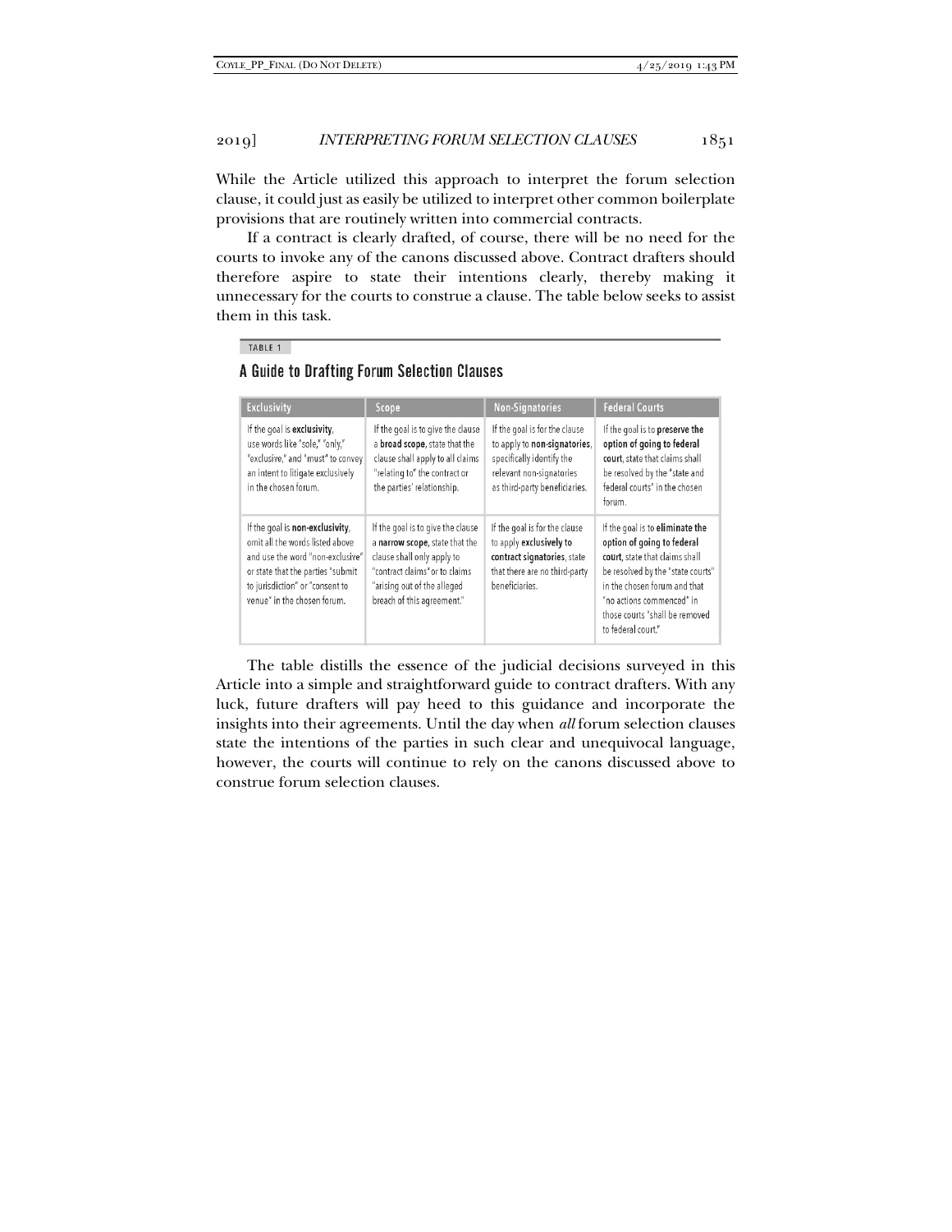While the Article utilized this approach to interpret the forum selection clause, it could just as easily be utilized to interpret other common boilerplate provisions that are routinely written into commercial contracts.

If a contract is clearly drafted, of course, there will be no need for the courts to invoke any of the canons discussed above. Contract drafters should therefore aspire to state their intentions clearly, thereby making it unnecessary for the courts to construe a clause. The table below seeks to assist them in this task.

TABLE 1

**A Guide to Drafting Forum Selection Clauses**

| Exclusivity | Scope | Non-Signatories | Federal Courts |
|---|---|---|---|
| If the goal is **exclusivity**, use words like "sole," "only," "exclusive," and "must" to convey an intent to litigate exclusively in the chosen forum. | If the goal is to give the clause a **broad scope**, state that the clause shall apply to all claims "relating to" the contract or the parties' relationship. | If the goal is for the clause to apply to **non-signatories**, specifically identify the relevant non-signatories as third-party beneficiaries. | If the goal is to **preserve the option of going to federal court**, state that claims shall be resolved by the "state and federal courts" in the chosen forum. |
| If the goal is **non-exclusivity**, omit all the words listed above and use the word "non-exclusive" or state that the parties "submit to jurisdiction" or "consent to venue" in the chosen forum. | If the goal is to give the clause a **narrow scope**, state that the clause shall only apply to "contract claims" or to claims "arising out of the alleged breach of this agreement." | If the goal is for the clause to apply **exclusively to contract signatories**, state that there are no third-party beneficiaries. | If the goal is to **eliminate the option of going to federal court**, state that claims shall be resolved by the "state courts" in the chosen forum and that "no actions commenced" in those courts "shall be removed to federal court." |

The table distills the essence of the judicial decisions surveyed in this Article into a simple and straightforward guide to contract drafters. With any luck, future drafters will pay heed to this guidance and incorporate the insights into their agreements. Until the day when *all* forum selection clauses state the intentions of the parties in such clear and unequivocal language, however, the courts will continue to rely on the canons discussed above to construe forum selection clauses.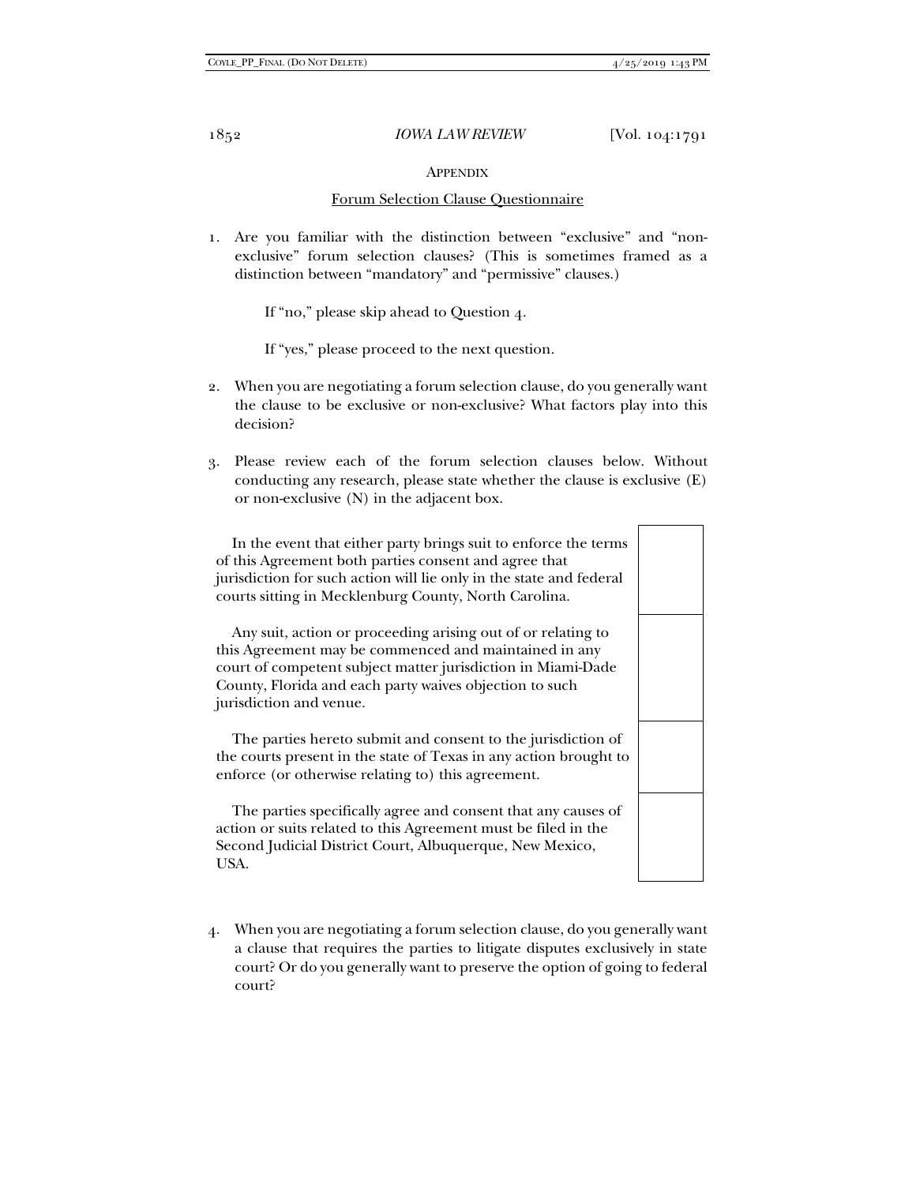## Appendix

### Forum Selection Clause Questionnaire

1. Are you familiar with the distinction between "exclusive" and "non-exclusive" forum selection clauses? (This is sometimes framed as a distinction between "mandatory" and "permissive" clauses.)

   If "no," please skip ahead to Question 4.

   If "yes," please proceed to the next question.

2. When you are negotiating a forum selection clause, do you generally want the clause to be exclusive or non-exclusive? What factors play into this decision?

3. Please review each of the forum selection clauses below. Without conducting any research, please state whether the clause is exclusive (E) or non-exclusive (N) in the adjacent box.

| Clause | E/N |
|---|---|
| In the event that either party brings suit to enforce the terms of this Agreement both parties consent and agree that jurisdiction for such action will lie only in the state and federal courts sitting in Mecklenburg County, North Carolina. | |
| Any suit, action or proceeding arising out of or relating to this Agreement may be commenced and maintained in any court of competent subject matter jurisdiction in Miami-Dade County, Florida and each party waives objection to such jurisdiction and venue. | |
| The parties hereto submit and consent to the jurisdiction of the courts present in the state of Texas in any action brought to enforce (or otherwise relating to) this agreement. | |
| The parties specifically agree and consent that any causes of action or suits related to this Agreement must be filed in the Second Judicial District Court, Albuquerque, New Mexico, USA. | |

4. When you are negotiating a forum selection clause, do you generally want a clause that requires the parties to litigate disputes exclusively in state court? Or do you generally want to preserve the option of going to federal court?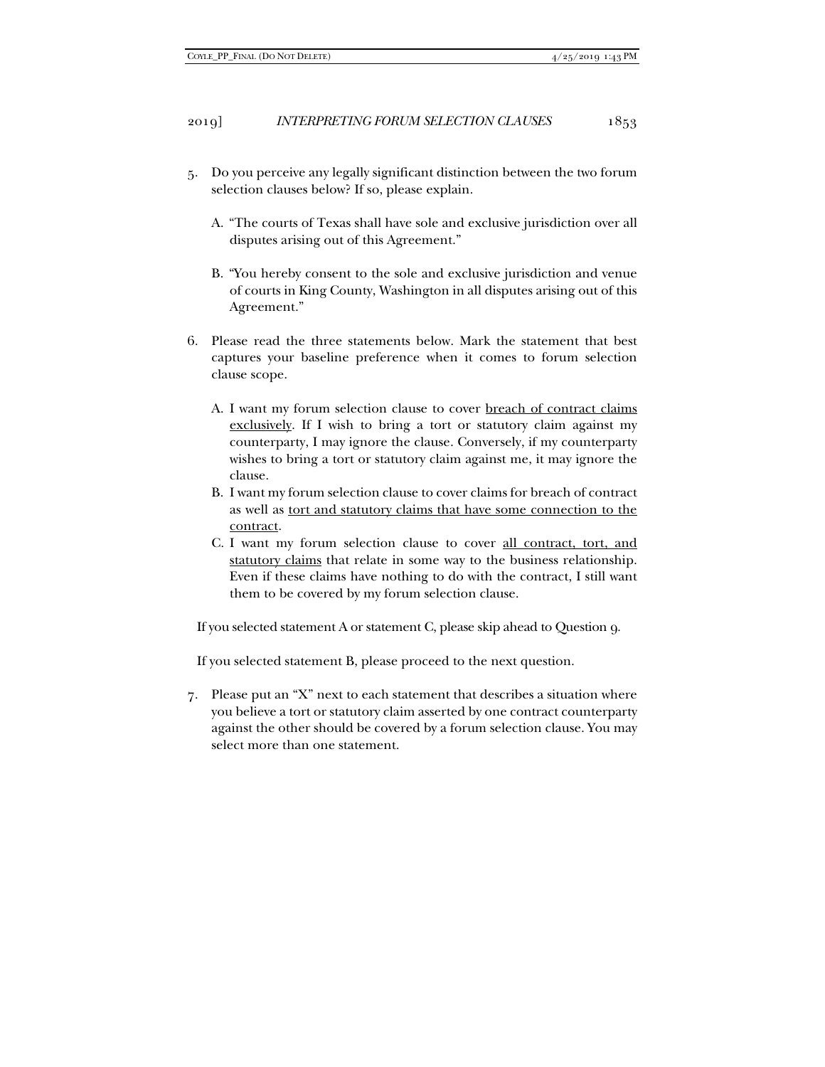5. Do you perceive any legally significant distinction between the two forum selection clauses below? If so, please explain.

   A. "The courts of Texas shall have sole and exclusive jurisdiction over all disputes arising out of this Agreement."

   B. "You hereby consent to the sole and exclusive jurisdiction and venue of courts in King County, Washington in all disputes arising out of this Agreement."

6. Please read the three statements below. Mark the statement that best captures your baseline preference when it comes to forum selection clause scope.

   A. I want my forum selection clause to cover <u>breach of contract claims exclusively</u>. If I wish to bring a tort or statutory claim against my counterparty, I may ignore the clause. Conversely, if my counterparty wishes to bring a tort or statutory claim against me, it may ignore the clause.
   B. I want my forum selection clause to cover claims for breach of contract as well as <u>tort and statutory claims that have some connection to the contract</u>.
   C. I want my forum selection clause to cover <u>all contract, tort, and statutory claims</u> that relate in some way to the business relationship. Even if these claims have nothing to do with the contract, I still want them to be covered by my forum selection clause.

   If you selected statement A or statement C, please skip ahead to Question 9.

   If you selected statement B, please proceed to the next question.

7. Please put an "X" next to each statement that describes a situation where you believe a tort or statutory claim asserted by one contract counterparty against the other should be covered by a forum selection clause. You may select more than one statement.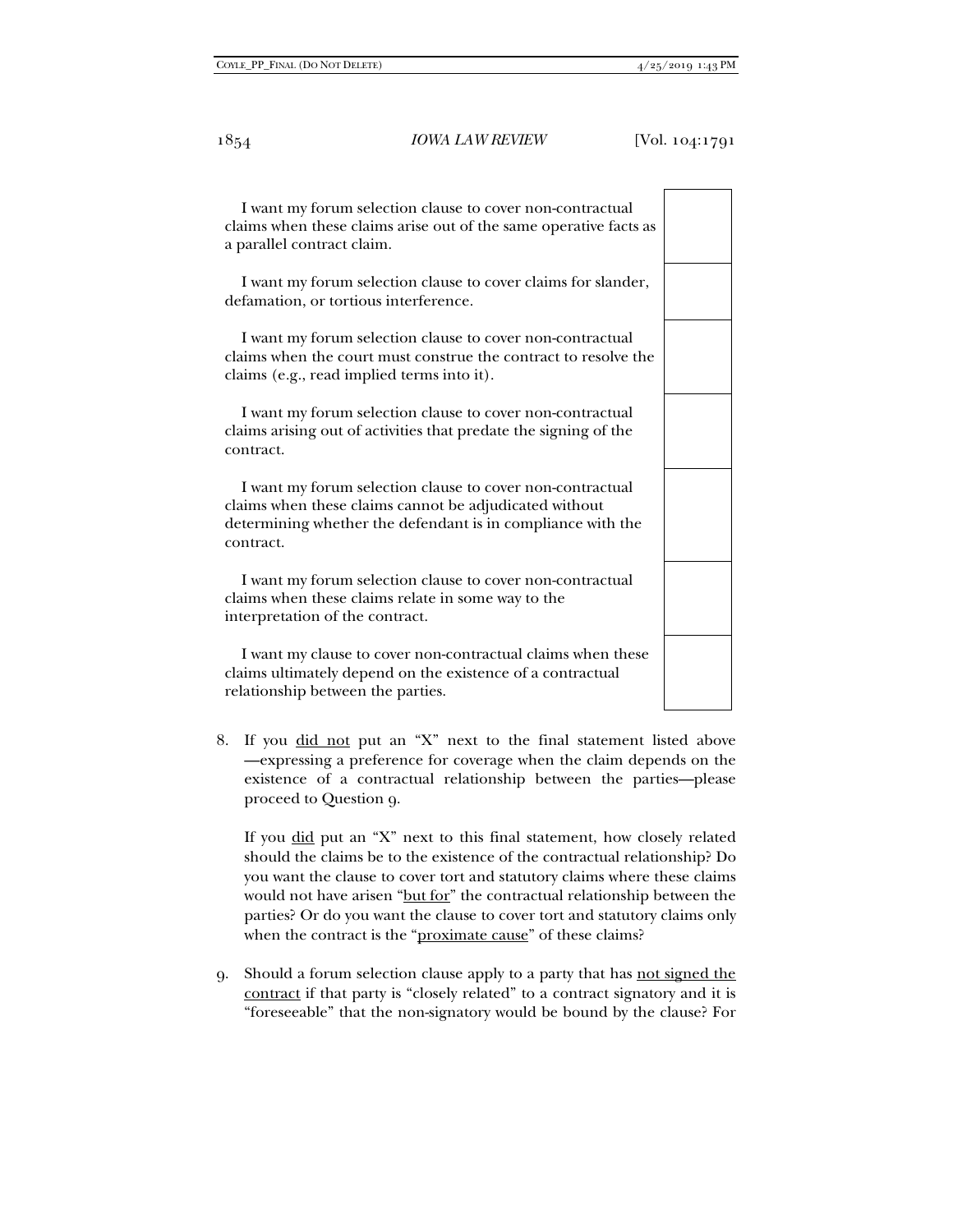| | |
|---|---|
| I want my forum selection clause to cover non-contractual claims when these claims arise out of the same operative facts as a parallel contract claim. | |
| I want my forum selection clause to cover claims for slander, defamation, or tortious interference. | |
| I want my forum selection clause to cover non-contractual claims when the court must construe the contract to resolve the claims (e.g., read implied terms into it). | |
| I want my forum selection clause to cover non-contractual claims arising out of activities that predate the signing of the contract. | |
| I want my forum selection clause to cover non-contractual claims when these claims cannot be adjudicated without determining whether the defendant is in compliance with the contract. | |
| I want my forum selection clause to cover non-contractual claims when these claims relate in some way to the interpretation of the contract. | |
| I want my clause to cover non-contractual claims when these claims ultimately depend on the existence of a contractual relationship between the parties. | |

8. If you <u>did not</u> put an "X" next to the final statement listed above —expressing a preference for coverage when the claim depends on the existence of a contractual relationship between the parties—please proceed to Question 9.

   If you <u>did</u> put an "X" next to this final statement, how closely related should the claims be to the existence of the contractual relationship? Do you want the clause to cover tort and statutory claims where these claims would not have arisen "<u>but for</u>" the contractual relationship between the parties? Or do you want the clause to cover tort and statutory claims only when the contract is the "<u>proximate cause</u>" of these claims?

9. Should a forum selection clause apply to a party that has <u>not signed the contract</u> if that party is "closely related" to a contract signatory and it is "foreseeable" that the non-signatory would be bound by the clause? For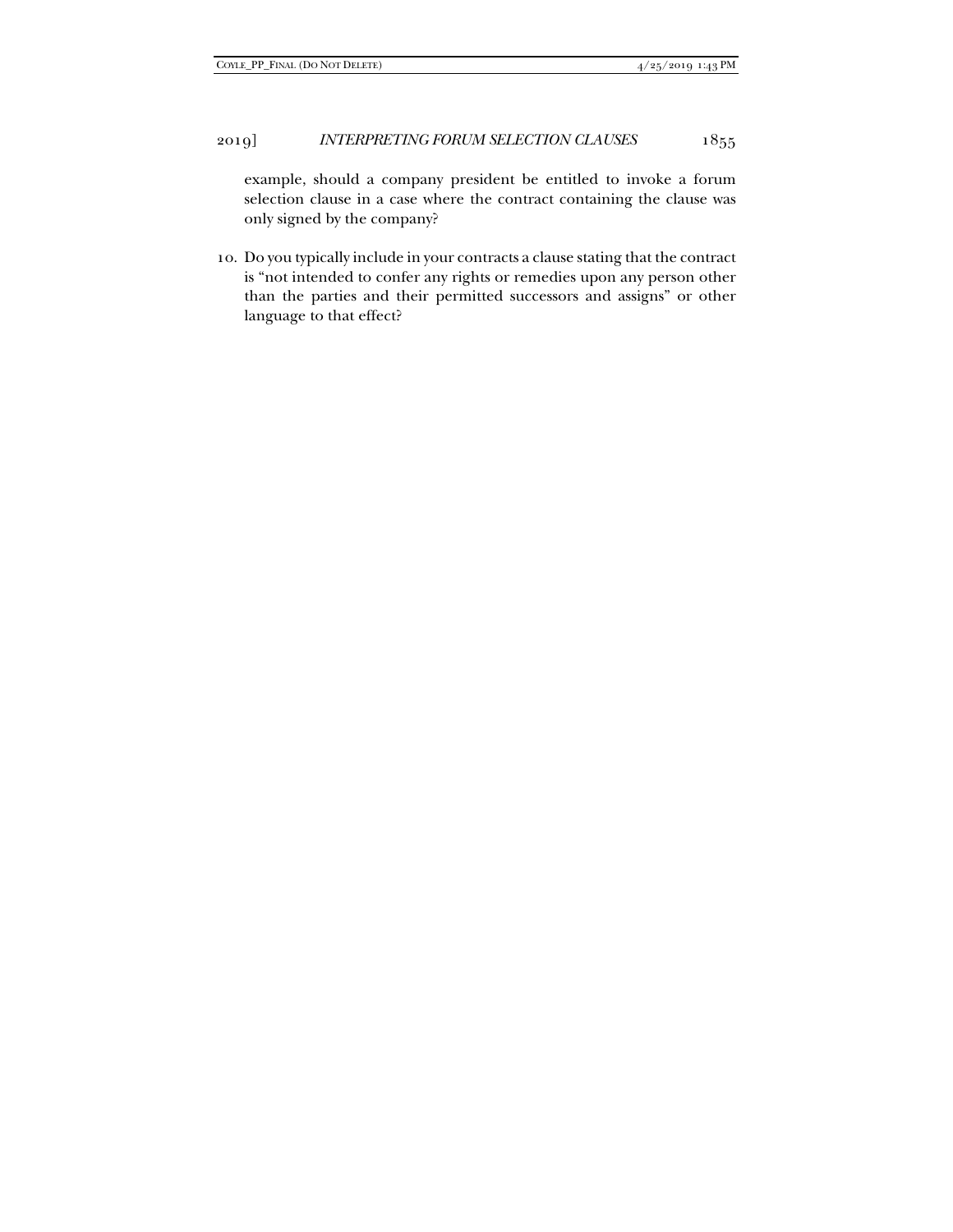example, should a company president be entitled to invoke a forum selection clause in a case where the contract containing the clause was only signed by the company?

10. Do you typically include in your contracts a clause stating that the contract is "not intended to confer any rights or remedies upon any person other than the parties and their permitted successors and assigns" or other language to that effect?